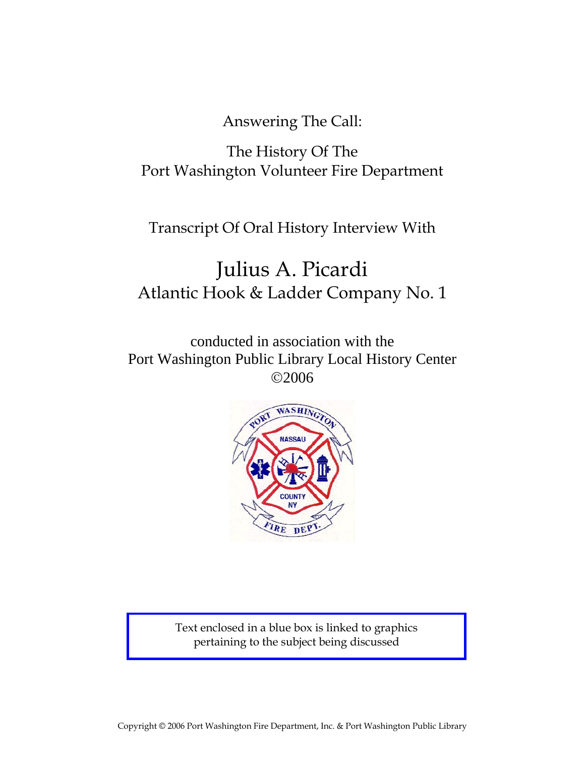Answering The Call:

The History Of The
Port Washington Volunteer Fire Department

Transcript Of Oral History Interview With

# Julius A. Picardi

## Atlantic Hook & Ladder Company No. 1

conducted in association with the
Port Washington Public Library Local History Center
©2006

Text enclosed in a blue box is linked to graphics pertaining to the subject being discussed

Copyright © 2006 Port Washington Fire Department, Inc. & Port Washington Public Library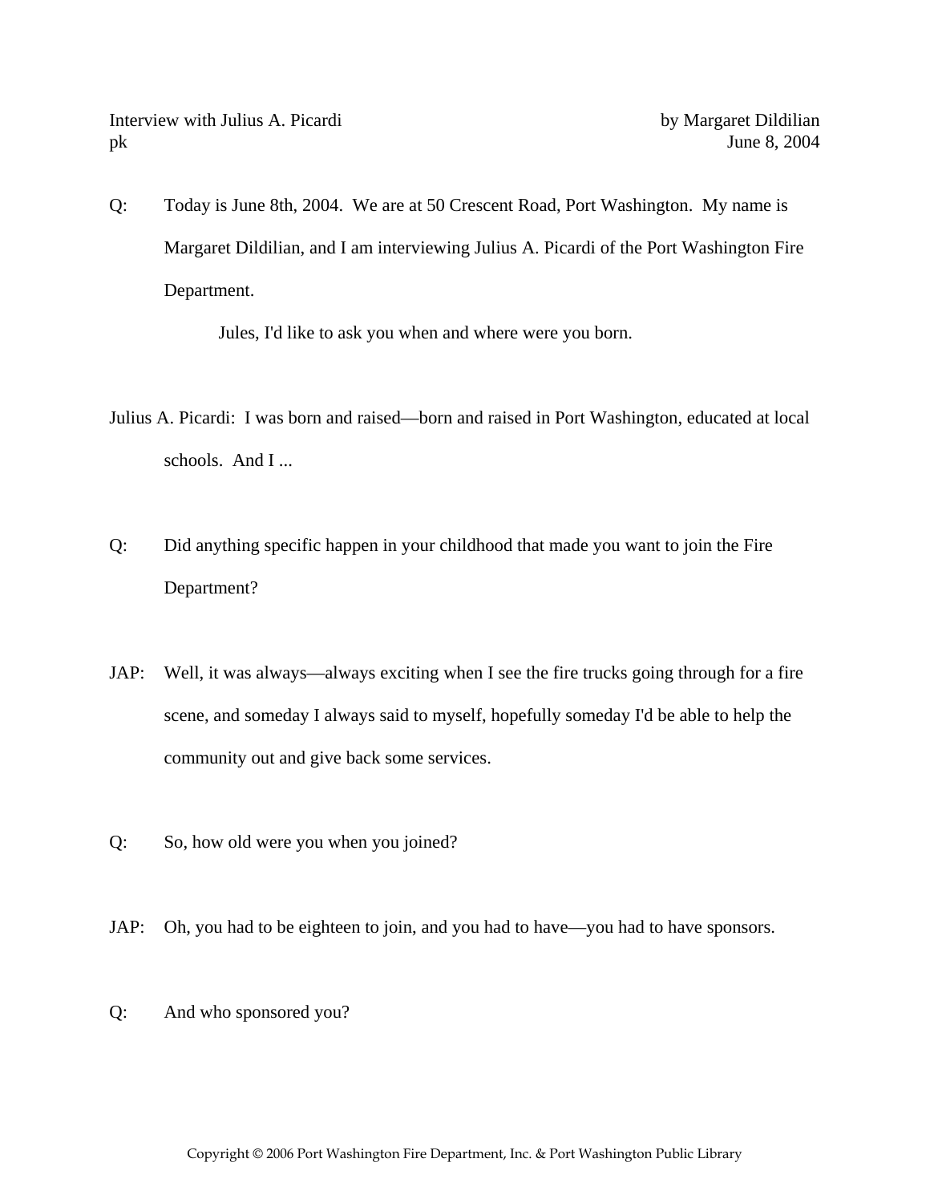Q: Today is June 8th, 2004. We are at 50 Crescent Road, Port Washington. My name is Margaret Dildilian, and I am interviewing Julius A. Picardi of the Port Washington Fire Department.

Jules, I'd like to ask you when and where were you born.

Julius A. Picardi: I was born and raised—born and raised in Port Washington, educated at local schools. And I ...

Q: Did anything specific happen in your childhood that made you want to join the Fire Department?

JAP: Well, it was always—always exciting when I see the fire trucks going through for a fire scene, and someday I always said to myself, hopefully someday I'd be able to help the community out and give back some services.

Q: So, how old were you when you joined?

JAP: Oh, you had to be eighteen to join, and you had to have—you had to have sponsors.

Q: And who sponsored you?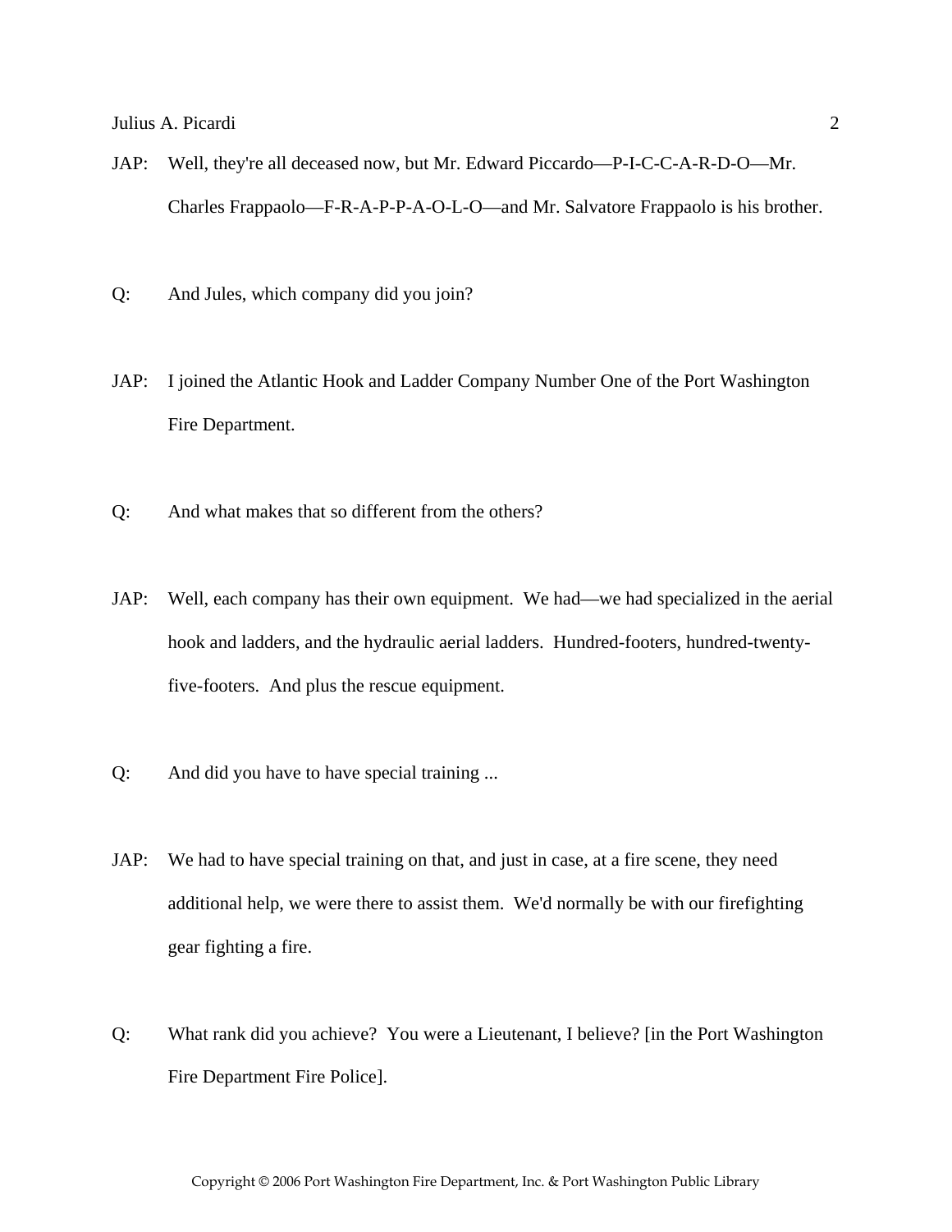JAP: Well, they're all deceased now, but Mr. Edward Piccardo—P-I-C-C-A-R-D-O—Mr. Charles Frappaolo—F-R-A-P-P-A-O-L-O—and Mr. Salvatore Frappaolo is his brother.

Q: And Jules, which company did you join?

JAP: I joined the Atlantic Hook and Ladder Company Number One of the Port Washington Fire Department.

Q: And what makes that so different from the others?

JAP: Well, each company has their own equipment. We had—we had specialized in the aerial hook and ladders, and the hydraulic aerial ladders. Hundred-footers, hundred-twenty-five-footers. And plus the rescue equipment.

Q: And did you have to have special training ...

JAP: We had to have special training on that, and just in case, at a fire scene, they need additional help, we were there to assist them. We'd normally be with our firefighting gear fighting a fire.

Q: What rank did you achieve? You were a Lieutenant, I believe? [in the Port Washington Fire Department Fire Police].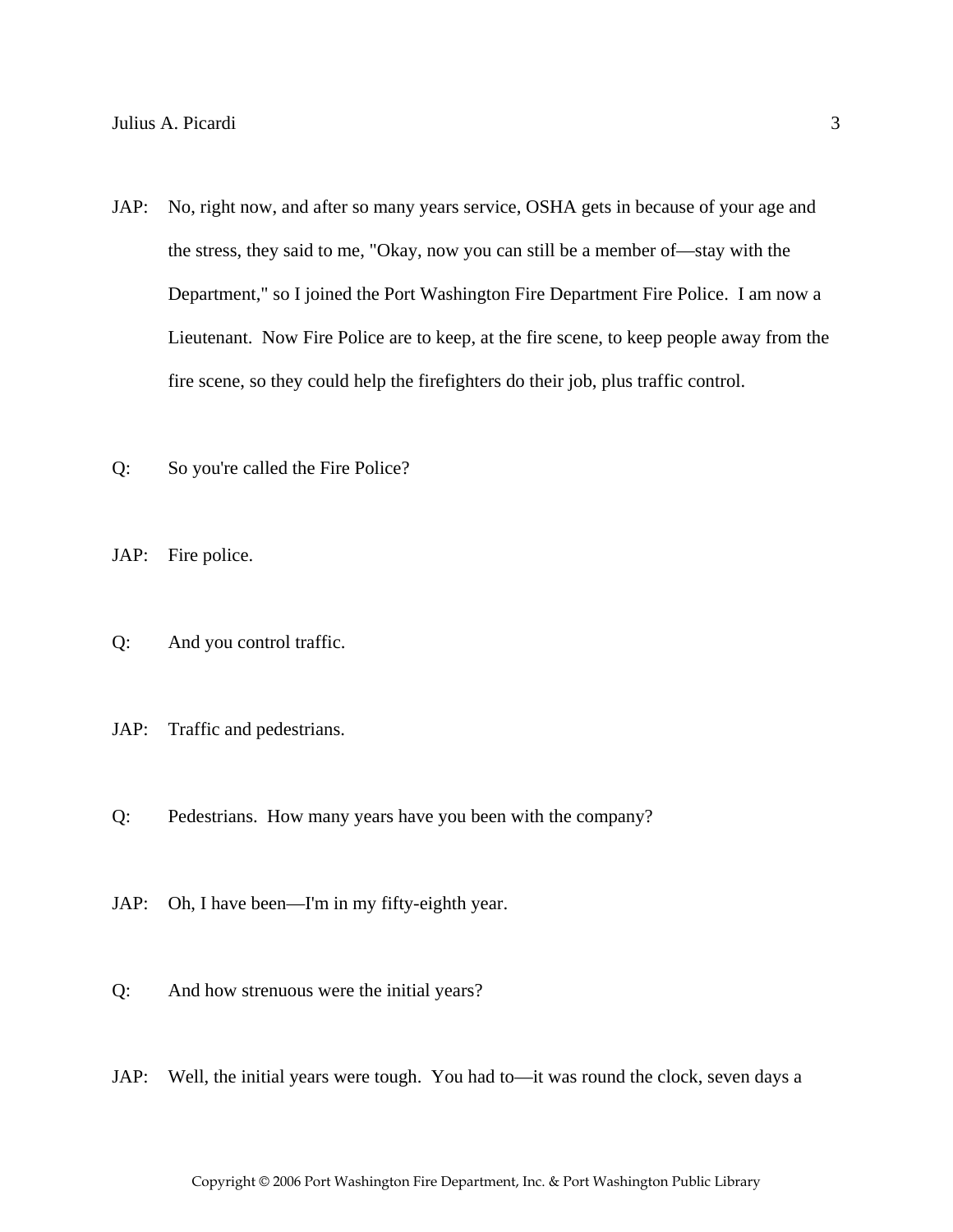JAP: No, right now, and after so many years service, OSHA gets in because of your age and the stress, they said to me, "Okay, now you can still be a member of—stay with the Department," so I joined the Port Washington Fire Department Fire Police. I am now a Lieutenant. Now Fire Police are to keep, at the fire scene, to keep people away from the fire scene, so they could help the firefighters do their job, plus traffic control.

Q: So you're called the Fire Police?

JAP: Fire police.

Q: And you control traffic.

JAP: Traffic and pedestrians.

Q: Pedestrians. How many years have you been with the company?

JAP: Oh, I have been—I'm in my fifty-eighth year.

Q: And how strenuous were the initial years?

JAP: Well, the initial years were tough. You had to—it was round the clock, seven days a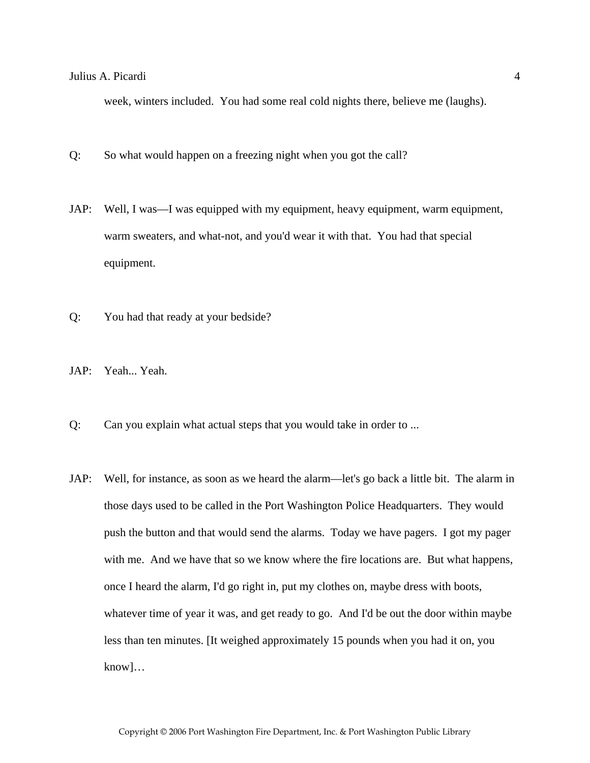week, winters included.  You had some real cold nights there, believe me (laughs).

Q: So what would happen on a freezing night when you got the call?

JAP: Well, I was—I was equipped with my equipment, heavy equipment, warm equipment, warm sweaters, and what-not, and you'd wear it with that.  You had that special equipment.

Q: You had that ready at your bedside?

JAP: Yeah... Yeah.

Q: Can you explain what actual steps that you would take in order to ...

JAP: Well, for instance, as soon as we heard the alarm—let's go back a little bit.  The alarm in those days used to be called in the Port Washington Police Headquarters.  They would push the button and that would send the alarms.  Today we have pagers.  I got my pager with me.  And we have that so we know where the fire locations are.  But what happens, once I heard the alarm, I'd go right in, put my clothes on, maybe dress with boots, whatever time of year it was, and get ready to go.  And I'd be out the door within maybe less than ten minutes. [It weighed approximately 15 pounds when you had it on, you know]…

Copyright © 2006 Port Washington Fire Department, Inc. & Port Washington Public Library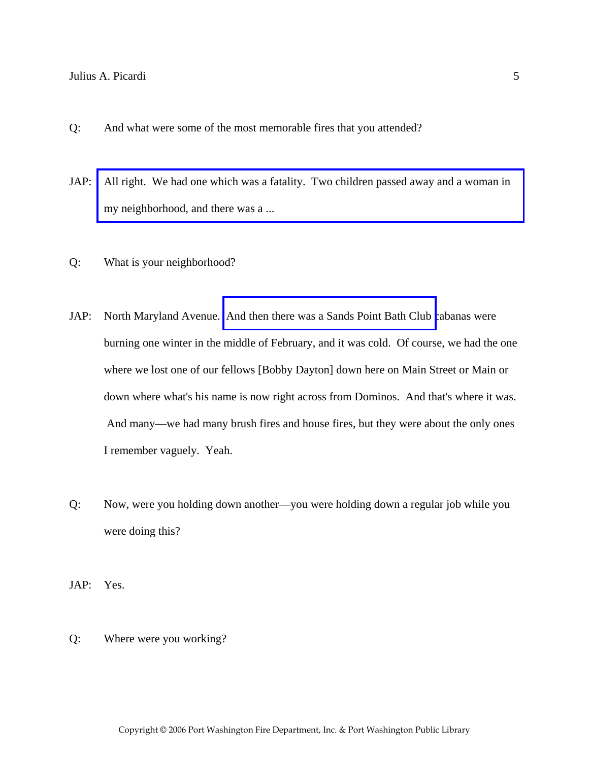Q: And what were some of the most memorable fires that you attended?

JAP: All right. We had one which was a fatality. Two children passed away and a woman in my neighborhood, and there was a ...

Q: What is your neighborhood?

JAP: North Maryland Avenue. And then there was a Sands Point Bath Club cabanas were burning one winter in the middle of February, and it was cold. Of course, we had the one where we lost one of our fellows [Bobby Dayton] down here on Main Street or Main or down where what's his name is now right across from Dominos. And that's where it was. And many—we had many brush fires and house fires, but they were about the only ones I remember vaguely. Yeah.

Q: Now, were you holding down another—you were holding down a regular job while you were doing this?

JAP: Yes.

Q: Where were you working?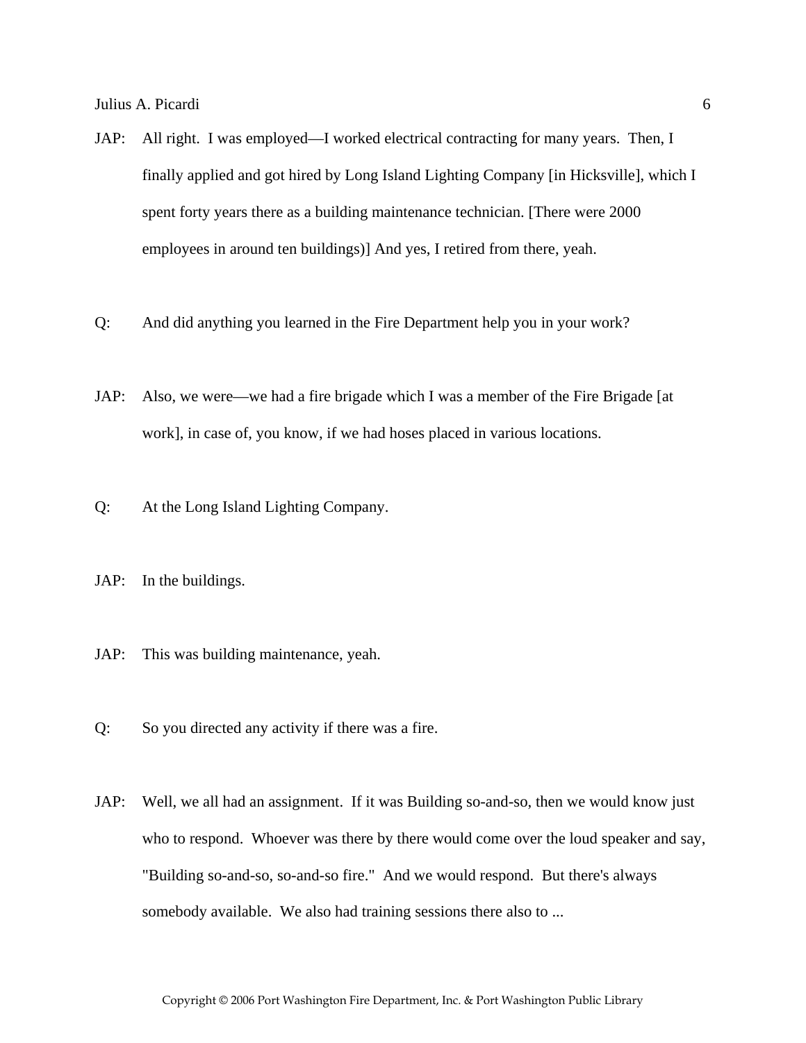JAP: All right. I was employed—I worked electrical contracting for many years. Then, I finally applied and got hired by Long Island Lighting Company [in Hicksville], which I spent forty years there as a building maintenance technician. [There were 2000 employees in around ten buildings)] And yes, I retired from there, yeah.

Q: And did anything you learned in the Fire Department help you in your work?

JAP: Also, we were—we had a fire brigade which I was a member of the Fire Brigade [at work], in case of, you know, if we had hoses placed in various locations.

Q: At the Long Island Lighting Company.

JAP: In the buildings.

JAP: This was building maintenance, yeah.

Q: So you directed any activity if there was a fire.

JAP: Well, we all had an assignment. If it was Building so-and-so, then we would know just who to respond. Whoever was there by there would come over the loud speaker and say, "Building so-and-so, so-and-so fire." And we would respond. But there's always somebody available. We also had training sessions there also to ...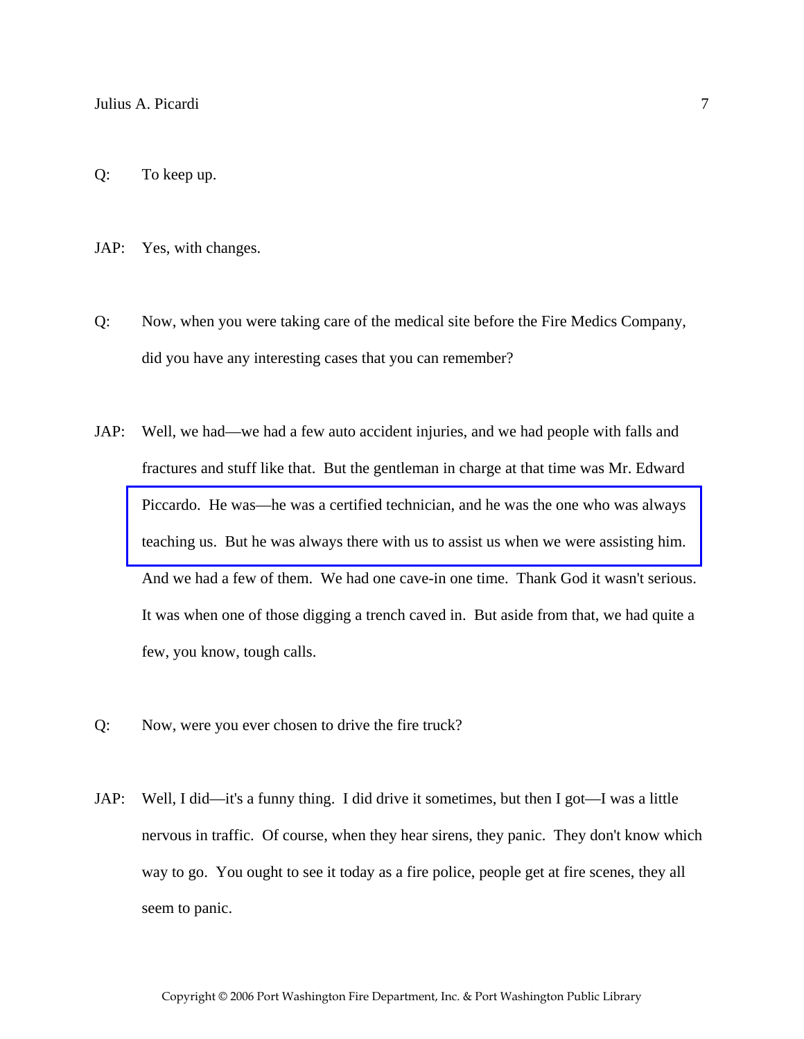Q: To keep up.

JAP: Yes, with changes.

Q: Now, when you were taking care of the medical site before the Fire Medics Company, did you have any interesting cases that you can remember?

JAP: Well, we had—we had a few auto accident injuries, and we had people with falls and fractures and stuff like that. But the gentleman in charge at that time was Mr. Edward Piccardo. He was—he was a certified technician, and he was the one who was always teaching us. But he was always there with us to assist us when we were assisting him. And we had a few of them. We had one cave-in one time. Thank God it wasn't serious. It was when one of those digging a trench caved in. But aside from that, we had quite a few, you know, tough calls.

Q: Now, were you ever chosen to drive the fire truck?

JAP: Well, I did—it's a funny thing. I did drive it sometimes, but then I got—I was a little nervous in traffic. Of course, when they hear sirens, they panic. They don't know which way to go. You ought to see it today as a fire police, people get at fire scenes, they all seem to panic.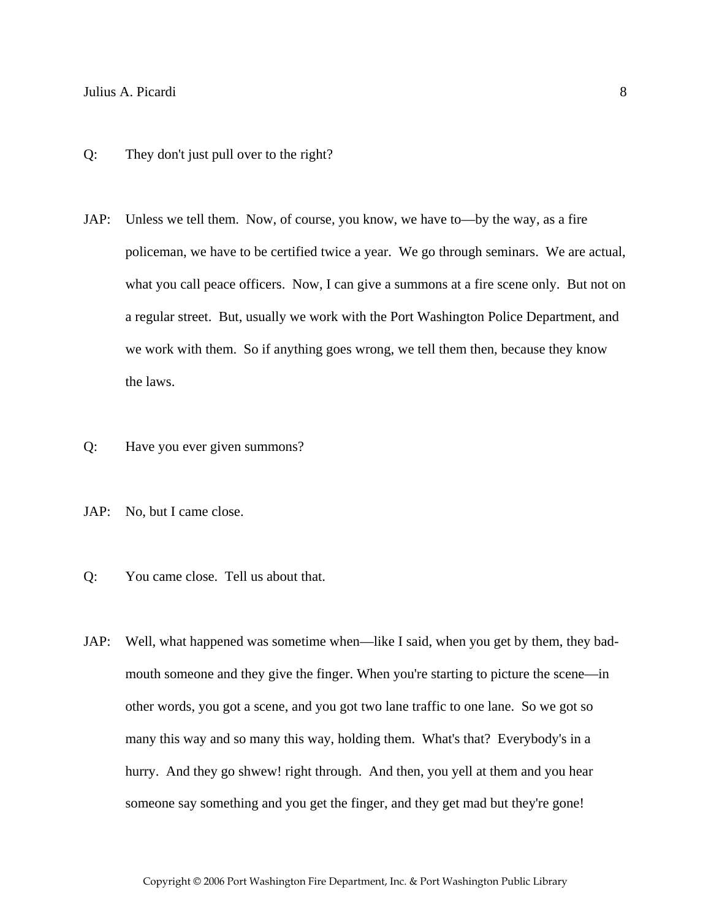Q: They don't just pull over to the right?

JAP: Unless we tell them. Now, of course, you know, we have to—by the way, as a fire policeman, we have to be certified twice a year. We go through seminars. We are actual, what you call peace officers. Now, I can give a summons at a fire scene only. But not on a regular street. But, usually we work with the Port Washington Police Department, and we work with them. So if anything goes wrong, we tell them then, because they know the laws.

Q: Have you ever given summons?

JAP: No, but I came close.

Q: You came close. Tell us about that.

JAP: Well, what happened was sometime when—like I said, when you get by them, they bad-mouth someone and they give the finger. When you're starting to picture the scene—in other words, you got a scene, and you got two lane traffic to one lane. So we got so many this way and so many this way, holding them. What's that? Everybody's in a hurry. And they go shwew! right through. And then, you yell at them and you hear someone say something and you get the finger, and they get mad but they're gone!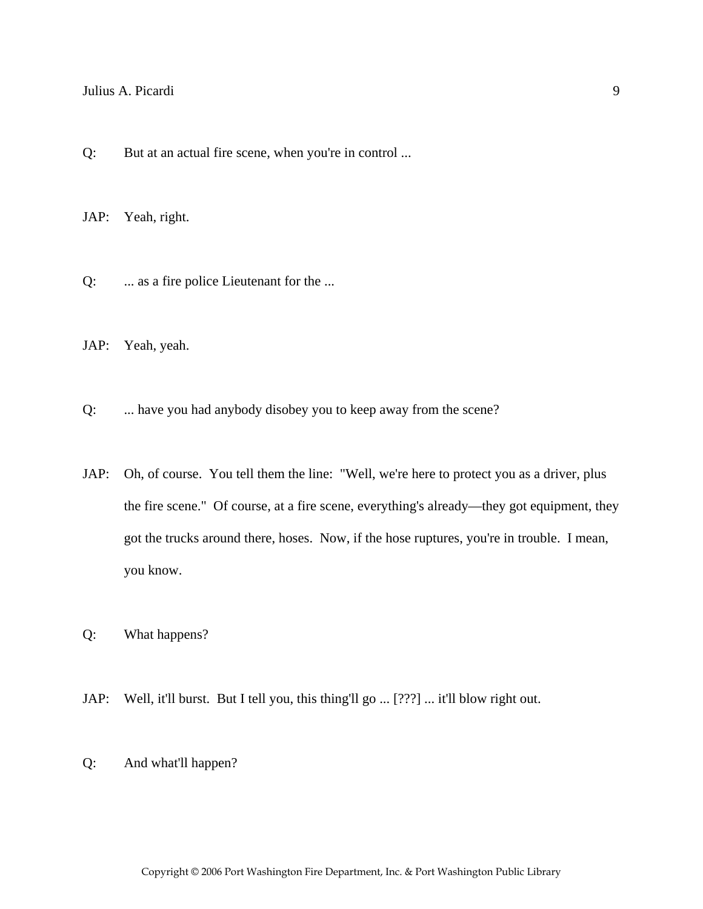Q: But at an actual fire scene, when you're in control ...

JAP: Yeah, right.

Q: ... as a fire police Lieutenant for the ...

JAP: Yeah, yeah.

Q: ... have you had anybody disobey you to keep away from the scene?

JAP: Oh, of course. You tell them the line: "Well, we're here to protect you as a driver, plus the fire scene." Of course, at a fire scene, everything's already—they got equipment, they got the trucks around there, hoses. Now, if the hose ruptures, you're in trouble. I mean, you know.

Q: What happens?

JAP: Well, it'll burst. But I tell you, this thing'll go ... [???] ... it'll blow right out.

Q: And what'll happen?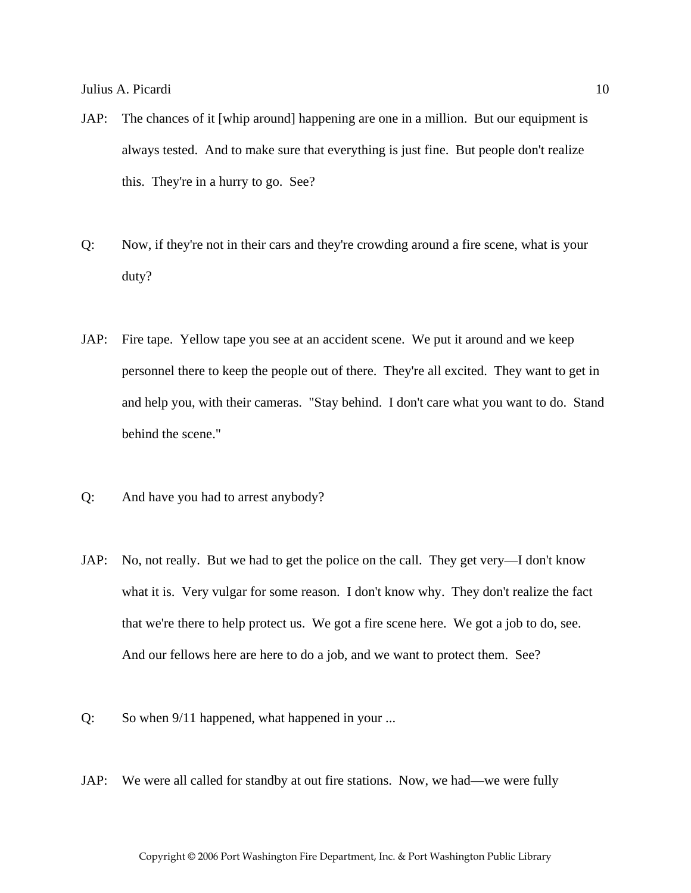JAP: The chances of it [whip around] happening are one in a million. But our equipment is always tested. And to make sure that everything is just fine. But people don't realize this. They're in a hurry to go. See?

Q: Now, if they're not in their cars and they're crowding around a fire scene, what is your duty?

JAP: Fire tape. Yellow tape you see at an accident scene. We put it around and we keep personnel there to keep the people out of there. They're all excited. They want to get in and help you, with their cameras. "Stay behind. I don't care what you want to do. Stand behind the scene."

Q: And have you had to arrest anybody?

JAP: No, not really. But we had to get the police on the call. They get very—I don't know what it is. Very vulgar for some reason. I don't know why. They don't realize the fact that we're there to help protect us. We got a fire scene here. We got a job to do, see. And our fellows here are here to do a job, and we want to protect them. See?

Q: So when 9/11 happened, what happened in your ...

JAP: We were all called for standby at out fire stations. Now, we had—we were fully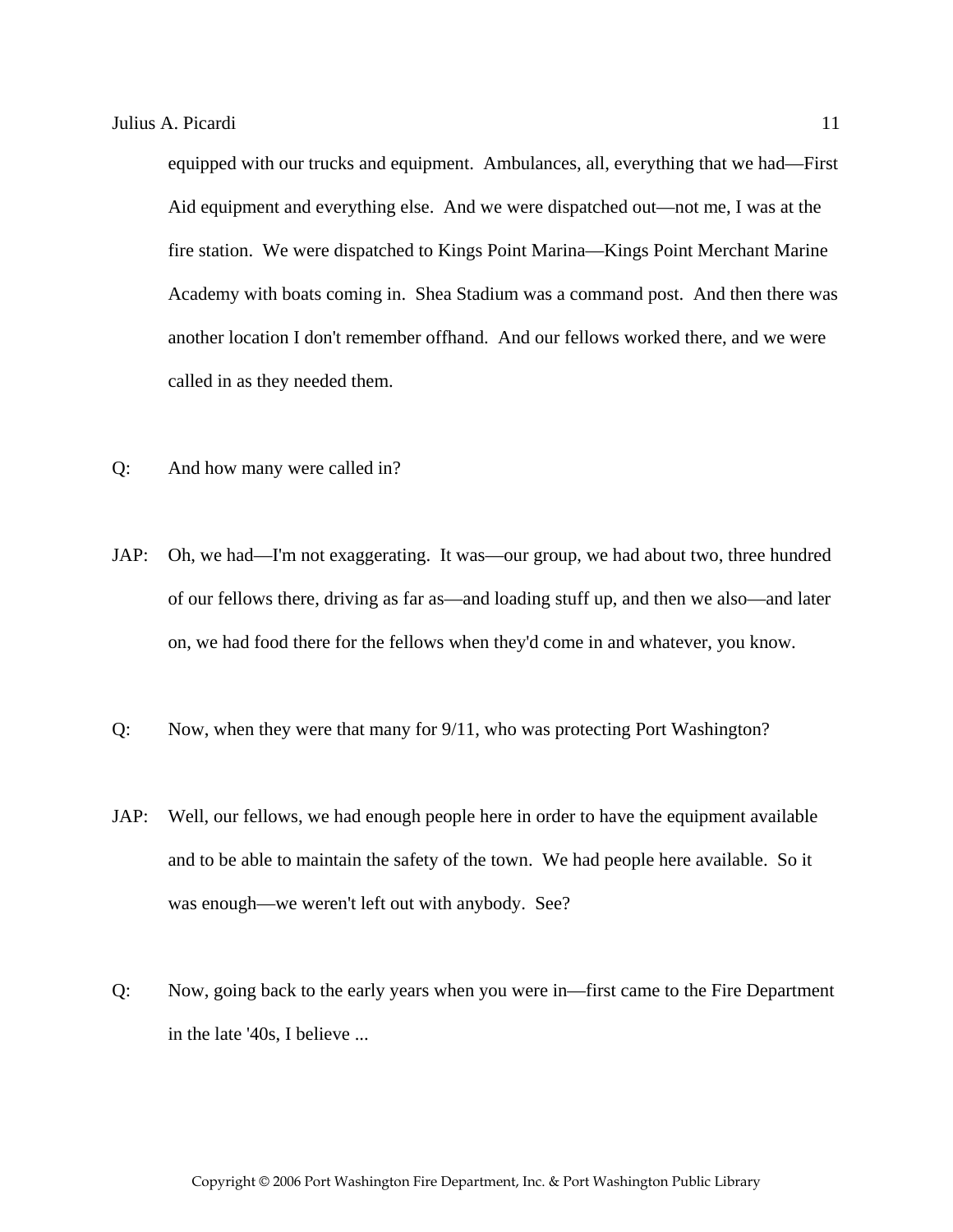equipped with our trucks and equipment. Ambulances, all, everything that we had—First Aid equipment and everything else. And we were dispatched out—not me, I was at the fire station. We were dispatched to Kings Point Marina—Kings Point Merchant Marine Academy with boats coming in. Shea Stadium was a command post. And then there was another location I don't remember offhand. And our fellows worked there, and we were called in as they needed them.

Q: And how many were called in?

JAP: Oh, we had—I'm not exaggerating. It was—our group, we had about two, three hundred of our fellows there, driving as far as—and loading stuff up, and then we also—and later on, we had food there for the fellows when they'd come in and whatever, you know.

Q: Now, when they were that many for 9/11, who was protecting Port Washington?

JAP: Well, our fellows, we had enough people here in order to have the equipment available and to be able to maintain the safety of the town. We had people here available. So it was enough—we weren't left out with anybody. See?

Q: Now, going back to the early years when you were in—first came to the Fire Department in the late '40s, I believe ...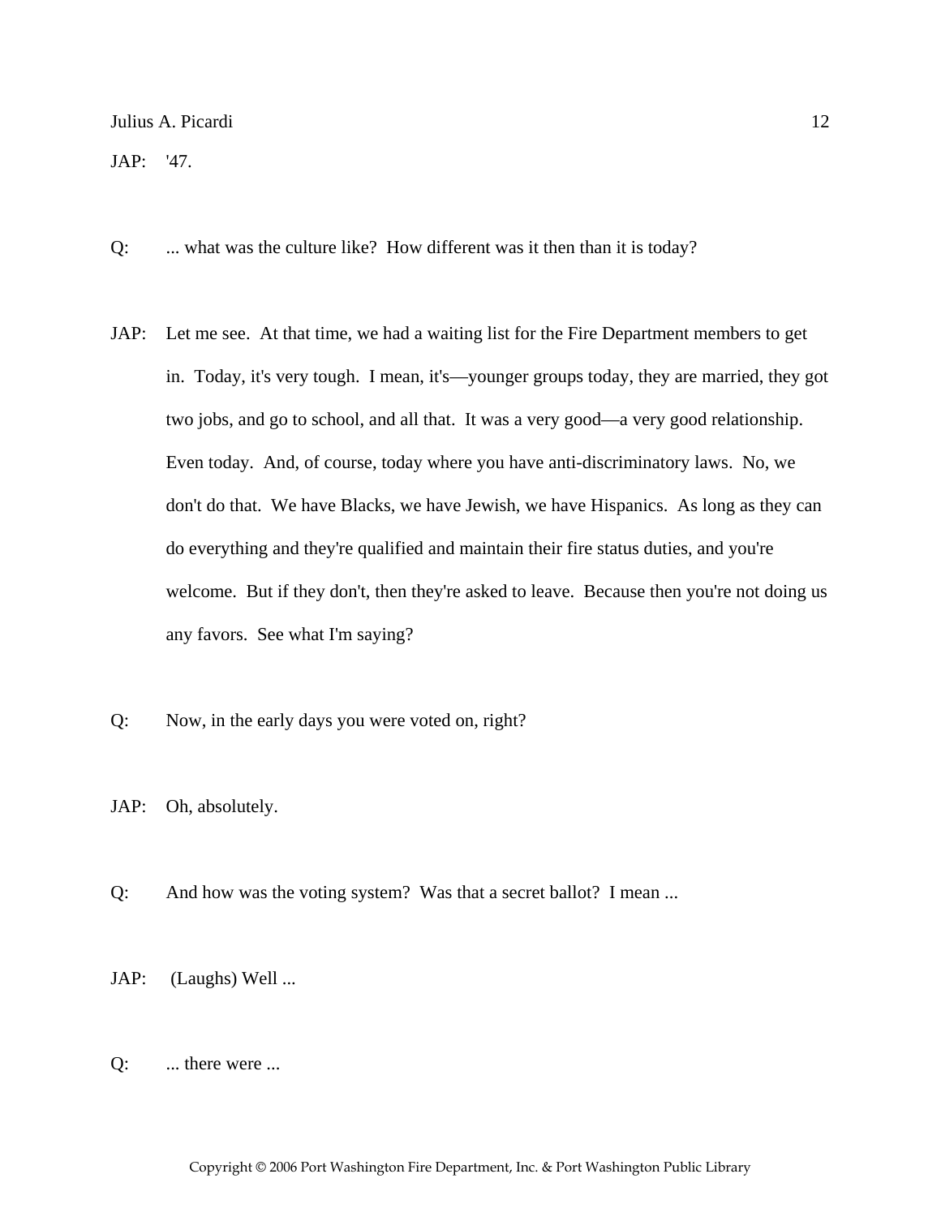JAP: '47.

Q: ... what was the culture like? How different was it then than it is today?

JAP: Let me see. At that time, we had a waiting list for the Fire Department members to get in. Today, it's very tough. I mean, it's—younger groups today, they are married, they got two jobs, and go to school, and all that. It was a very good—a very good relationship. Even today. And, of course, today where you have anti-discriminatory laws. No, we don't do that. We have Blacks, we have Jewish, we have Hispanics. As long as they can do everything and they're qualified and maintain their fire status duties, and you're welcome. But if they don't, then they're asked to leave. Because then you're not doing us any favors. See what I'm saying?

Q: Now, in the early days you were voted on, right?

JAP: Oh, absolutely.

Q: And how was the voting system? Was that a secret ballot? I mean ...

JAP: (Laughs) Well ...

Q: ... there were ...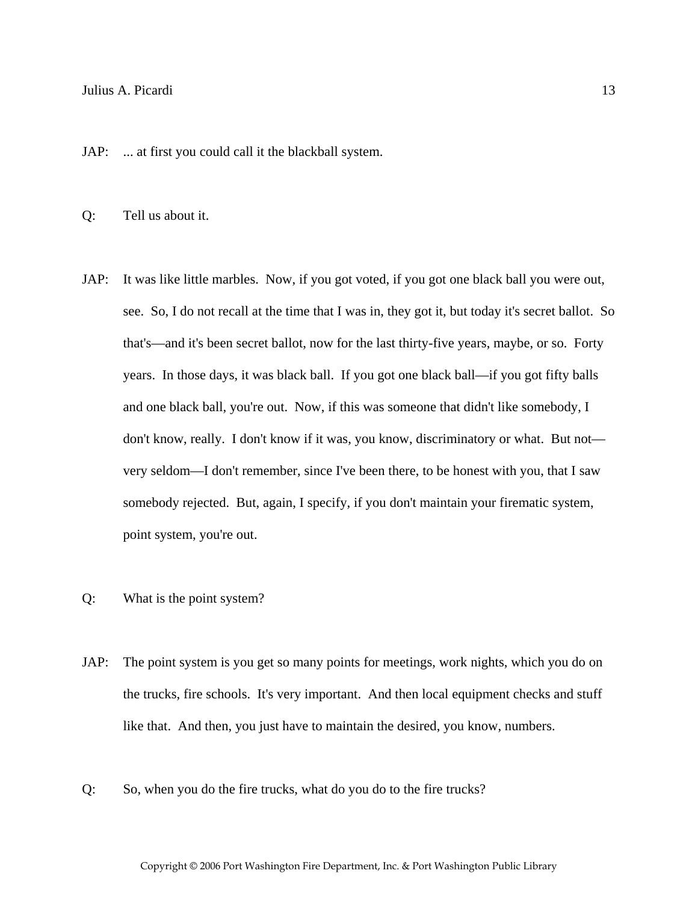JAP: ... at first you could call it the blackball system.

Q: Tell us about it.

JAP: It was like little marbles. Now, if you got voted, if you got one black ball you were out, see. So, I do not recall at the time that I was in, they got it, but today it's secret ballot. So that's—and it's been secret ballot, now for the last thirty-five years, maybe, or so. Forty years. In those days, it was black ball. If you got one black ball—if you got fifty balls and one black ball, you're out. Now, if this was someone that didn't like somebody, I don't know, really. I don't know if it was, you know, discriminatory or what. But not—very seldom—I don't remember, since I've been there, to be honest with you, that I saw somebody rejected. But, again, I specify, if you don't maintain your firematic system, point system, you're out.

Q: What is the point system?

JAP: The point system is you get so many points for meetings, work nights, which you do on the trucks, fire schools. It's very important. And then local equipment checks and stuff like that. And then, you just have to maintain the desired, you know, numbers.

Q: So, when you do the fire trucks, what do you do to the fire trucks?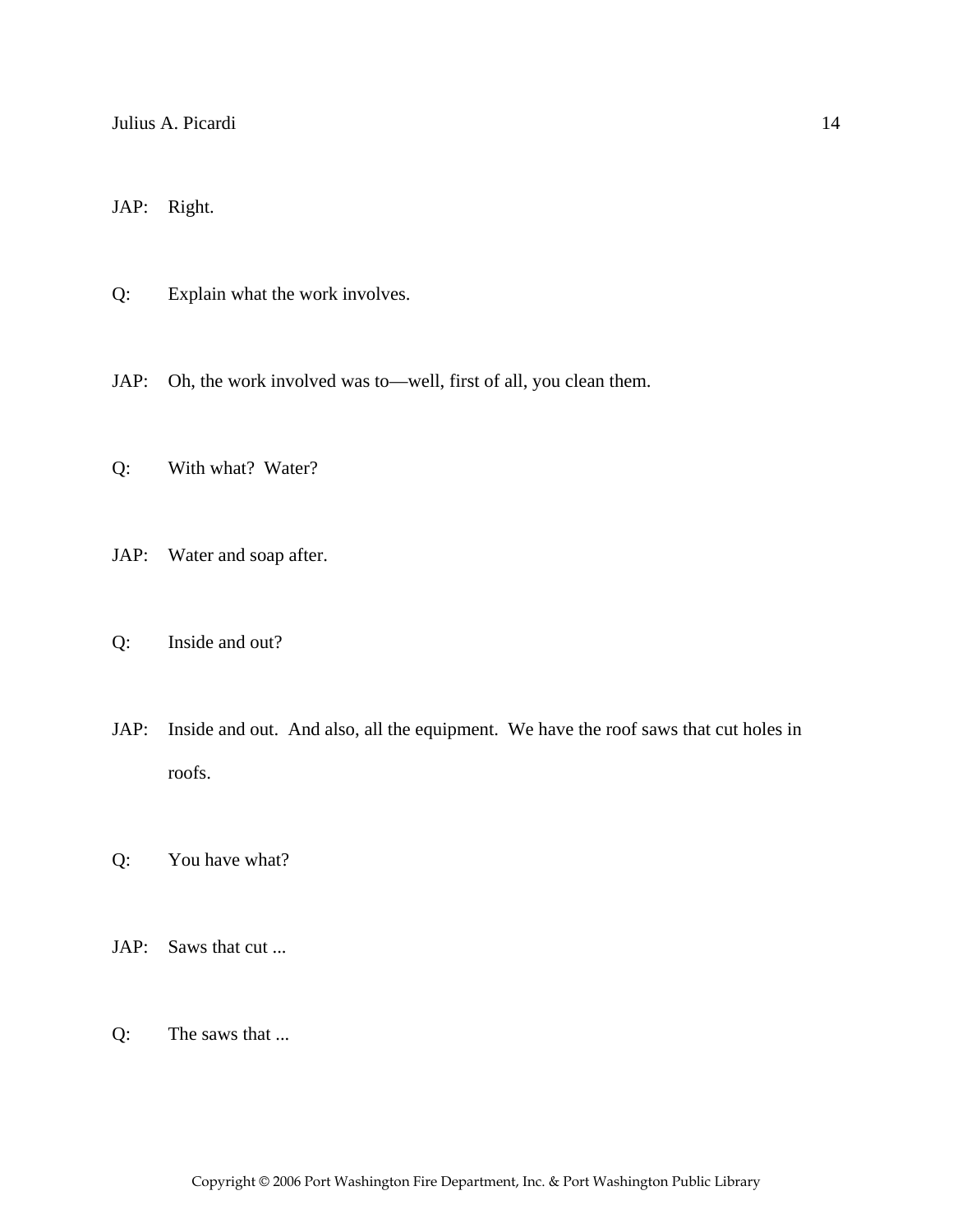JAP: Right.

Q: Explain what the work involves.

JAP: Oh, the work involved was to—well, first of all, you clean them.

Q: With what? Water?

JAP: Water and soap after.

Q: Inside and out?

JAP: Inside and out. And also, all the equipment. We have the roof saws that cut holes in roofs.

Q: You have what?

JAP: Saws that cut ...

Q: The saws that ...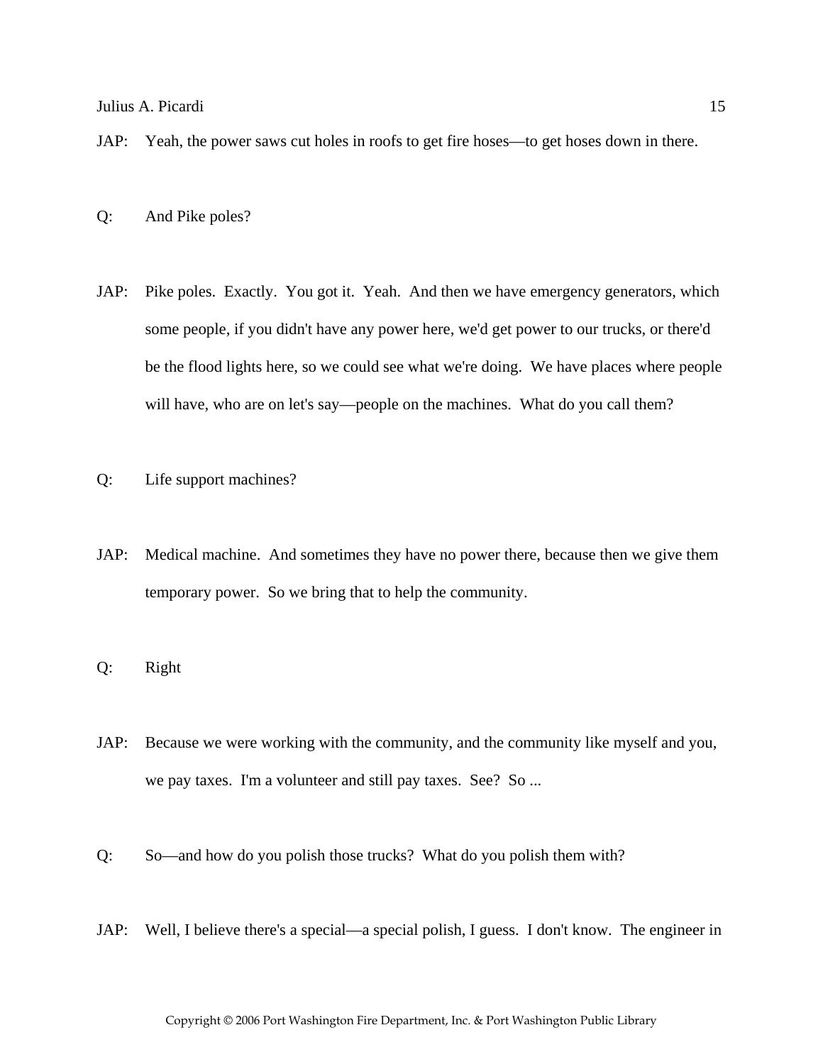JAP: Yeah, the power saws cut holes in roofs to get fire hoses—to get hoses down in there.

Q: And Pike poles?

JAP: Pike poles. Exactly. You got it. Yeah. And then we have emergency generators, which some people, if you didn't have any power here, we'd get power to our trucks, or there'd be the flood lights here, so we could see what we're doing. We have places where people will have, who are on let's say—people on the machines. What do you call them?

Q: Life support machines?

JAP: Medical machine. And sometimes they have no power there, because then we give them temporary power. So we bring that to help the community.

Q: Right

JAP: Because we were working with the community, and the community like myself and you, we pay taxes. I'm a volunteer and still pay taxes. See? So ...

Q: So—and how do you polish those trucks? What do you polish them with?

JAP: Well, I believe there's a special—a special polish, I guess. I don't know. The engineer in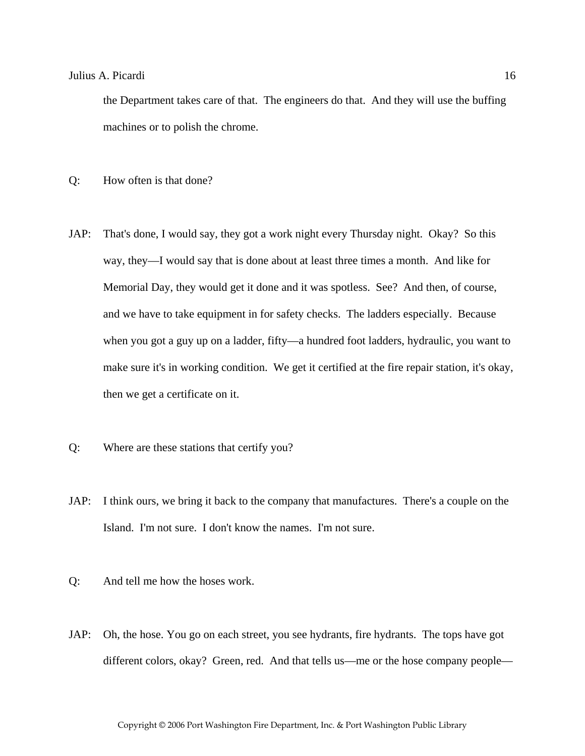the Department takes care of that. The engineers do that. And they will use the buffing machines or to polish the chrome.

Q: How often is that done?

JAP: That's done, I would say, they got a work night every Thursday night. Okay? So this way, they—I would say that is done about at least three times a month. And like for Memorial Day, they would get it done and it was spotless. See? And then, of course, and we have to take equipment in for safety checks. The ladders especially. Because when you got a guy up on a ladder, fifty—a hundred foot ladders, hydraulic, you want to make sure it's in working condition. We get it certified at the fire repair station, it's okay, then we get a certificate on it.

Q: Where are these stations that certify you?

JAP: I think ours, we bring it back to the company that manufactures. There's a couple on the Island. I'm not sure. I don't know the names. I'm not sure.

Q: And tell me how the hoses work.

JAP: Oh, the hose. You go on each street, you see hydrants, fire hydrants. The tops have got different colors, okay? Green, red. And that tells us—me or the hose company people—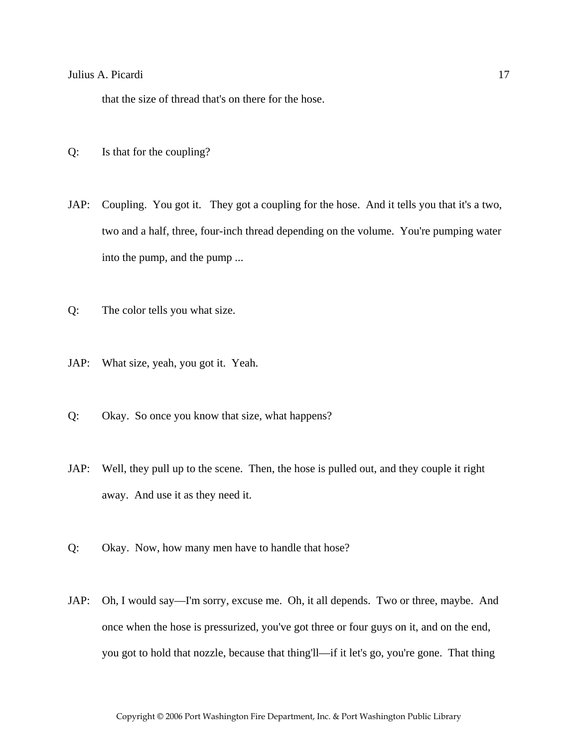that the size of thread that's on there for the hose.

Q: Is that for the coupling?

JAP: Coupling. You got it. They got a coupling for the hose. And it tells you that it's a two, two and a half, three, four-inch thread depending on the volume. You're pumping water into the pump, and the pump ...

Q: The color tells you what size.

JAP: What size, yeah, you got it. Yeah.

Q: Okay. So once you know that size, what happens?

JAP: Well, they pull up to the scene. Then, the hose is pulled out, and they couple it right away. And use it as they need it.

Q: Okay. Now, how many men have to handle that hose?

JAP: Oh, I would say—I'm sorry, excuse me. Oh, it all depends. Two or three, maybe. And once when the hose is pressurized, you've got three or four guys on it, and on the end, you got to hold that nozzle, because that thing'll—if it let's go, you're gone. That thing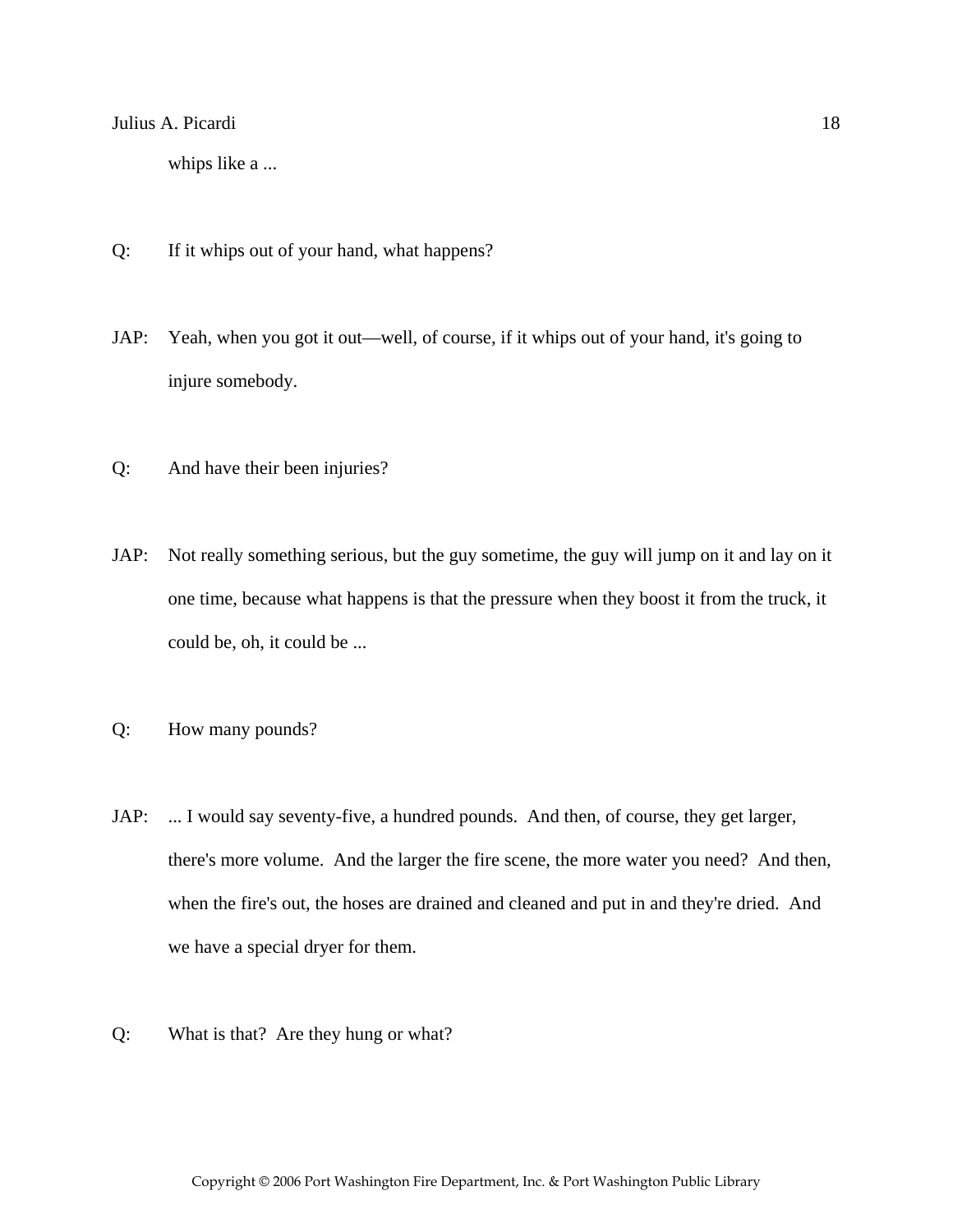whips like a ...

Q: If it whips out of your hand, what happens?

JAP: Yeah, when you got it out—well, of course, if it whips out of your hand, it's going to injure somebody.

Q: And have their been injuries?

JAP: Not really something serious, but the guy sometime, the guy will jump on it and lay on it one time, because what happens is that the pressure when they boost it from the truck, it could be, oh, it could be ...

Q: How many pounds?

JAP: ... I would say seventy-five, a hundred pounds. And then, of course, they get larger, there's more volume. And the larger the fire scene, the more water you need? And then, when the fire's out, the hoses are drained and cleaned and put in and they're dried. And we have a special dryer for them.

Q: What is that? Are they hung or what?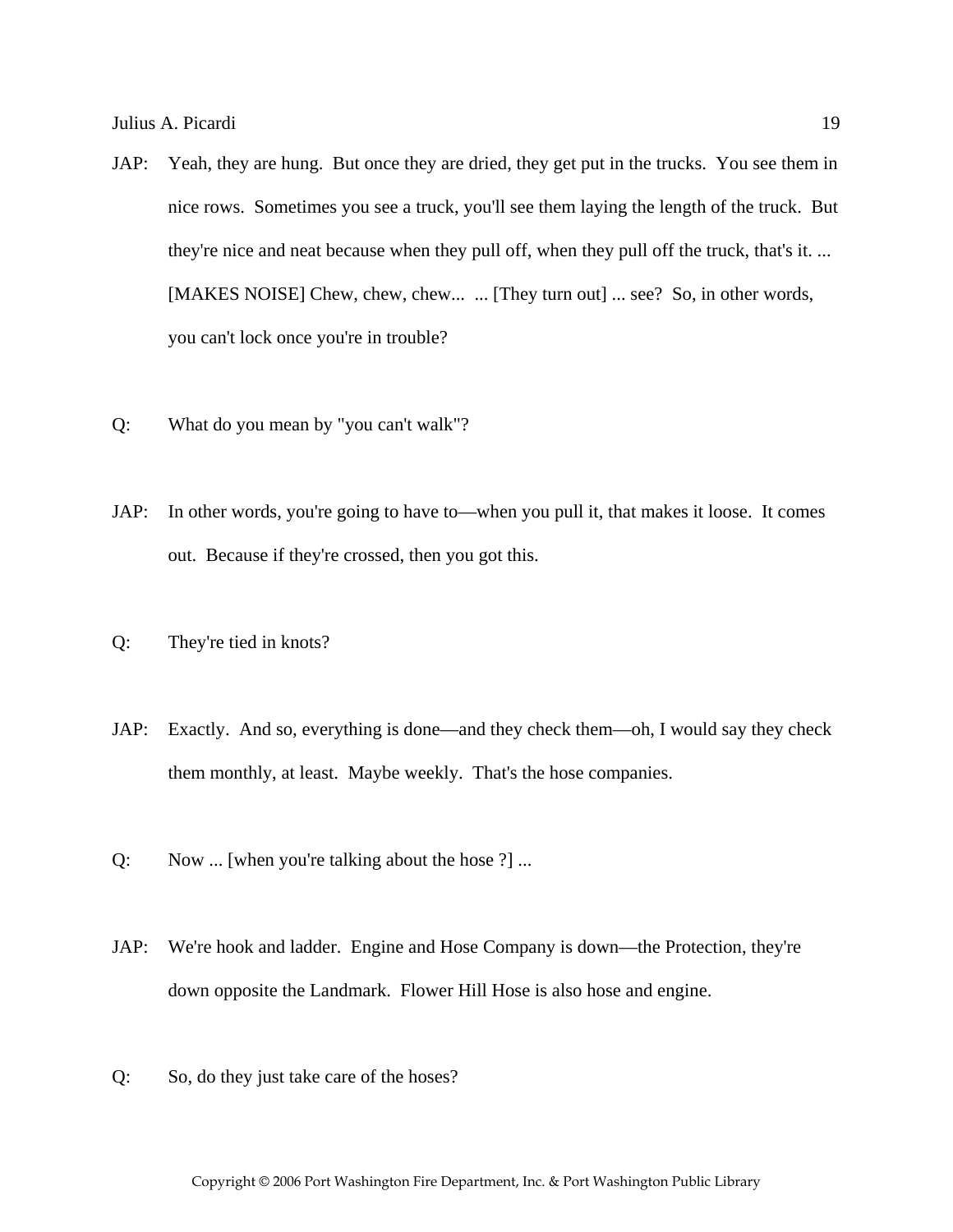JAP: Yeah, they are hung. But once they are dried, they get put in the trucks. You see them in nice rows. Sometimes you see a truck, you'll see them laying the length of the truck. But they're nice and neat because when they pull off, when they pull off the truck, that's it. ... [MAKES NOISE] Chew, chew, chew... ... [They turn out] ... see? So, in other words, you can't lock once you're in trouble?

Q: What do you mean by "you can't walk"?

JAP: In other words, you're going to have to—when you pull it, that makes it loose. It comes out. Because if they're crossed, then you got this.

Q: They're tied in knots?

JAP: Exactly. And so, everything is done—and they check them—oh, I would say they check them monthly, at least. Maybe weekly. That's the hose companies.

Q: Now ... [when you're talking about the hose ?] ...

JAP: We're hook and ladder. Engine and Hose Company is down—the Protection, they're down opposite the Landmark. Flower Hill Hose is also hose and engine.

Q: So, do they just take care of the hoses?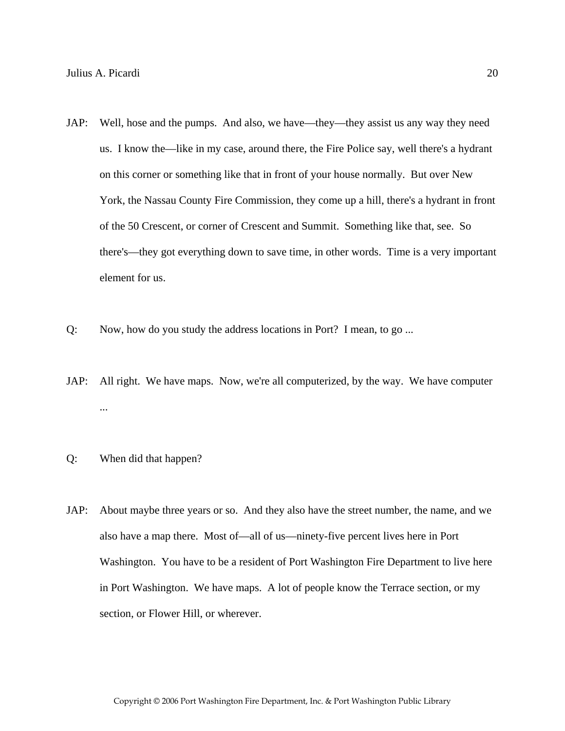JAP: Well, hose and the pumps. And also, we have—they—they assist us any way they need us. I know the—like in my case, around there, the Fire Police say, well there's a hydrant on this corner or something like that in front of your house normally. But over New York, the Nassau County Fire Commission, they come up a hill, there's a hydrant in front of the 50 Crescent, or corner of Crescent and Summit. Something like that, see. So there's—they got everything down to save time, in other words. Time is a very important element for us.

Q: Now, how do you study the address locations in Port? I mean, to go ...

JAP: All right. We have maps. Now, we're all computerized, by the way. We have computer ...

Q: When did that happen?

JAP: About maybe three years or so. And they also have the street number, the name, and we also have a map there. Most of—all of us—ninety-five percent lives here in Port Washington. You have to be a resident of Port Washington Fire Department to live here in Port Washington. We have maps. A lot of people know the Terrace section, or my section, or Flower Hill, or wherever.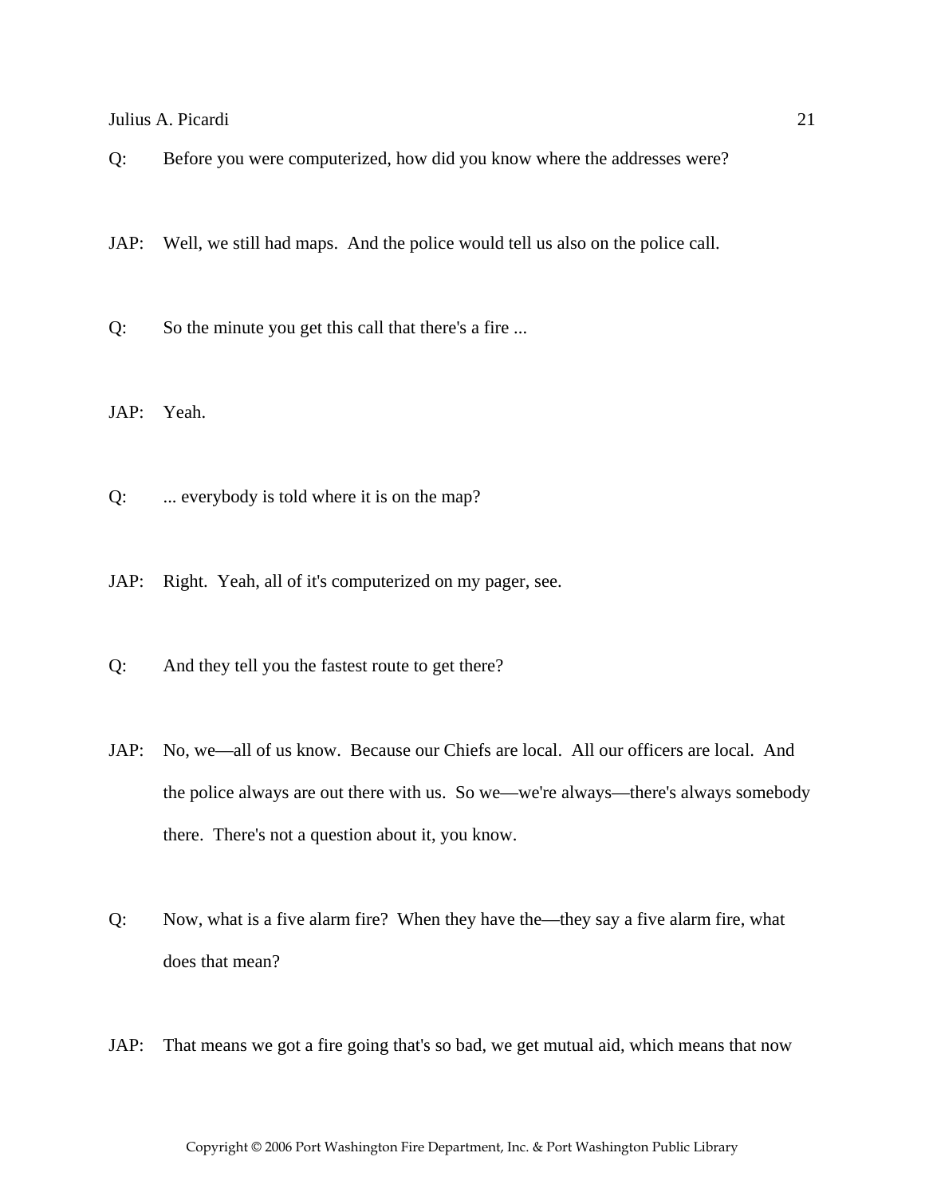Q: Before you were computerized, how did you know where the addresses were?

JAP: Well, we still had maps. And the police would tell us also on the police call.

Q: So the minute you get this call that there's a fire ...

JAP: Yeah.

Q: ... everybody is told where it is on the map?

JAP: Right. Yeah, all of it's computerized on my pager, see.

Q: And they tell you the fastest route to get there?

JAP: No, we—all of us know. Because our Chiefs are local. All our officers are local. And the police always are out there with us. So we—we're always—there's always somebody there. There's not a question about it, you know.

Q: Now, what is a five alarm fire? When they have the—they say a five alarm fire, what does that mean?

JAP: That means we got a fire going that's so bad, we get mutual aid, which means that now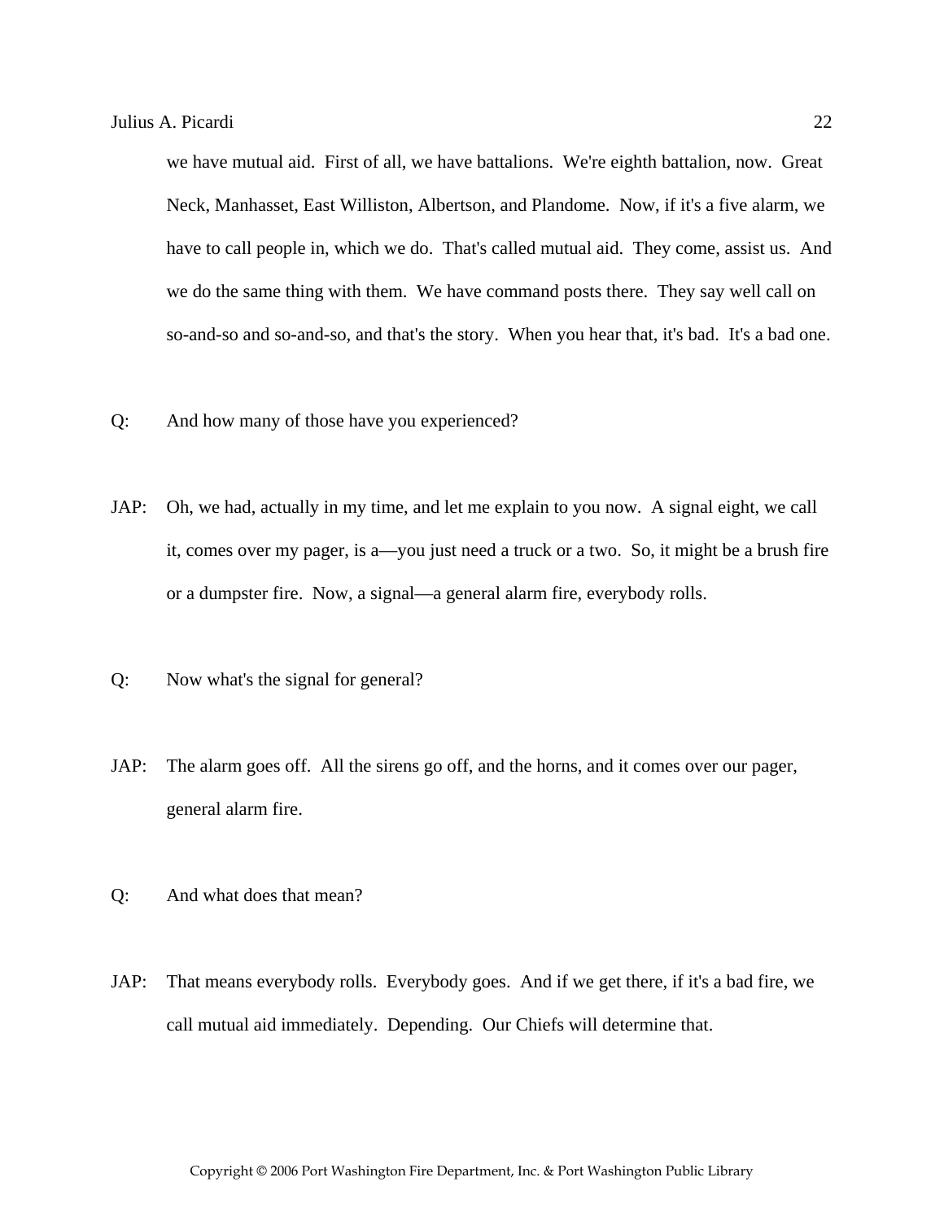we have mutual aid. First of all, we have battalions. We're eighth battalion, now. Great Neck, Manhasset, East Williston, Albertson, and Plandome. Now, if it's a five alarm, we have to call people in, which we do. That's called mutual aid. They come, assist us. And we do the same thing with them. We have command posts there. They say well call on so-and-so and so-and-so, and that's the story. When you hear that, it's bad. It's a bad one.

Q: And how many of those have you experienced?

JAP: Oh, we had, actually in my time, and let me explain to you now. A signal eight, we call it, comes over my pager, is a—you just need a truck or a two. So, it might be a brush fire or a dumpster fire. Now, a signal—a general alarm fire, everybody rolls.

Q: Now what's the signal for general?

JAP: The alarm goes off. All the sirens go off, and the horns, and it comes over our pager, general alarm fire.

Q: And what does that mean?

JAP: That means everybody rolls. Everybody goes. And if we get there, if it's a bad fire, we call mutual aid immediately. Depending. Our Chiefs will determine that.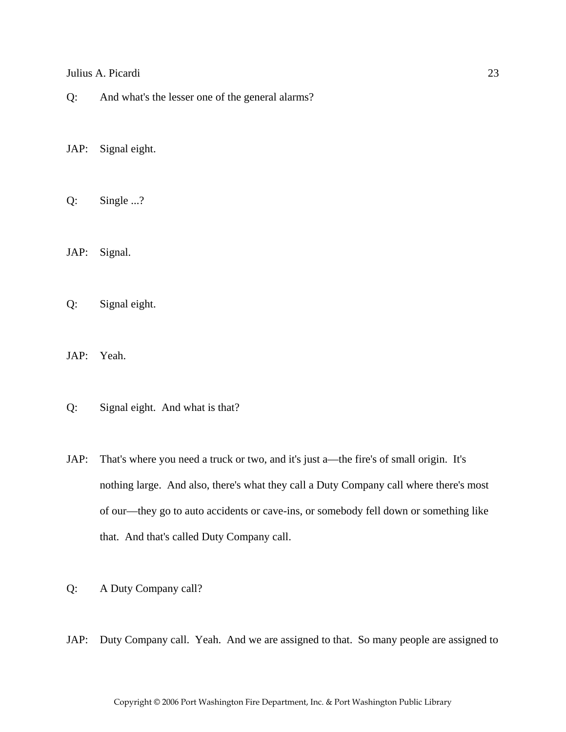Q: And what's the lesser one of the general alarms?

JAP: Signal eight.

Q: Single ...?

JAP: Signal.

Q: Signal eight.

JAP: Yeah.

Q: Signal eight. And what is that?

JAP: That's where you need a truck or two, and it's just a—the fire's of small origin. It's nothing large. And also, there's what they call a Duty Company call where there's most of our—they go to auto accidents or cave-ins, or somebody fell down or something like that. And that's called Duty Company call.

Q: A Duty Company call?

JAP: Duty Company call. Yeah. And we are assigned to that. So many people are assigned to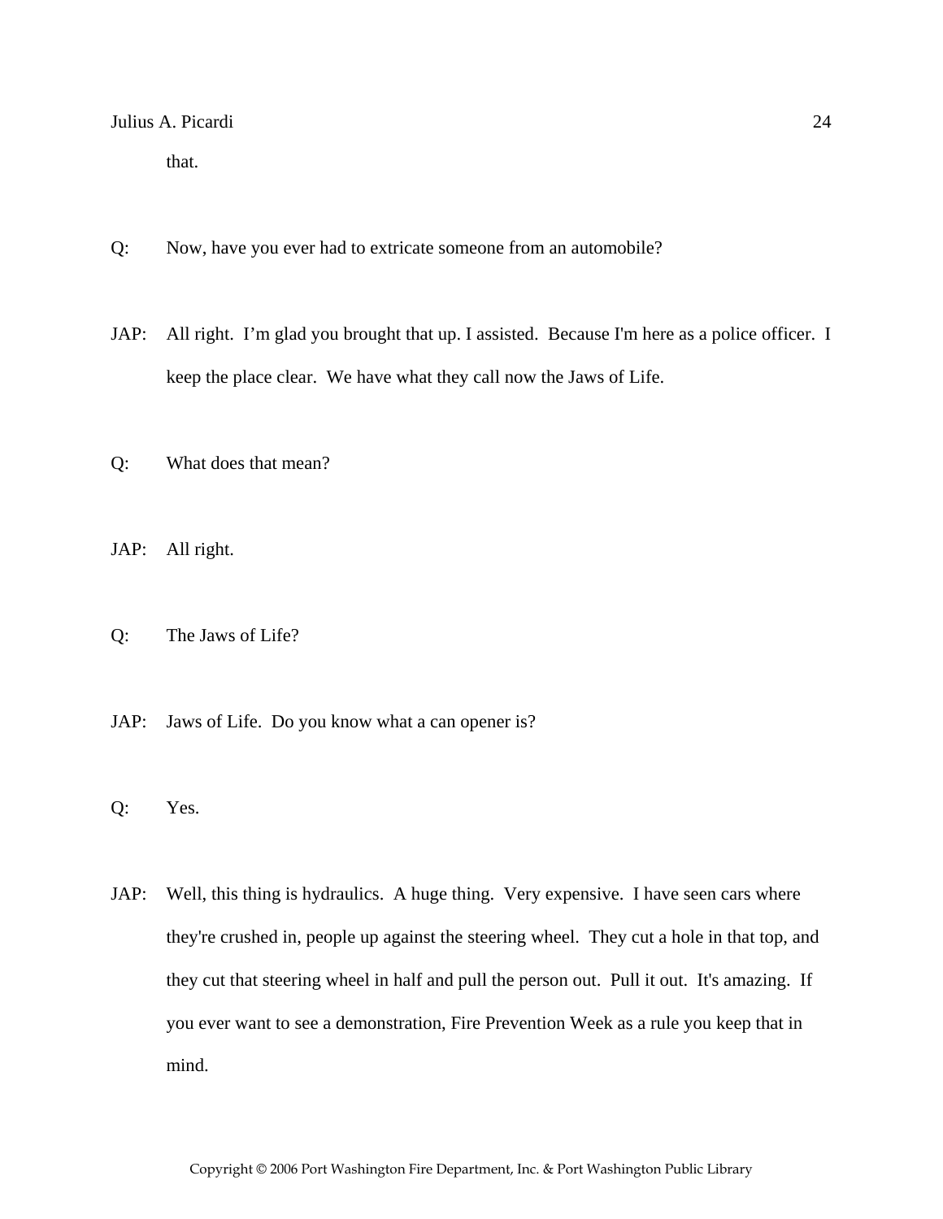that.

Q: Now, have you ever had to extricate someone from an automobile?

JAP: All right. I'm glad you brought that up. I assisted. Because I'm here as a police officer. I keep the place clear. We have what they call now the Jaws of Life.

Q: What does that mean?

JAP: All right.

Q: The Jaws of Life?

JAP: Jaws of Life. Do you know what a can opener is?

Q: Yes.

JAP: Well, this thing is hydraulics. A huge thing. Very expensive. I have seen cars where they're crushed in, people up against the steering wheel. They cut a hole in that top, and they cut that steering wheel in half and pull the person out. Pull it out. It's amazing. If you ever want to see a demonstration, Fire Prevention Week as a rule you keep that in mind.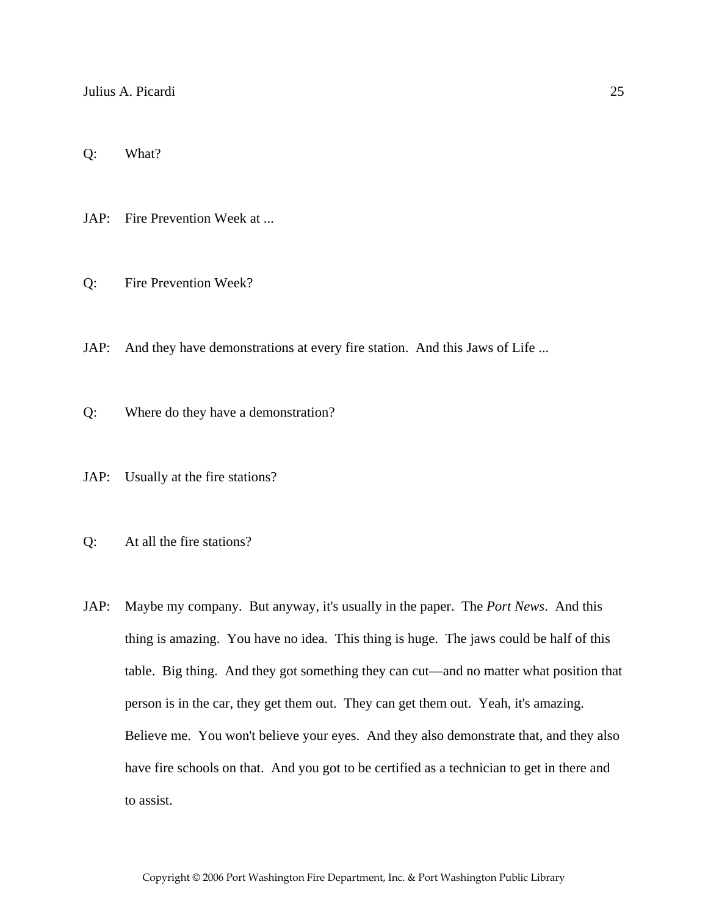Q: What?

JAP: Fire Prevention Week at ...

Q: Fire Prevention Week?

JAP: And they have demonstrations at every fire station. And this Jaws of Life ...

Q: Where do they have a demonstration?

JAP: Usually at the fire stations?

Q: At all the fire stations?

JAP: Maybe my company. But anyway, it's usually in the paper. The *Port News*. And this thing is amazing. You have no idea. This thing is huge. The jaws could be half of this table. Big thing. And they got something they can cut—and no matter what position that person is in the car, they get them out. They can get them out. Yeah, it's amazing. Believe me. You won't believe your eyes. And they also demonstrate that, and they also have fire schools on that. And you got to be certified as a technician to get in there and to assist.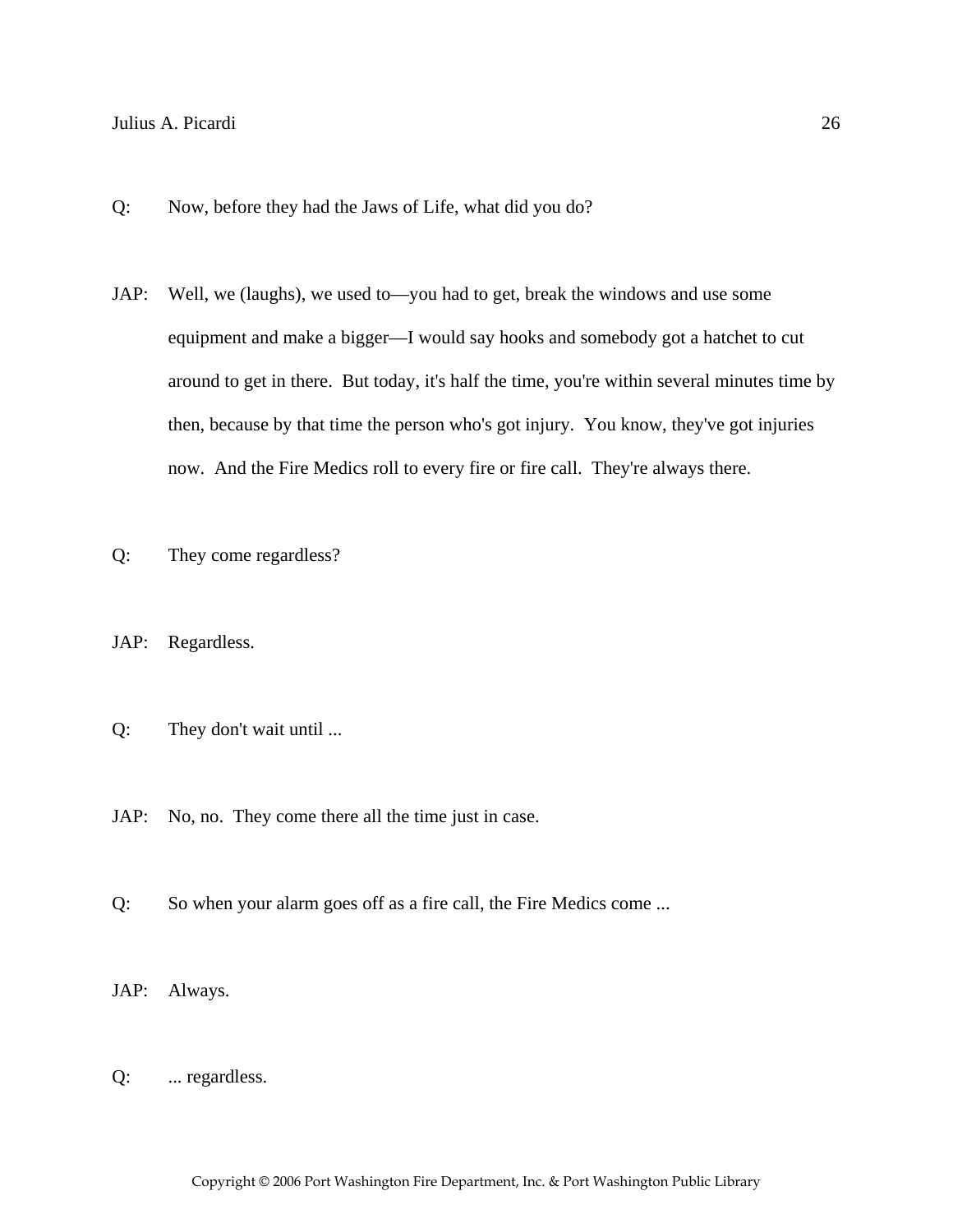Q: Now, before they had the Jaws of Life, what did you do?

JAP: Well, we (laughs), we used to—you had to get, break the windows and use some equipment and make a bigger—I would say hooks and somebody got a hatchet to cut around to get in there. But today, it's half the time, you're within several minutes time by then, because by that time the person who's got injury. You know, they've got injuries now. And the Fire Medics roll to every fire or fire call. They're always there.

Q: They come regardless?

JAP: Regardless.

Q: They don't wait until ...

JAP: No, no. They come there all the time just in case.

Q: So when your alarm goes off as a fire call, the Fire Medics come ...

JAP: Always.

Q: ... regardless.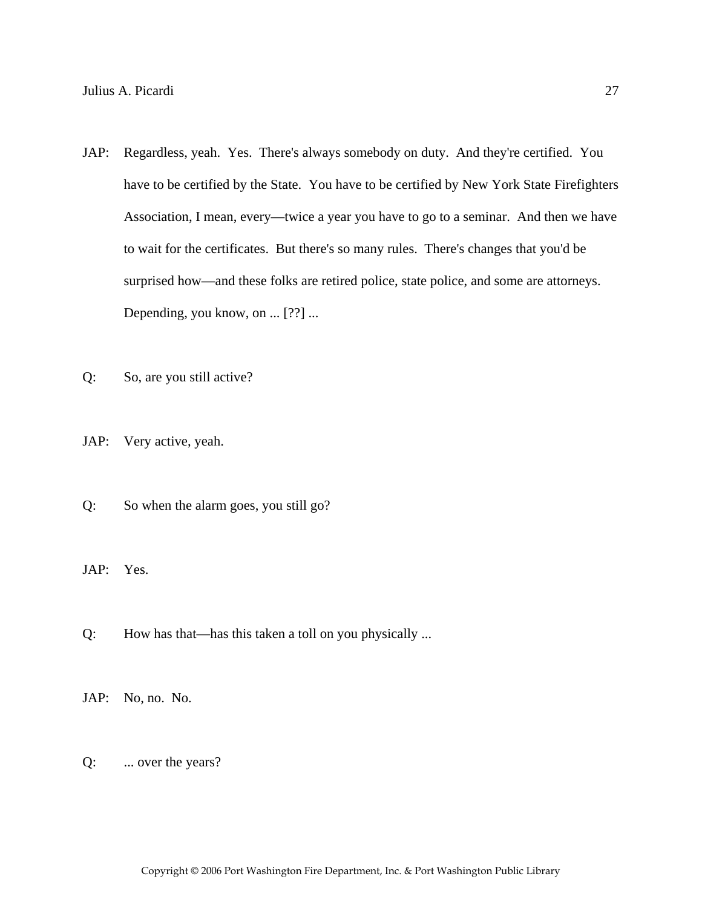JAP: Regardless, yeah. Yes. There's always somebody on duty. And they're certified. You have to be certified by the State. You have to be certified by New York State Firefighters Association, I mean, every—twice a year you have to go to a seminar. And then we have to wait for the certificates. But there's so many rules. There's changes that you'd be surprised how—and these folks are retired police, state police, and some are attorneys. Depending, you know, on ... [??] ...

Q: So, are you still active?

JAP: Very active, yeah.

Q: So when the alarm goes, you still go?

JAP: Yes.

Q: How has that—has this taken a toll on you physically ...

JAP: No, no. No.

Q: ... over the years?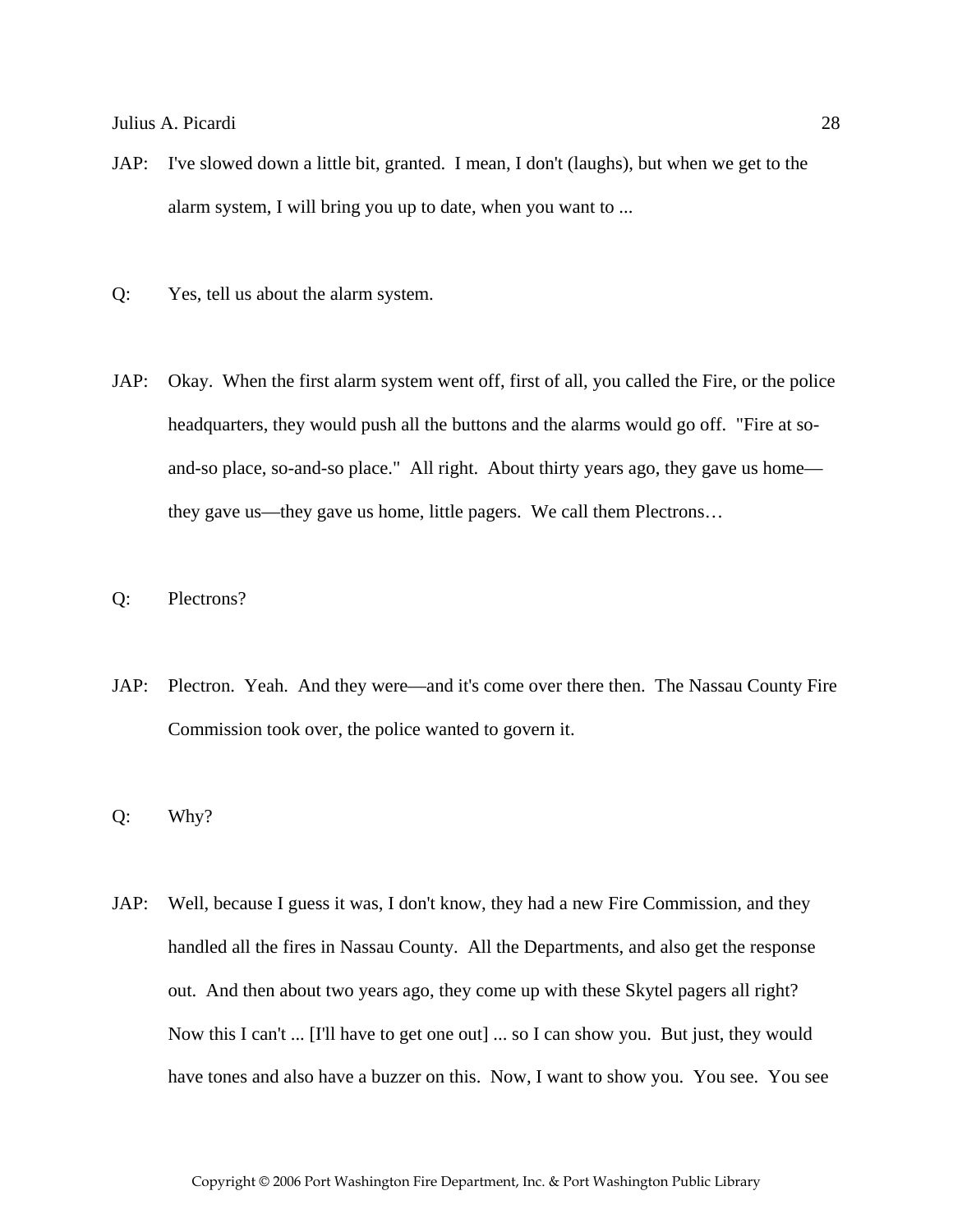JAP: I've slowed down a little bit, granted. I mean, I don't (laughs), but when we get to the alarm system, I will bring you up to date, when you want to ...

Q: Yes, tell us about the alarm system.

JAP: Okay. When the first alarm system went off, first of all, you called the Fire, or the police headquarters, they would push all the buttons and the alarms would go off. "Fire at so-and-so place, so-and-so place." All right. About thirty years ago, they gave us home—they gave us—they gave us home, little pagers. We call them Plectrons…

Q: Plectrons?

JAP: Plectron. Yeah. And they were—and it's come over there then. The Nassau County Fire Commission took over, the police wanted to govern it.

Q: Why?

JAP: Well, because I guess it was, I don't know, they had a new Fire Commission, and they handled all the fires in Nassau County. All the Departments, and also get the response out. And then about two years ago, they come up with these Skytel pagers all right? Now this I can't ... [I'll have to get one out] ... so I can show you. But just, they would have tones and also have a buzzer on this. Now, I want to show you. You see. You see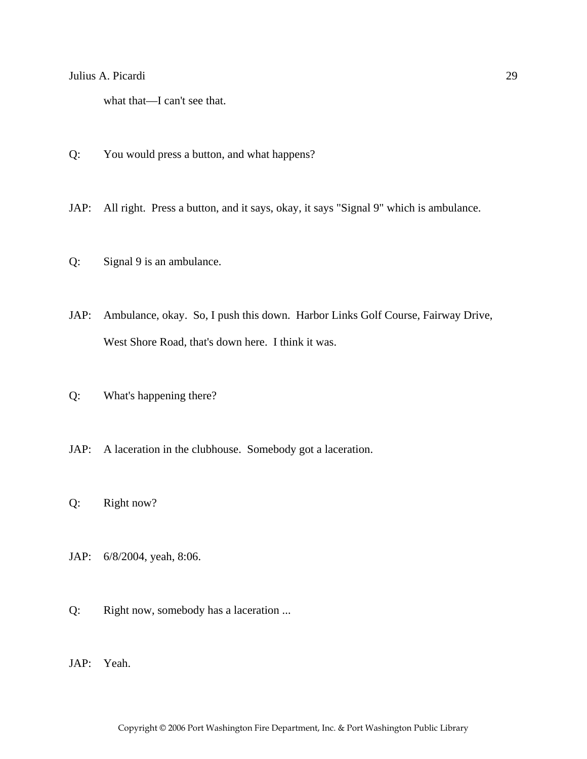what that—I can't see that.

Q: You would press a button, and what happens?

JAP: All right. Press a button, and it says, okay, it says "Signal 9" which is ambulance.

Q: Signal 9 is an ambulance.

JAP: Ambulance, okay. So, I push this down. Harbor Links Golf Course, Fairway Drive, West Shore Road, that's down here. I think it was.

Q: What's happening there?

JAP: A laceration in the clubhouse. Somebody got a laceration.

Q: Right now?

JAP: 6/8/2004, yeah, 8:06.

Q: Right now, somebody has a laceration ...

JAP: Yeah.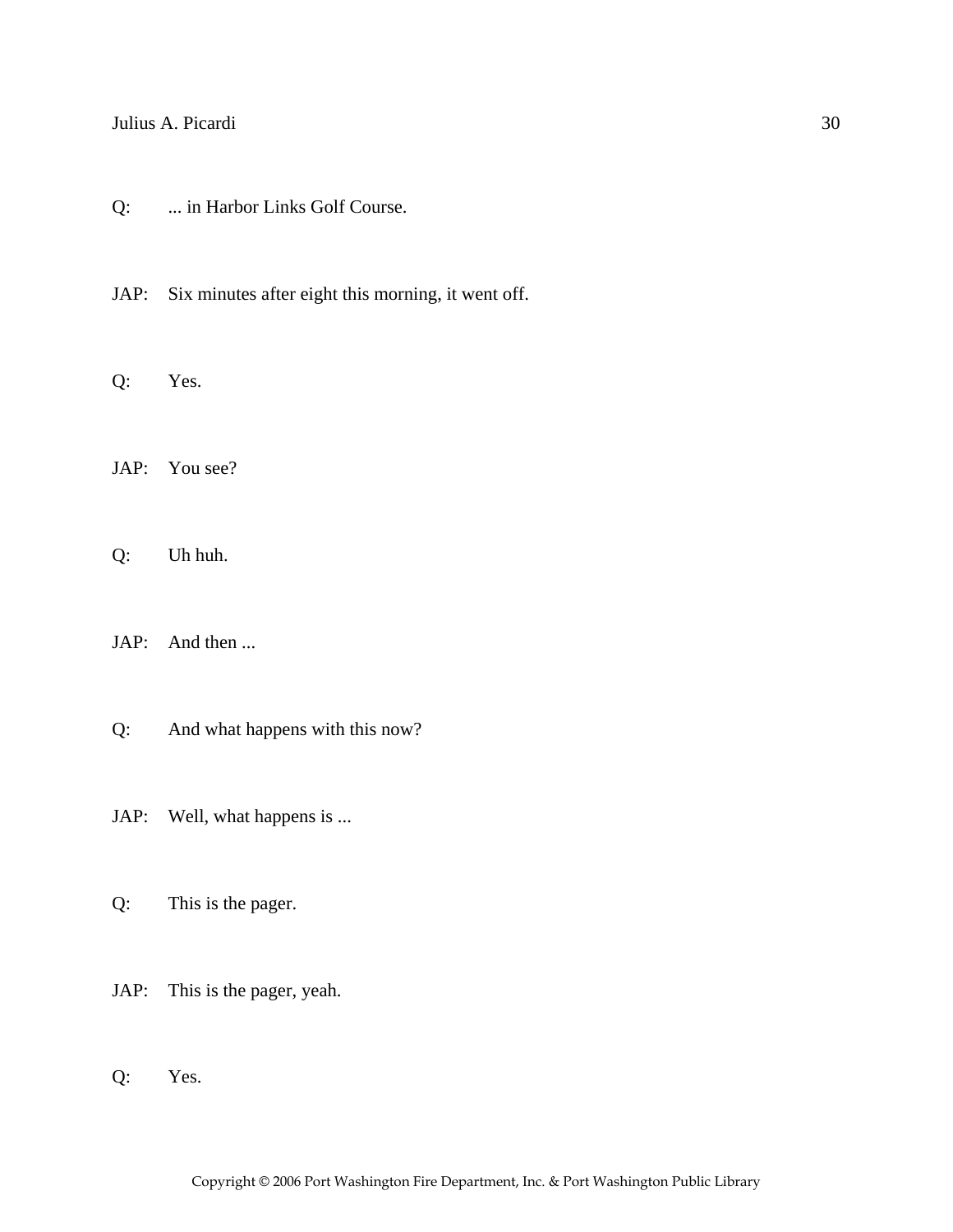Q: ... in Harbor Links Golf Course.

JAP: Six minutes after eight this morning, it went off.

Q: Yes.

JAP: You see?

Q: Uh huh.

JAP: And then ...

Q: And what happens with this now?

JAP: Well, what happens is ...

Q: This is the pager.

JAP: This is the pager, yeah.

Q: Yes.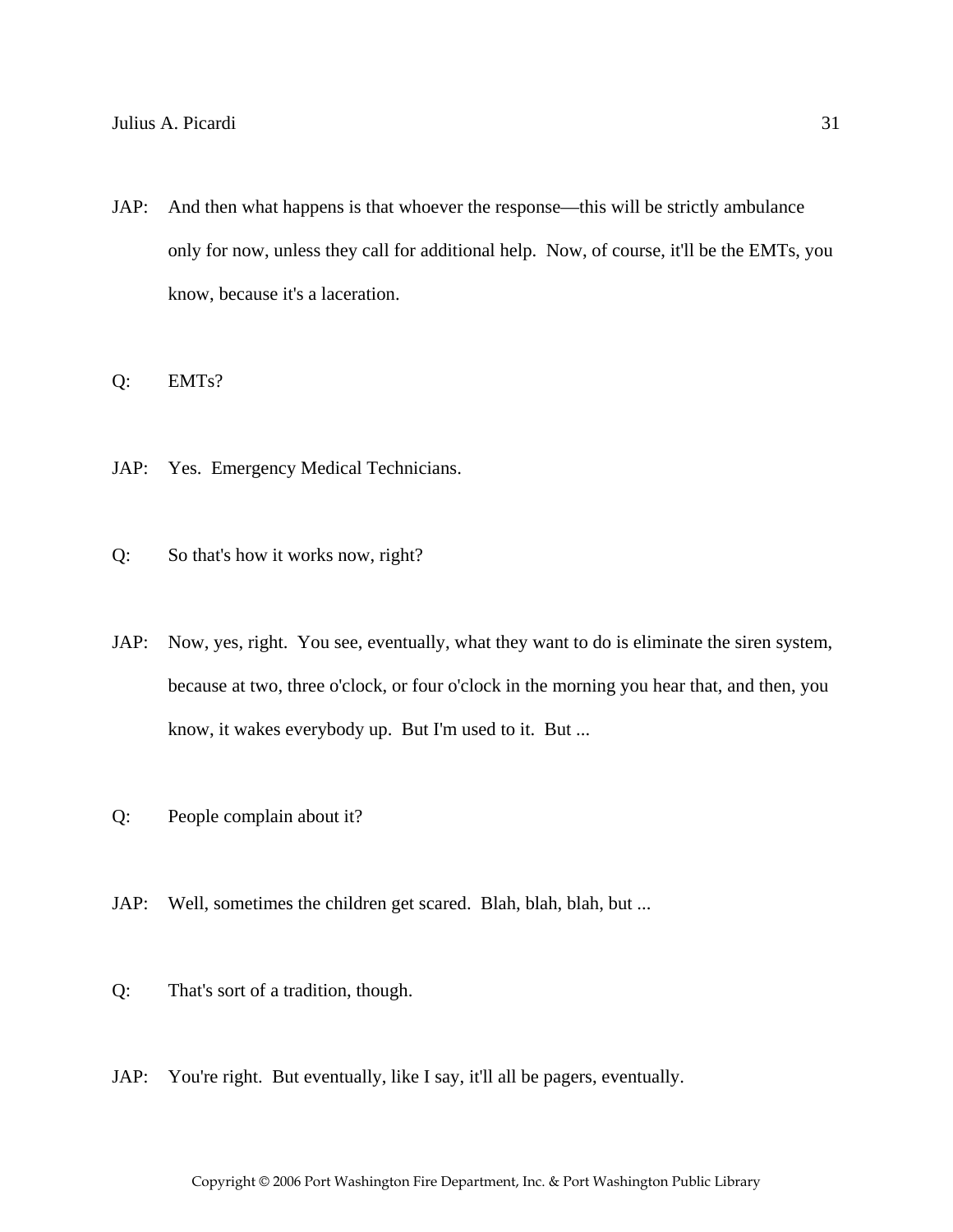JAP: And then what happens is that whoever the response—this will be strictly ambulance only for now, unless they call for additional help. Now, of course, it'll be the EMTs, you know, because it's a laceration.

Q: EMTs?

JAP: Yes. Emergency Medical Technicians.

Q: So that's how it works now, right?

JAP: Now, yes, right. You see, eventually, what they want to do is eliminate the siren system, because at two, three o'clock, or four o'clock in the morning you hear that, and then, you know, it wakes everybody up. But I'm used to it. But ...

Q: People complain about it?

JAP: Well, sometimes the children get scared. Blah, blah, blah, but ...

Q: That's sort of a tradition, though.

JAP: You're right. But eventually, like I say, it'll all be pagers, eventually.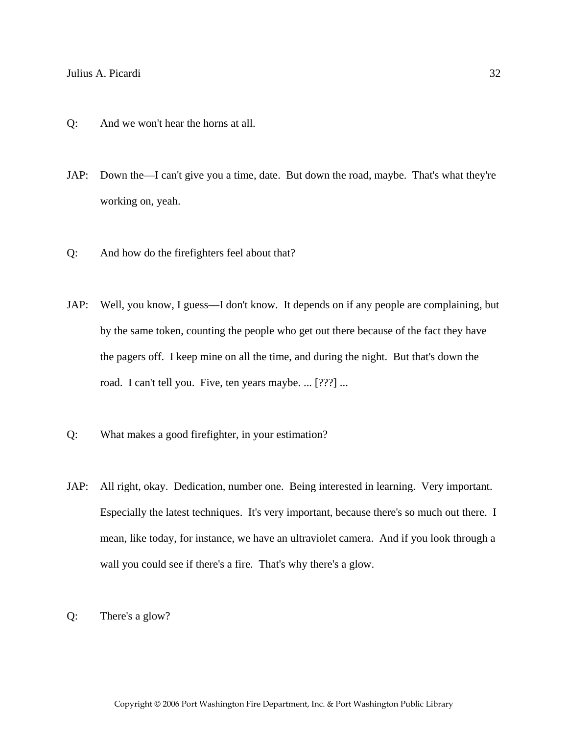Q: And we won't hear the horns at all.

JAP: Down the—I can't give you a time, date. But down the road, maybe. That's what they're working on, yeah.

Q: And how do the firefighters feel about that?

JAP: Well, you know, I guess—I don't know. It depends on if any people are complaining, but by the same token, counting the people who get out there because of the fact they have the pagers off. I keep mine on all the time, and during the night. But that's down the road. I can't tell you. Five, ten years maybe. ... [???] ...

Q: What makes a good firefighter, in your estimation?

JAP: All right, okay. Dedication, number one. Being interested in learning. Very important. Especially the latest techniques. It's very important, because there's so much out there. I mean, like today, for instance, we have an ultraviolet camera. And if you look through a wall you could see if there's a fire. That's why there's a glow.

Q: There's a glow?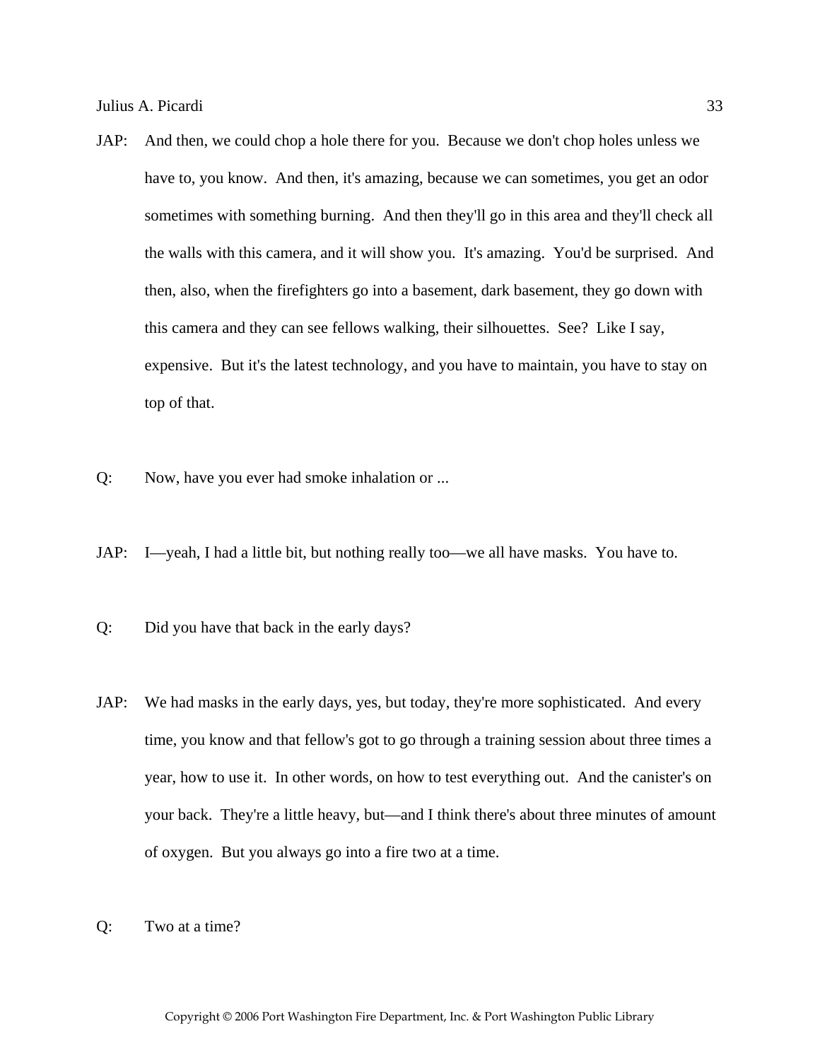JAP: And then, we could chop a hole there for you. Because we don't chop holes unless we have to, you know. And then, it's amazing, because we can sometimes, you get an odor sometimes with something burning. And then they'll go in this area and they'll check all the walls with this camera, and it will show you. It's amazing. You'd be surprised. And then, also, when the firefighters go into a basement, dark basement, they go down with this camera and they can see fellows walking, their silhouettes. See? Like I say, expensive. But it's the latest technology, and you have to maintain, you have to stay on top of that.

Q: Now, have you ever had smoke inhalation or ...

JAP: I—yeah, I had a little bit, but nothing really too—we all have masks. You have to.

Q: Did you have that back in the early days?

JAP: We had masks in the early days, yes, but today, they're more sophisticated. And every time, you know and that fellow's got to go through a training session about three times a year, how to use it. In other words, on how to test everything out. And the canister's on your back. They're a little heavy, but—and I think there's about three minutes of amount of oxygen. But you always go into a fire two at a time.

Q: Two at a time?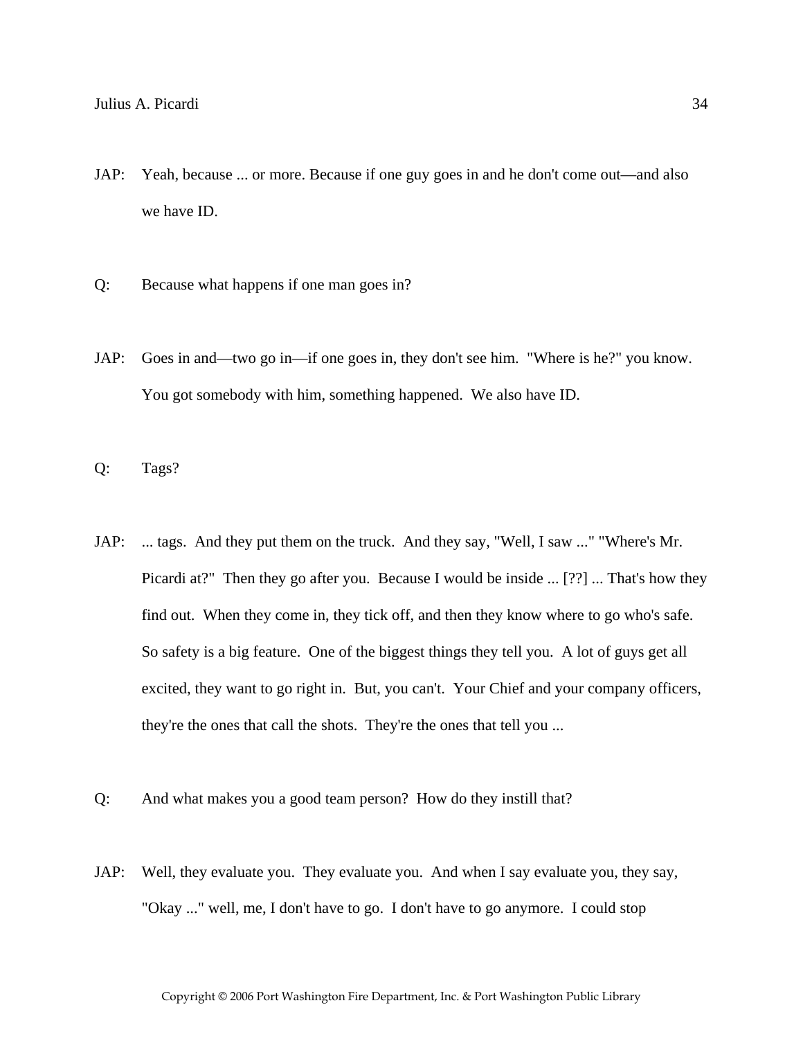JAP: Yeah, because ... or more. Because if one guy goes in and he don't come out—and also we have ID.

Q: Because what happens if one man goes in?

JAP: Goes in and—two go in—if one goes in, they don't see him. "Where is he?" you know. You got somebody with him, something happened. We also have ID.

Q: Tags?

JAP: ... tags. And they put them on the truck. And they say, "Well, I saw ..." "Where's Mr. Picardi at?" Then they go after you. Because I would be inside ... [??] ... That's how they find out. When they come in, they tick off, and then they know where to go who's safe. So safety is a big feature. One of the biggest things they tell you. A lot of guys get all excited, they want to go right in. But, you can't. Your Chief and your company officers, they're the ones that call the shots. They're the ones that tell you ...

Q: And what makes you a good team person? How do they instill that?

JAP: Well, they evaluate you. They evaluate you. And when I say evaluate you, they say, "Okay ..." well, me, I don't have to go. I don't have to go anymore. I could stop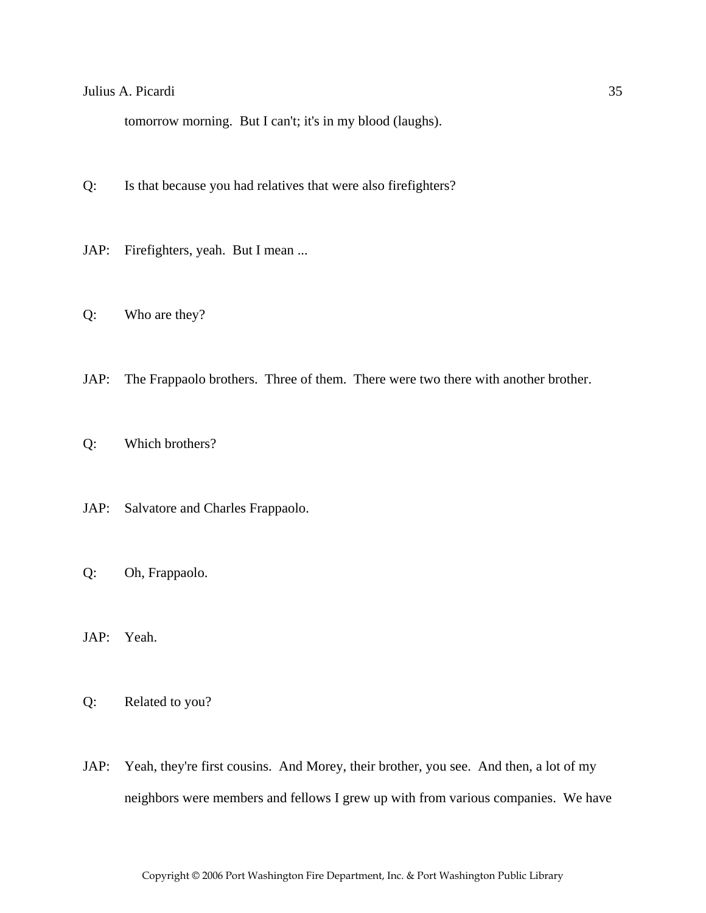tomorrow morning. But I can't; it's in my blood (laughs).

Q: Is that because you had relatives that were also firefighters?

JAP: Firefighters, yeah. But I mean ...

Q: Who are they?

JAP: The Frappaolo brothers. Three of them. There were two there with another brother.

Q: Which brothers?

JAP: Salvatore and Charles Frappaolo.

Q: Oh, Frappaolo.

JAP: Yeah.

Q: Related to you?

JAP: Yeah, they're first cousins. And Morey, their brother, you see. And then, a lot of my neighbors were members and fellows I grew up with from various companies. We have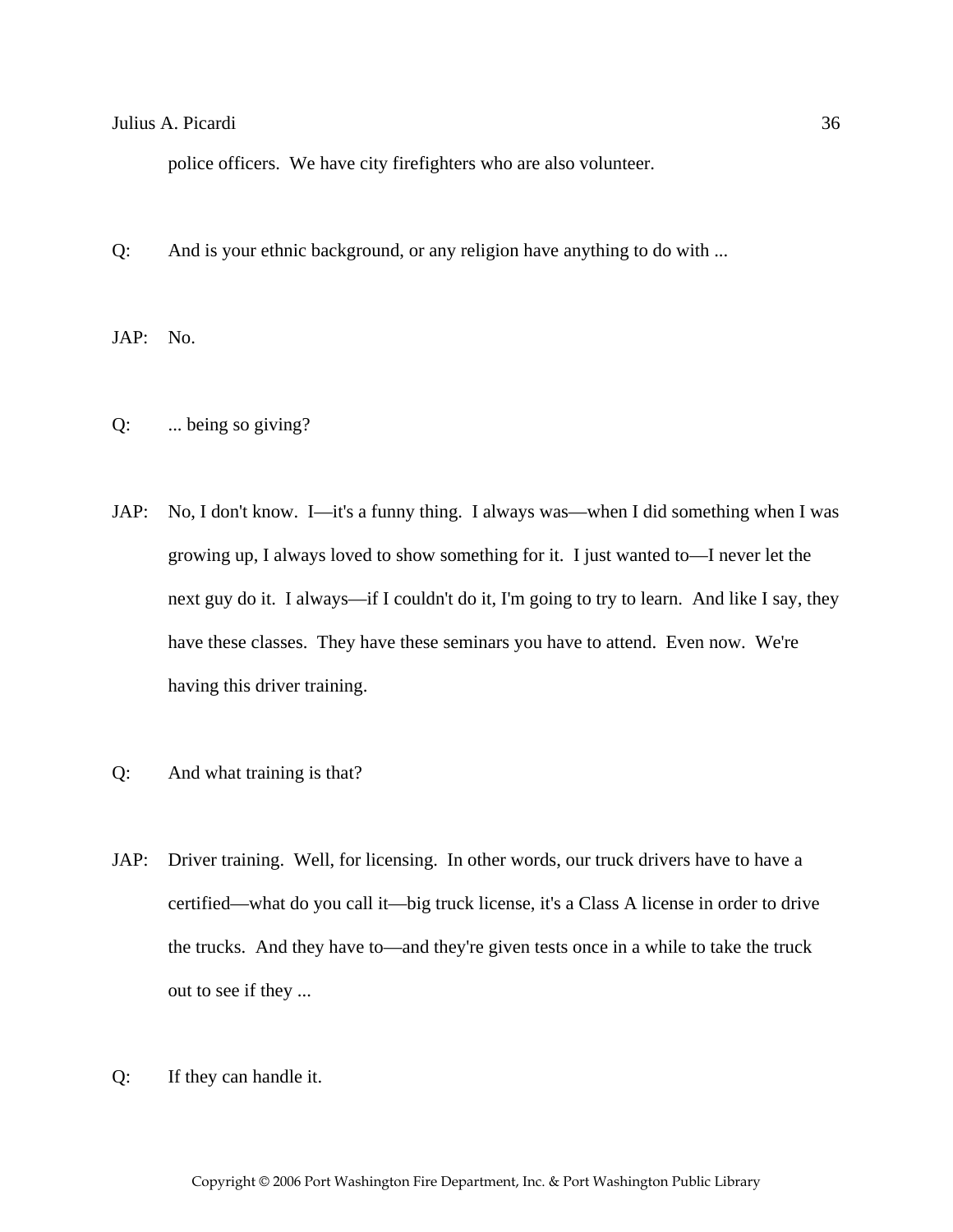police officers.  We have city firefighters who are also volunteer.

Q: And is your ethnic background, or any religion have anything to do with ...

JAP: No.

Q: ... being so giving?

JAP: No, I don't know.  I—it's a funny thing.  I always was—when I did something when I was growing up, I always loved to show something for it.  I just wanted to—I never let the next guy do it.  I always—if I couldn't do it, I'm going to try to learn.  And like I say, they have these classes.  They have these seminars you have to attend.  Even now.  We're having this driver training.

Q: And what training is that?

JAP: Driver training.  Well, for licensing.  In other words, our truck drivers have to have a certified—what do you call it—big truck license, it's a Class A license in order to drive the trucks.  And they have to—and they're given tests once in a while to take the truck out to see if they ...

Q: If they can handle it.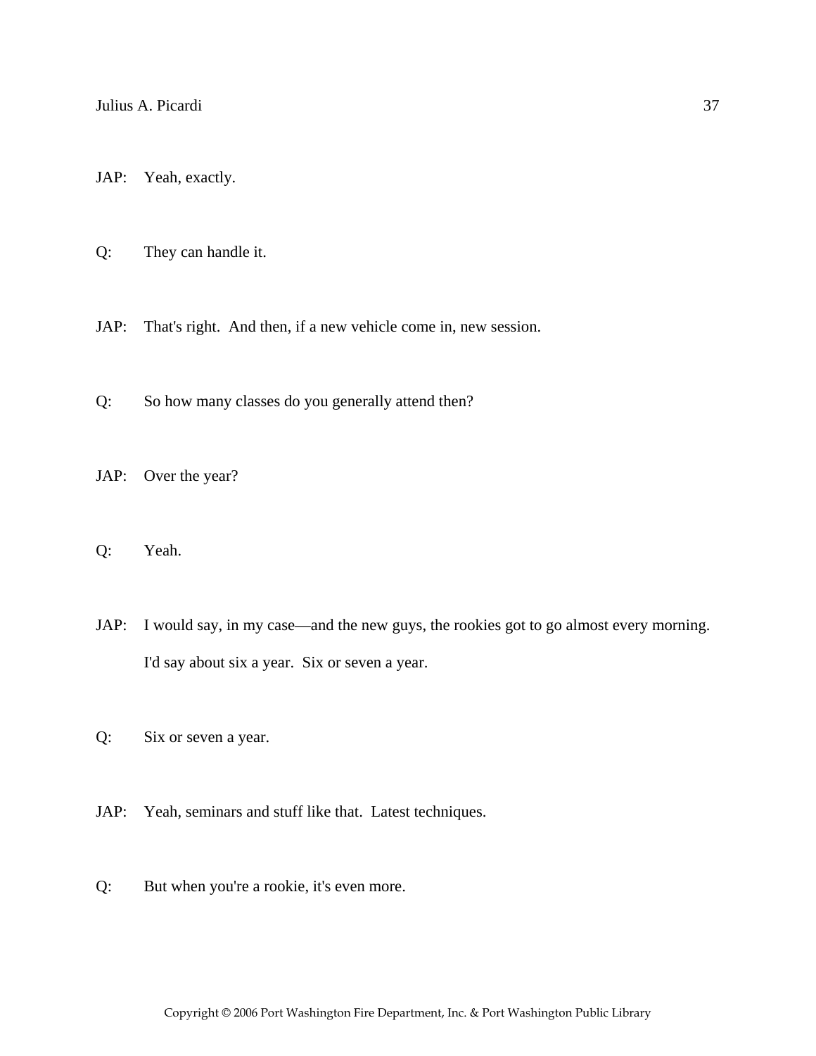JAP: Yeah, exactly.

Q: They can handle it.

JAP: That's right. And then, if a new vehicle come in, new session.

Q: So how many classes do you generally attend then?

JAP: Over the year?

Q: Yeah.

JAP: I would say, in my case—and the new guys, the rookies got to go almost every morning. I'd say about six a year. Six or seven a year.

Q: Six or seven a year.

JAP: Yeah, seminars and stuff like that. Latest techniques.

Q: But when you're a rookie, it's even more.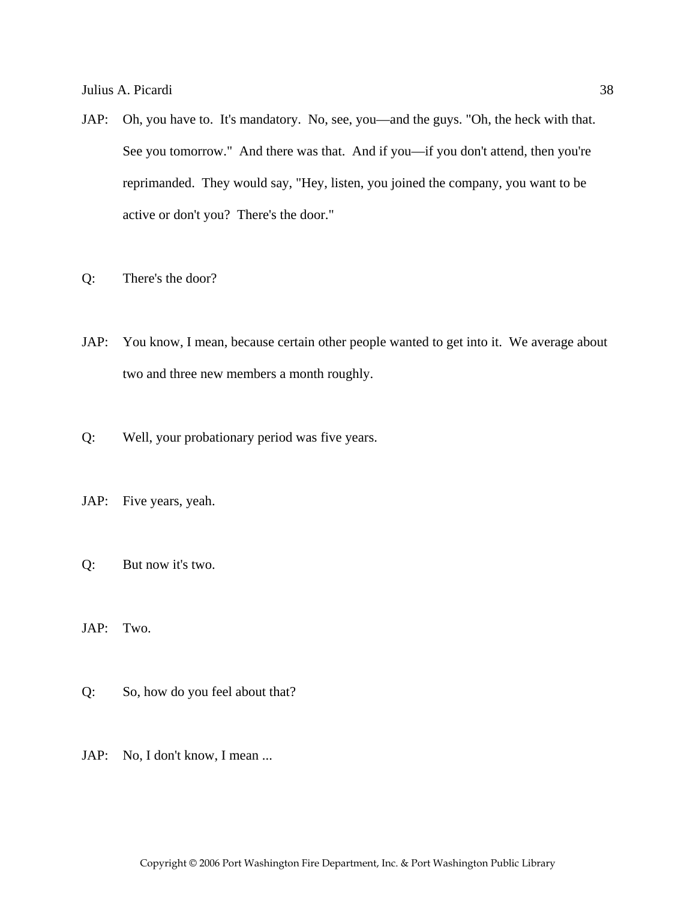JAP: Oh, you have to. It's mandatory. No, see, you—and the guys. "Oh, the heck with that. See you tomorrow." And there was that. And if you—if you don't attend, then you're reprimanded. They would say, "Hey, listen, you joined the company, you want to be active or don't you? There's the door."

Q: There's the door?

JAP: You know, I mean, because certain other people wanted to get into it. We average about two and three new members a month roughly.

Q: Well, your probationary period was five years.

JAP: Five years, yeah.

Q: But now it's two.

JAP: Two.

Q: So, how do you feel about that?

JAP: No, I don't know, I mean ...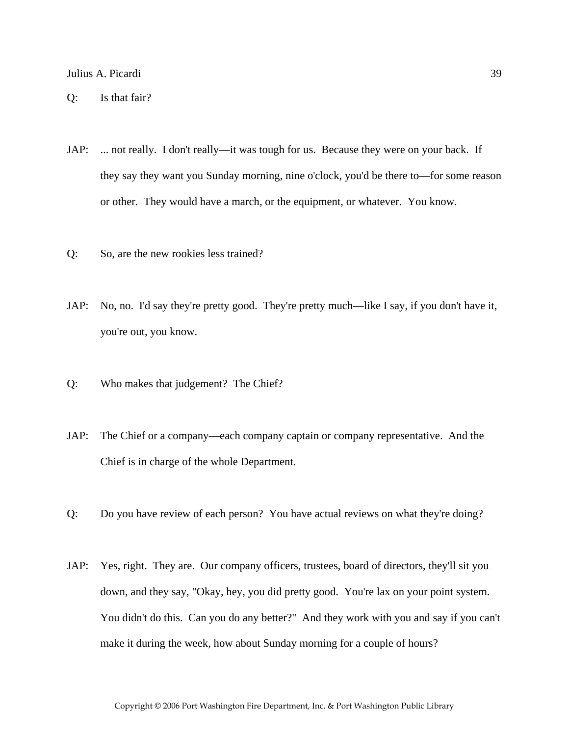Q: Is that fair?

JAP: ... not really. I don't really—it was tough for us. Because they were on your back. If they say they want you Sunday morning, nine o'clock, you'd be there to—for some reason or other. They would have a march, or the equipment, or whatever. You know.

Q: So, are the new rookies less trained?

JAP: No, no. I'd say they're pretty good. They're pretty much—like I say, if you don't have it, you're out, you know.

Q: Who makes that judgement? The Chief?

JAP: The Chief or a company—each company captain or company representative. And the Chief is in charge of the whole Department.

Q: Do you have review of each person? You have actual reviews on what they're doing?

JAP: Yes, right. They are. Our company officers, trustees, board of directors, they'll sit you down, and they say, "Okay, hey, you did pretty good. You're lax on your point system. You didn't do this. Can you do any better?" And they work with you and say if you can't make it during the week, how about Sunday morning for a couple of hours?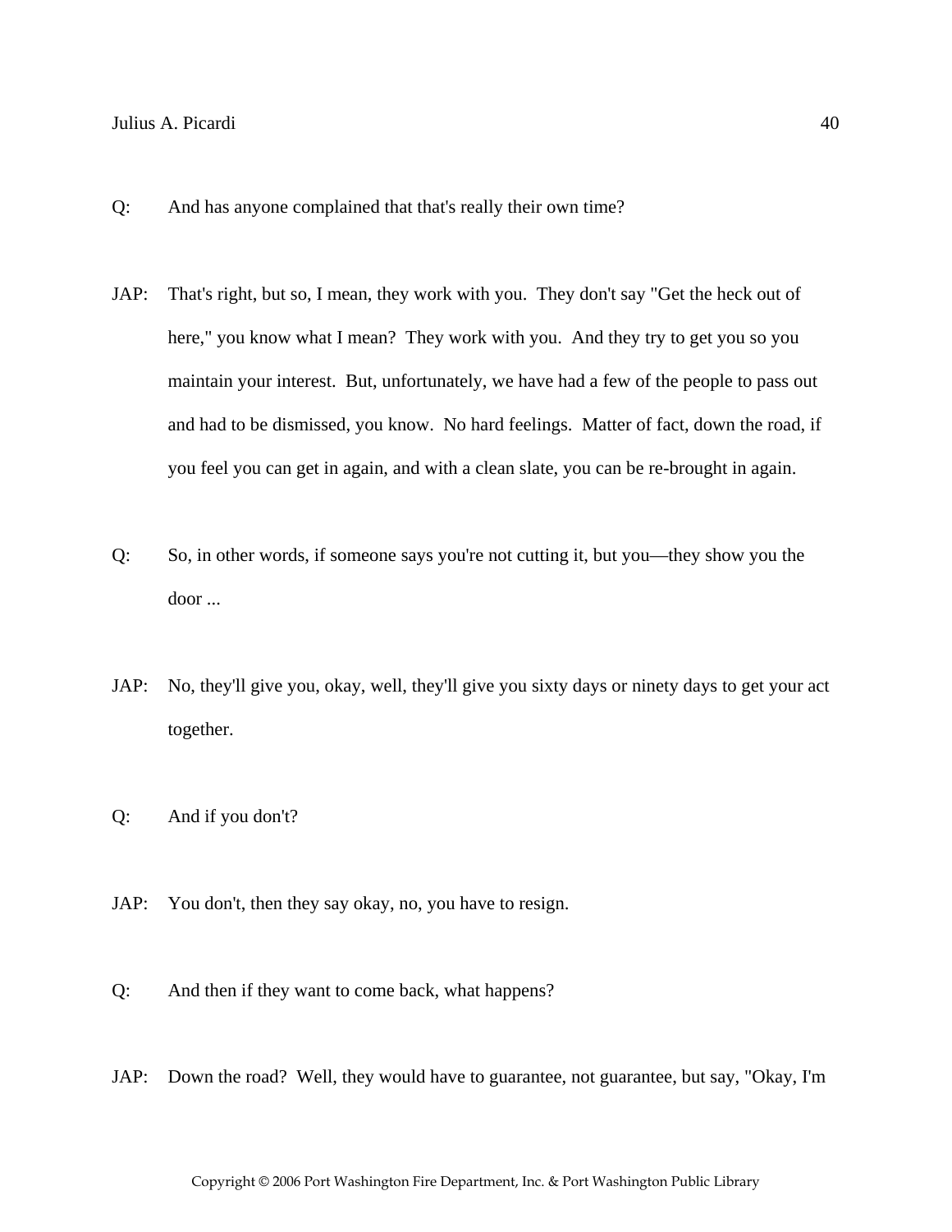Q: And has anyone complained that that's really their own time?

JAP: That's right, but so, I mean, they work with you. They don't say "Get the heck out of here," you know what I mean? They work with you. And they try to get you so you maintain your interest. But, unfortunately, we have had a few of the people to pass out and had to be dismissed, you know. No hard feelings. Matter of fact, down the road, if you feel you can get in again, and with a clean slate, you can be re-brought in again.

Q: So, in other words, if someone says you're not cutting it, but you—they show you the door ...

JAP: No, they'll give you, okay, well, they'll give you sixty days or ninety days to get your act together.

Q: And if you don't?

JAP: You don't, then they say okay, no, you have to resign.

Q: And then if they want to come back, what happens?

JAP: Down the road? Well, they would have to guarantee, not guarantee, but say, "Okay, I'm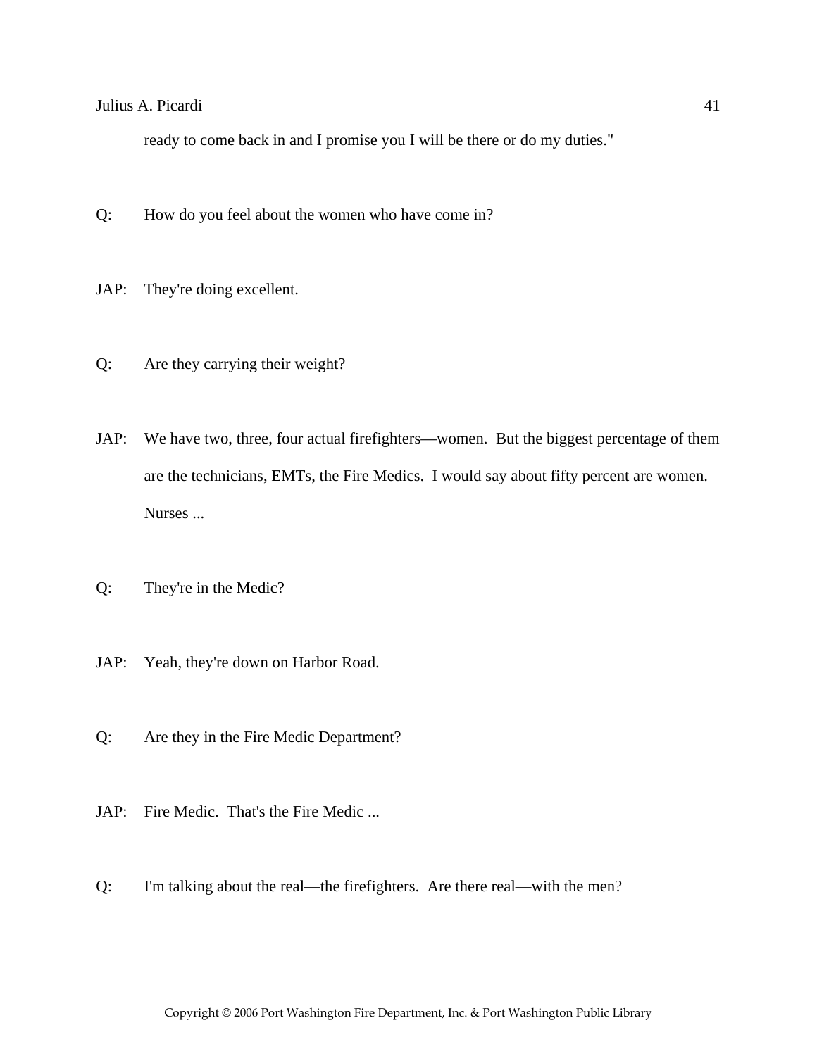ready to come back in and I promise you I will be there or do my duties."

Q: How do you feel about the women who have come in?

JAP: They're doing excellent.

Q: Are they carrying their weight?

JAP: We have two, three, four actual firefighters—women. But the biggest percentage of them are the technicians, EMTs, the Fire Medics. I would say about fifty percent are women. Nurses ...

Q: They're in the Medic?

JAP: Yeah, they're down on Harbor Road.

Q: Are they in the Fire Medic Department?

JAP: Fire Medic. That's the Fire Medic ...

Q: I'm talking about the real—the firefighters. Are there real—with the men?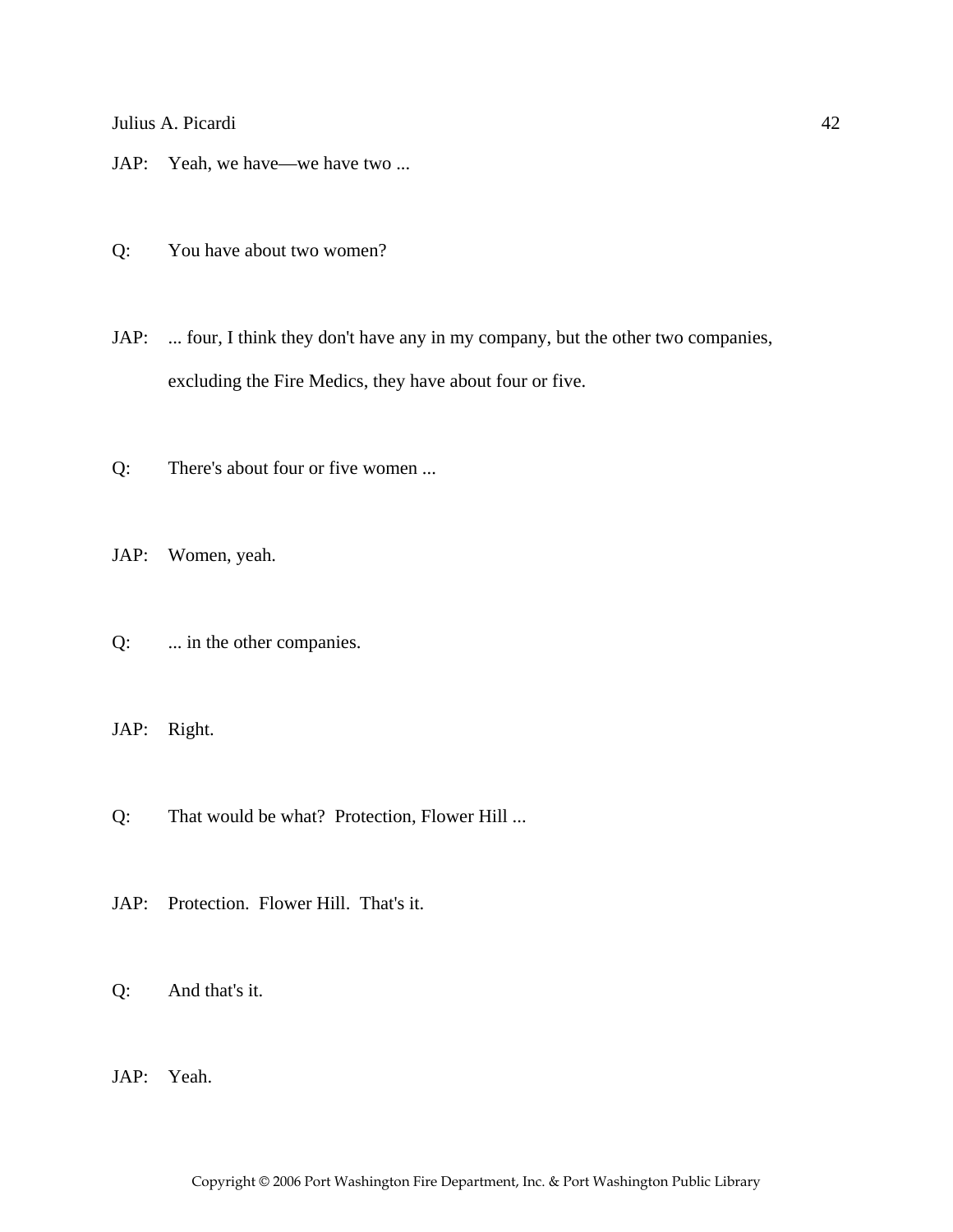JAP: Yeah, we have—we have two ...

Q: You have about two women?

JAP: ... four, I think they don't have any in my company, but the other two companies, excluding the Fire Medics, they have about four or five.

Q: There's about four or five women ...

JAP: Women, yeah.

Q: ... in the other companies.

JAP: Right.

Q: That would be what? Protection, Flower Hill ...

JAP: Protection. Flower Hill. That's it.

Q: And that's it.

JAP: Yeah.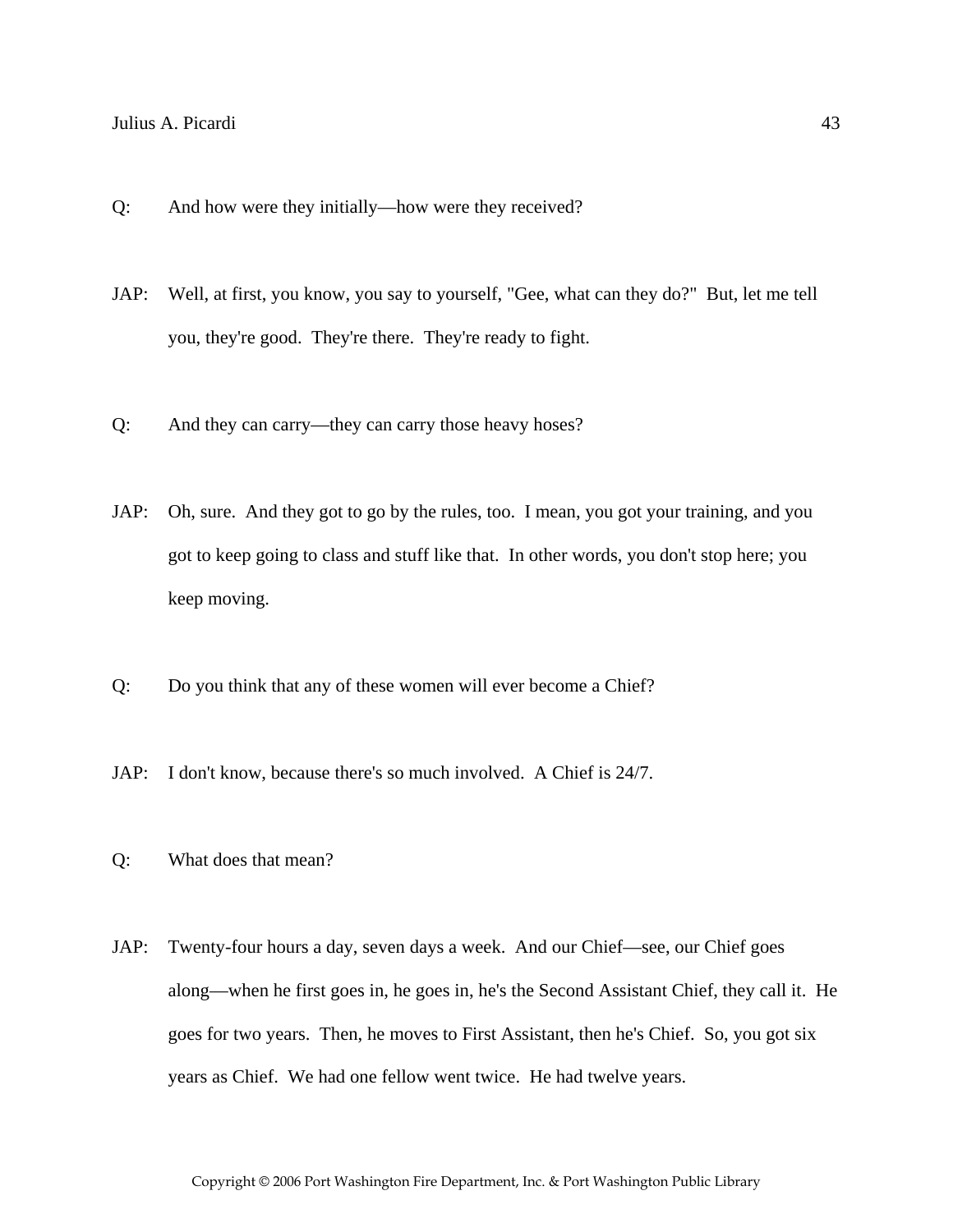Q: And how were they initially—how were they received?

JAP: Well, at first, you know, you say to yourself, "Gee, what can they do?" But, let me tell you, they're good. They're there. They're ready to fight.

Q: And they can carry—they can carry those heavy hoses?

JAP: Oh, sure. And they got to go by the rules, too. I mean, you got your training, and you got to keep going to class and stuff like that. In other words, you don't stop here; you keep moving.

Q: Do you think that any of these women will ever become a Chief?

JAP: I don't know, because there's so much involved. A Chief is 24/7.

Q: What does that mean?

JAP: Twenty-four hours a day, seven days a week. And our Chief—see, our Chief goes along—when he first goes in, he goes in, he's the Second Assistant Chief, they call it. He goes for two years. Then, he moves to First Assistant, then he's Chief. So, you got six years as Chief. We had one fellow went twice. He had twelve years.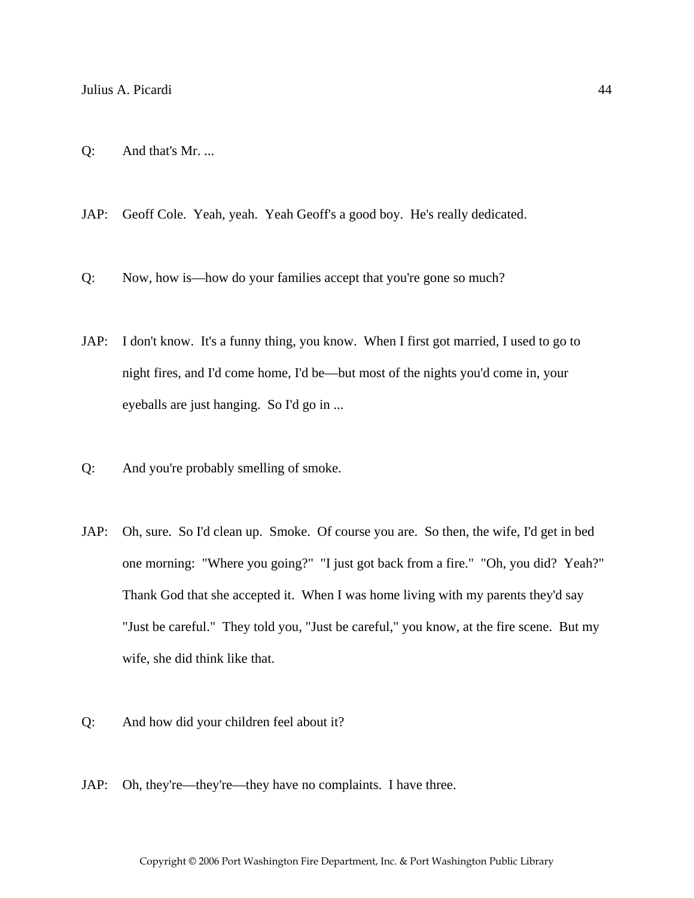Q: And that's Mr. ...

JAP: Geoff Cole. Yeah, yeah. Yeah Geoff's a good boy. He's really dedicated.

Q: Now, how is—how do your families accept that you're gone so much?

JAP: I don't know. It's a funny thing, you know. When I first got married, I used to go to night fires, and I'd come home, I'd be—but most of the nights you'd come in, your eyeballs are just hanging. So I'd go in ...

Q: And you're probably smelling of smoke.

JAP: Oh, sure. So I'd clean up. Smoke. Of course you are. So then, the wife, I'd get in bed one morning: "Where you going?" "I just got back from a fire." "Oh, you did? Yeah?" Thank God that she accepted it. When I was home living with my parents they'd say "Just be careful." They told you, "Just be careful," you know, at the fire scene. But my wife, she did think like that.

Q: And how did your children feel about it?

JAP: Oh, they're—they're—they have no complaints. I have three.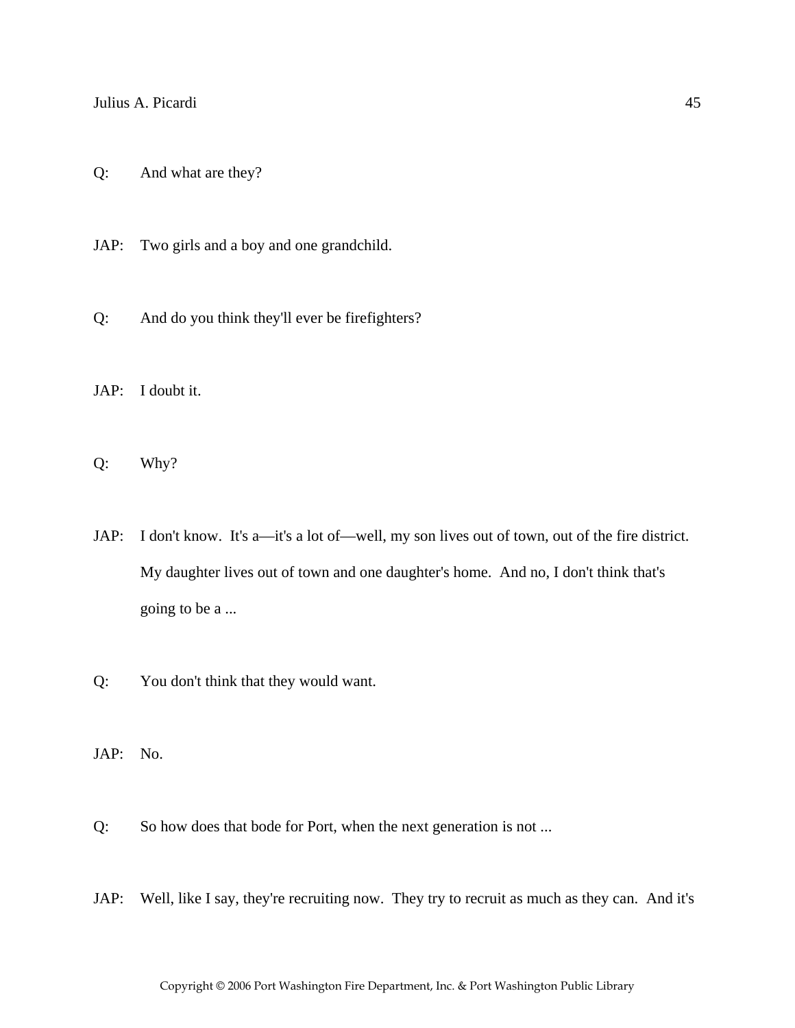Q: And what are they?

JAP: Two girls and a boy and one grandchild.

Q: And do you think they'll ever be firefighters?

JAP: I doubt it.

Q: Why?

JAP: I don't know. It's a—it's a lot of—well, my son lives out of town, out of the fire district. My daughter lives out of town and one daughter's home. And no, I don't think that's going to be a ...

Q: You don't think that they would want.

JAP: No.

Q: So how does that bode for Port, when the next generation is not ...

JAP: Well, like I say, they're recruiting now. They try to recruit as much as they can. And it's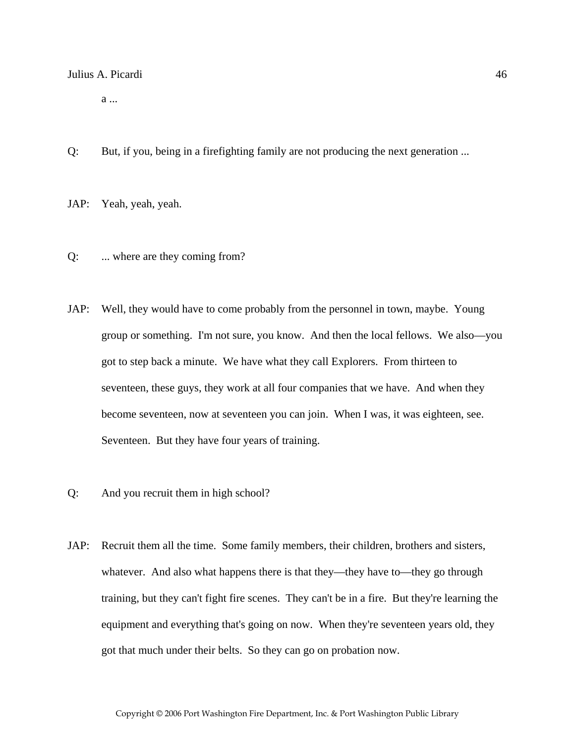a ...

Q: But, if you, being in a firefighting family are not producing the next generation ...

JAP: Yeah, yeah, yeah.

Q: ... where are they coming from?

JAP: Well, they would have to come probably from the personnel in town, maybe. Young group or something. I'm not sure, you know. And then the local fellows. We also—you got to step back a minute. We have what they call Explorers. From thirteen to seventeen, these guys, they work at all four companies that we have. And when they become seventeen, now at seventeen you can join. When I was, it was eighteen, see. Seventeen. But they have four years of training.

Q: And you recruit them in high school?

JAP: Recruit them all the time. Some family members, their children, brothers and sisters, whatever. And also what happens there is that they—they have to—they go through training, but they can't fight fire scenes. They can't be in a fire. But they're learning the equipment and everything that's going on now. When they're seventeen years old, they got that much under their belts. So they can go on probation now.

Copyright © 2006 Port Washington Fire Department, Inc. & Port Washington Public Library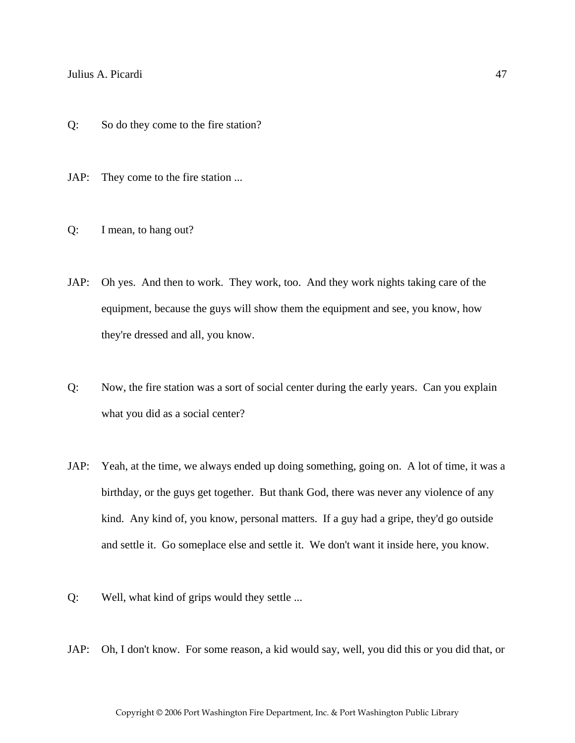Q: So do they come to the fire station?

JAP: They come to the fire station ...

Q: I mean, to hang out?

JAP: Oh yes. And then to work. They work, too. And they work nights taking care of the equipment, because the guys will show them the equipment and see, you know, how they're dressed and all, you know.

Q: Now, the fire station was a sort of social center during the early years. Can you explain what you did as a social center?

JAP: Yeah, at the time, we always ended up doing something, going on. A lot of time, it was a birthday, or the guys get together. But thank God, there was never any violence of any kind. Any kind of, you know, personal matters. If a guy had a gripe, they'd go outside and settle it. Go someplace else and settle it. We don't want it inside here, you know.

Q: Well, what kind of grips would they settle ...

JAP: Oh, I don't know. For some reason, a kid would say, well, you did this or you did that, or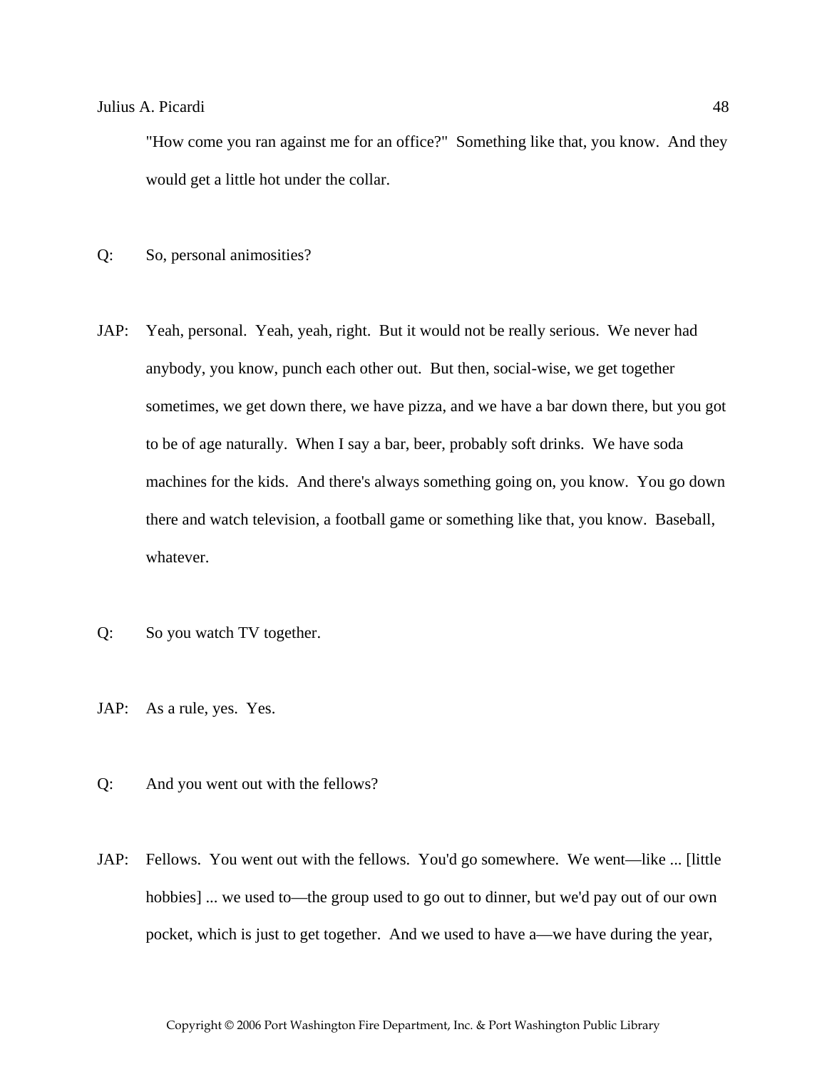"How come you ran against me for an office?" Something like that, you know. And they would get a little hot under the collar.

Q: So, personal animosities?

JAP: Yeah, personal. Yeah, yeah, right. But it would not be really serious. We never had anybody, you know, punch each other out. But then, social-wise, we get together sometimes, we get down there, we have pizza, and we have a bar down there, but you got to be of age naturally. When I say a bar, beer, probably soft drinks. We have soda machines for the kids. And there's always something going on, you know. You go down there and watch television, a football game or something like that, you know. Baseball, whatever.

Q: So you watch TV together.

JAP: As a rule, yes. Yes.

Q: And you went out with the fellows?

JAP: Fellows. You went out with the fellows. You'd go somewhere. We went—like ... [little hobbies] ... we used to—the group used to go out to dinner, but we'd pay out of our own pocket, which is just to get together. And we used to have a—we have during the year,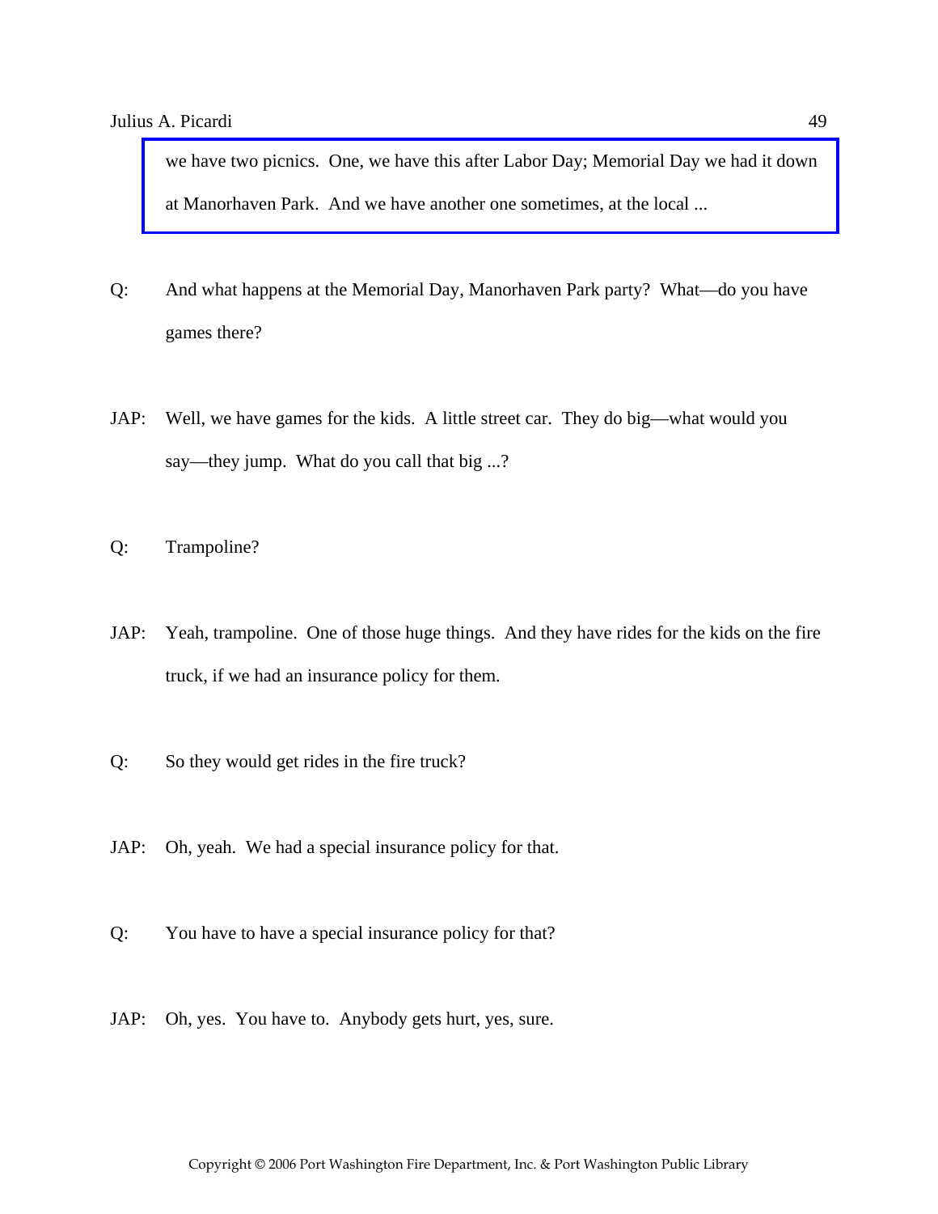we have two picnics. One, we have this after Labor Day; Memorial Day we had it down at Manorhaven Park. And we have another one sometimes, at the local ...

Q: And what happens at the Memorial Day, Manorhaven Park party? What—do you have games there?

JAP: Well, we have games for the kids. A little street car. They do big—what would you say—they jump. What do you call that big ...?

Q: Trampoline?

JAP: Yeah, trampoline. One of those huge things. And they have rides for the kids on the fire truck, if we had an insurance policy for them.

Q: So they would get rides in the fire truck?

JAP: Oh, yeah. We had a special insurance policy for that.

Q: You have to have a special insurance policy for that?

JAP: Oh, yes. You have to. Anybody gets hurt, yes, sure.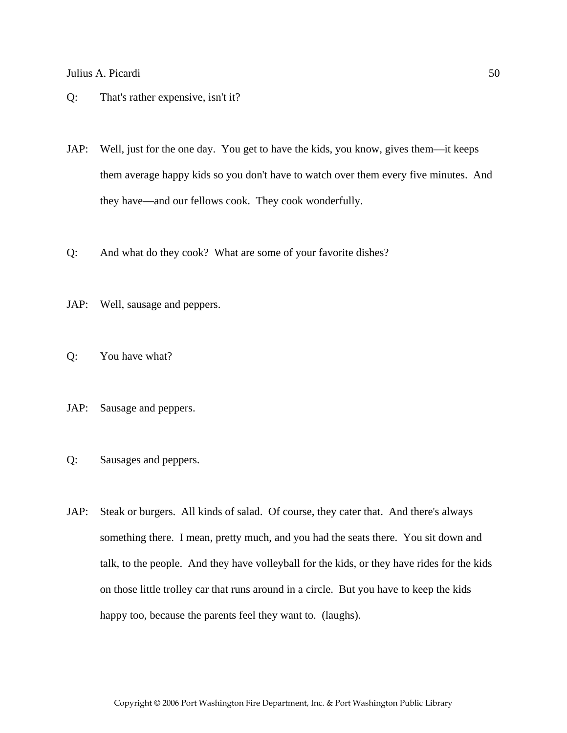Q: That's rather expensive, isn't it?

JAP: Well, just for the one day. You get to have the kids, you know, gives them—it keeps them average happy kids so you don't have to watch over them every five minutes. And they have—and our fellows cook. They cook wonderfully.

Q: And what do they cook? What are some of your favorite dishes?

JAP: Well, sausage and peppers.

Q: You have what?

JAP: Sausage and peppers.

Q: Sausages and peppers.

JAP: Steak or burgers. All kinds of salad. Of course, they cater that. And there's always something there. I mean, pretty much, and you had the seats there. You sit down and talk, to the people. And they have volleyball for the kids, or they have rides for the kids on those little trolley car that runs around in a circle. But you have to keep the kids happy too, because the parents feel they want to. (laughs).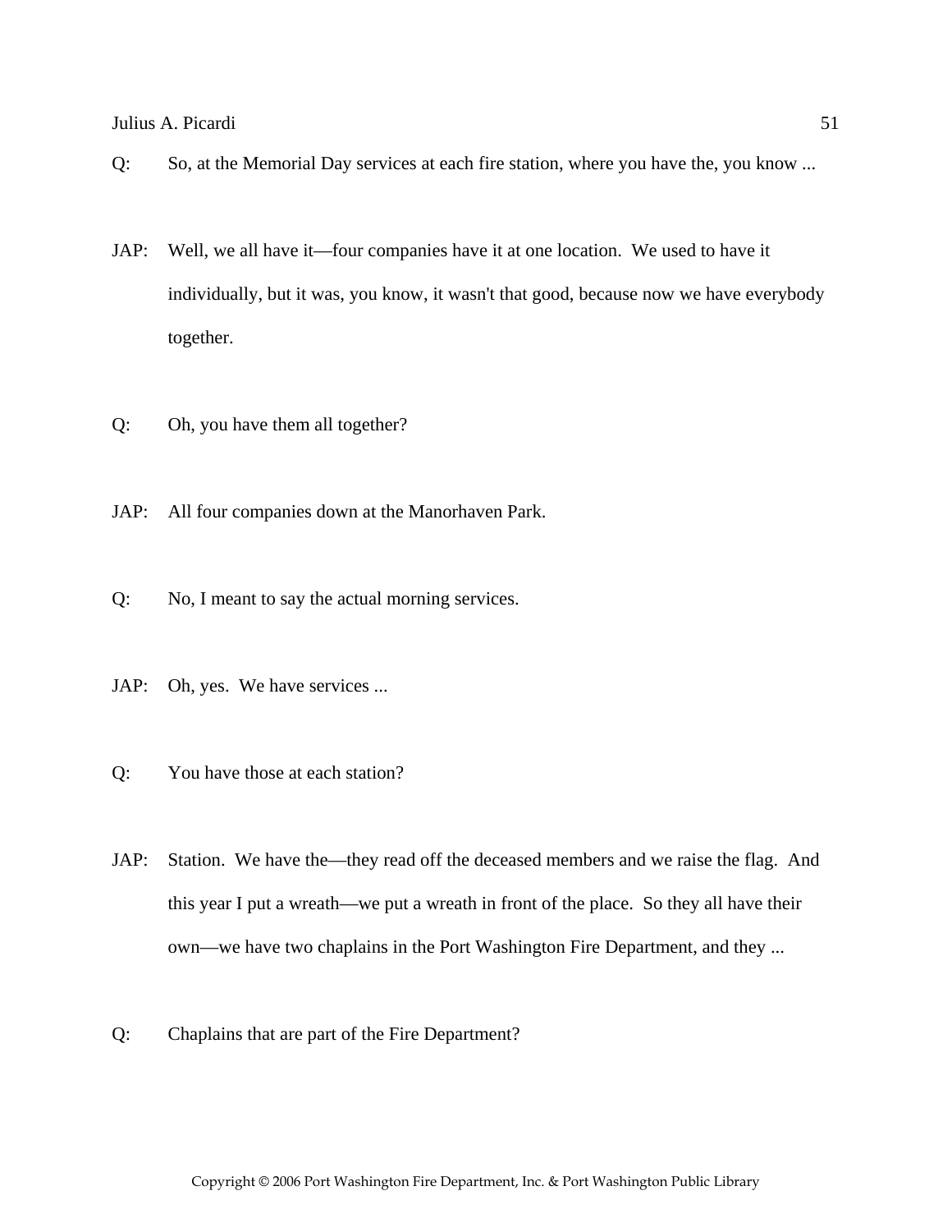Q: So, at the Memorial Day services at each fire station, where you have the, you know ...

JAP: Well, we all have it—four companies have it at one location. We used to have it individually, but it was, you know, it wasn't that good, because now we have everybody together.

Q: Oh, you have them all together?

JAP: All four companies down at the Manorhaven Park.

Q: No, I meant to say the actual morning services.

JAP: Oh, yes. We have services ...

Q: You have those at each station?

JAP: Station. We have the—they read off the deceased members and we raise the flag. And this year I put a wreath—we put a wreath in front of the place. So they all have their own—we have two chaplains in the Port Washington Fire Department, and they ...

Q: Chaplains that are part of the Fire Department?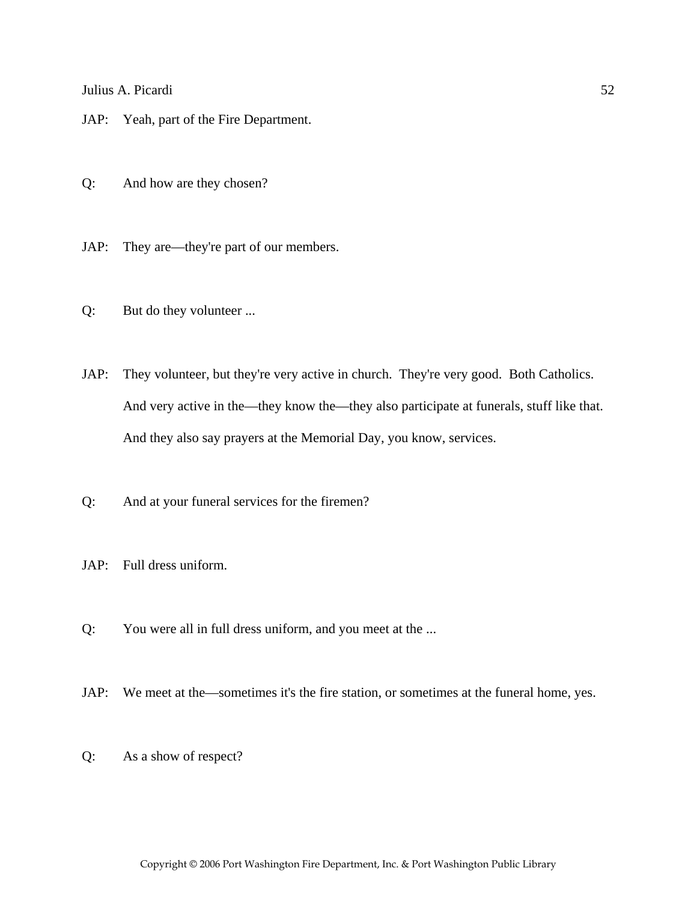JAP: Yeah, part of the Fire Department.

Q: And how are they chosen?

JAP: They are—they're part of our members.

Q: But do they volunteer ...

JAP: They volunteer, but they're very active in church. They're very good. Both Catholics. And very active in the—they know the—they also participate at funerals, stuff like that. And they also say prayers at the Memorial Day, you know, services.

Q: And at your funeral services for the firemen?

JAP: Full dress uniform.

Q: You were all in full dress uniform, and you meet at the ...

JAP: We meet at the—sometimes it's the fire station, or sometimes at the funeral home, yes.

Q: As a show of respect?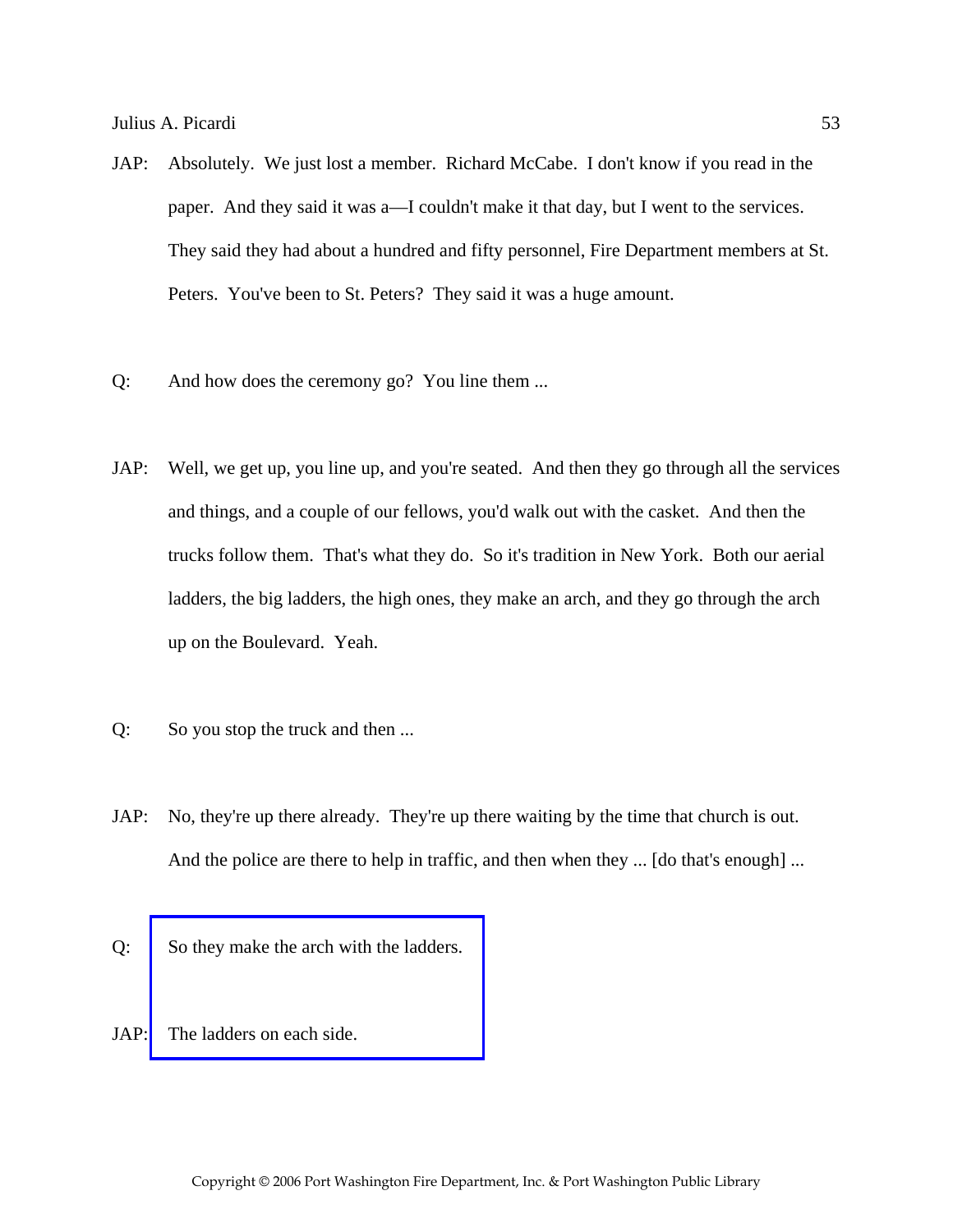JAP: Absolutely. We just lost a member. Richard McCabe. I don't know if you read in the paper. And they said it was a—I couldn't make it that day, but I went to the services. They said they had about a hundred and fifty personnel, Fire Department members at St. Peters. You've been to St. Peters? They said it was a huge amount.

Q: And how does the ceremony go? You line them ...

JAP: Well, we get up, you line up, and you're seated. And then they go through all the services and things, and a couple of our fellows, you'd walk out with the casket. And then the trucks follow them. That's what they do. So it's tradition in New York. Both our aerial ladders, the big ladders, the high ones, they make an arch, and they go through the arch up on the Boulevard. Yeah.

Q: So you stop the truck and then ...

JAP: No, they're up there already. They're up there waiting by the time that church is out. And the police are there to help in traffic, and then when they ... [do that's enough] ...

Q: So they make the arch with the ladders.

JAP: The ladders on each side.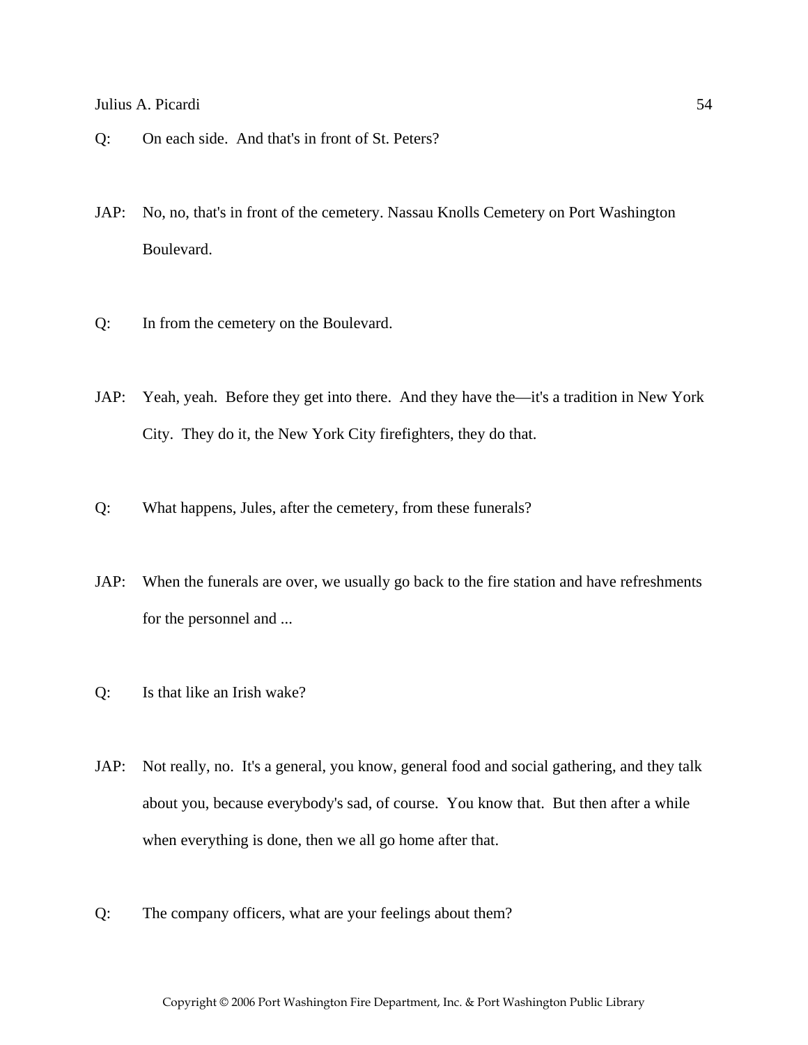Q: On each side. And that's in front of St. Peters?

JAP: No, no, that's in front of the cemetery. Nassau Knolls Cemetery on Port Washington Boulevard.

Q: In from the cemetery on the Boulevard.

JAP: Yeah, yeah. Before they get into there. And they have the—it's a tradition in New York City. They do it, the New York City firefighters, they do that.

Q: What happens, Jules, after the cemetery, from these funerals?

JAP: When the funerals are over, we usually go back to the fire station and have refreshments for the personnel and ...

Q: Is that like an Irish wake?

JAP: Not really, no. It's a general, you know, general food and social gathering, and they talk about you, because everybody's sad, of course. You know that. But then after a while when everything is done, then we all go home after that.

Q: The company officers, what are your feelings about them?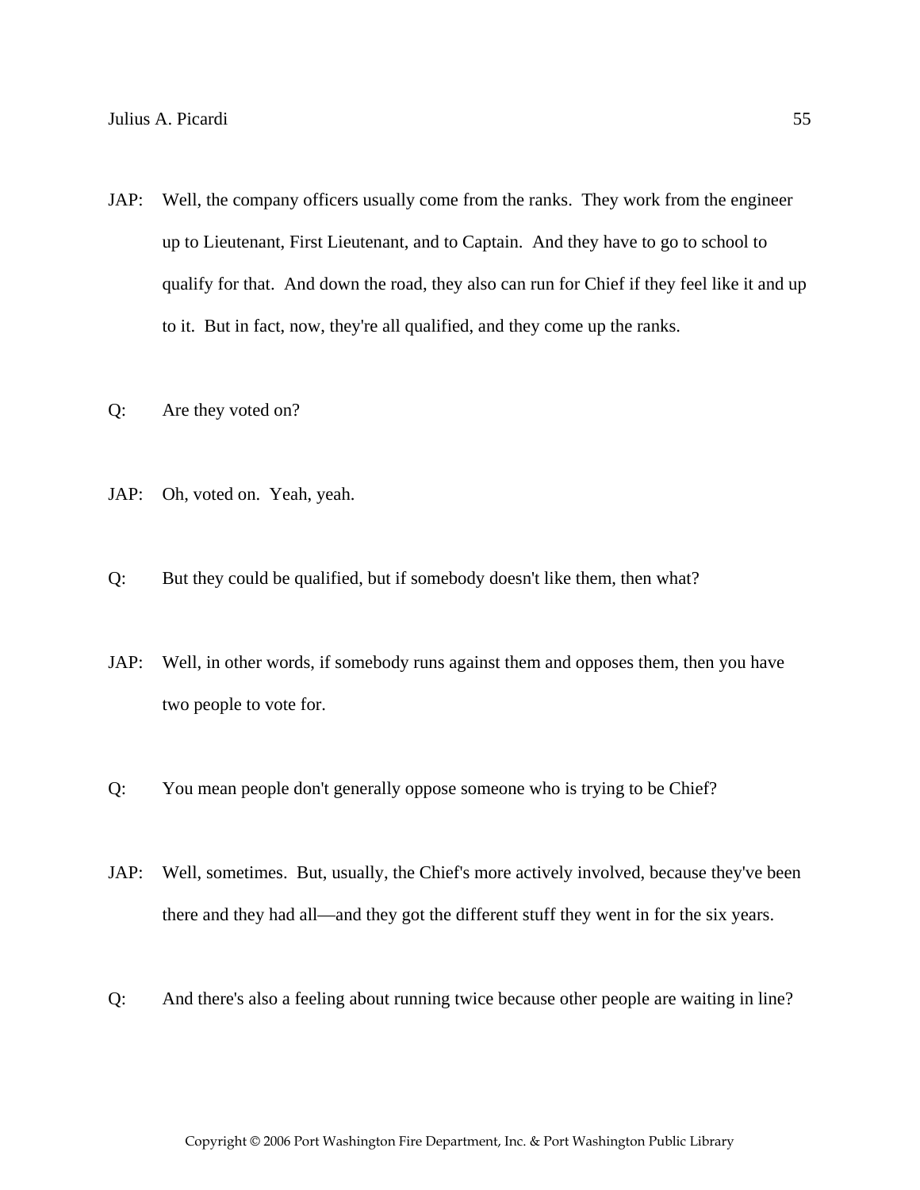JAP: Well, the company officers usually come from the ranks. They work from the engineer up to Lieutenant, First Lieutenant, and to Captain. And they have to go to school to qualify for that. And down the road, they also can run for Chief if they feel like it and up to it. But in fact, now, they're all qualified, and they come up the ranks.

Q: Are they voted on?

JAP: Oh, voted on. Yeah, yeah.

Q: But they could be qualified, but if somebody doesn't like them, then what?

JAP: Well, in other words, if somebody runs against them and opposes them, then you have two people to vote for.

Q: You mean people don't generally oppose someone who is trying to be Chief?

JAP: Well, sometimes. But, usually, the Chief's more actively involved, because they've been there and they had all—and they got the different stuff they went in for the six years.

Q: And there's also a feeling about running twice because other people are waiting in line?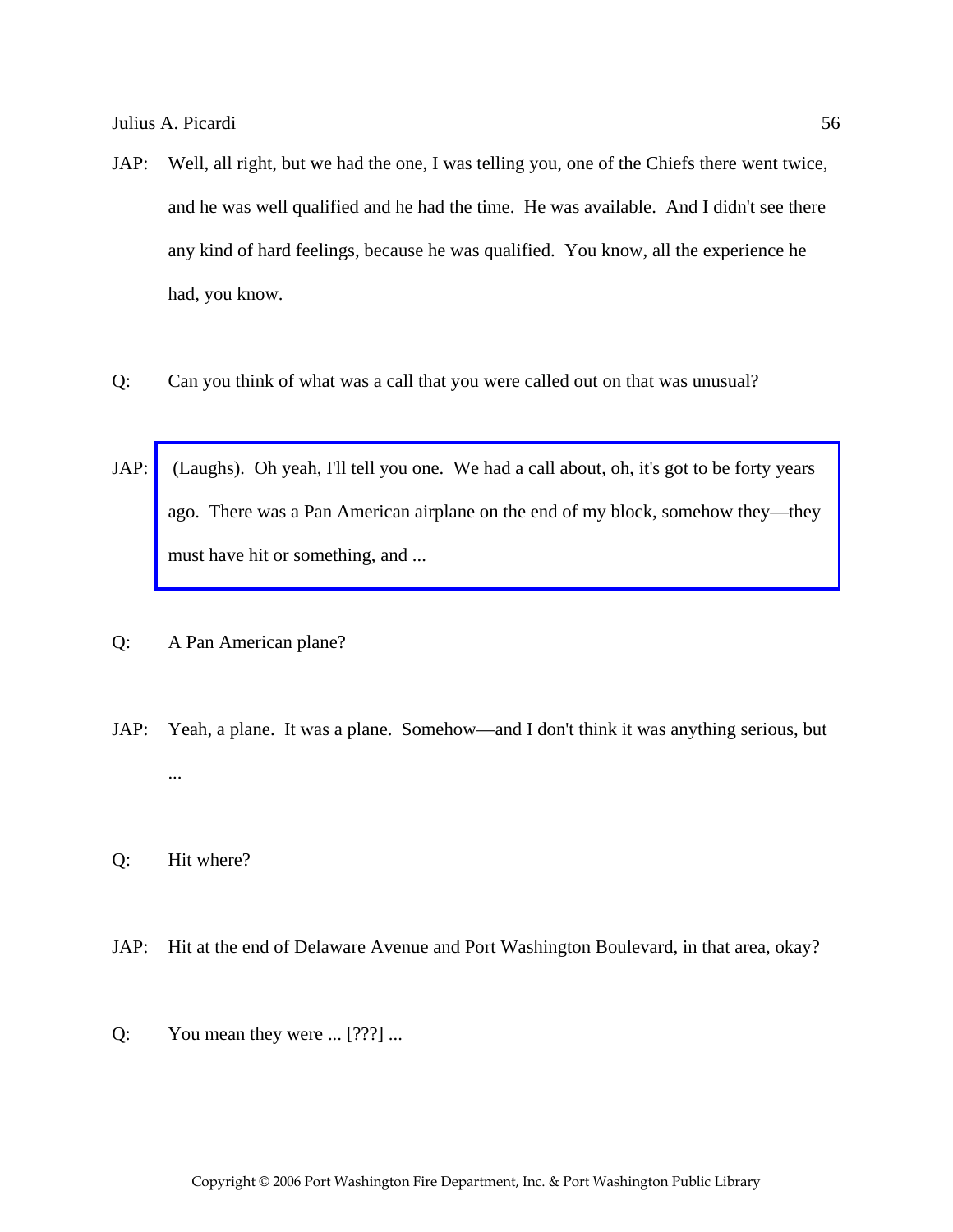JAP: Well, all right, but we had the one, I was telling you, one of the Chiefs there went twice, and he was well qualified and he had the time. He was available. And I didn't see there any kind of hard feelings, because he was qualified. You know, all the experience he had, you know.

Q: Can you think of what was a call that you were called out on that was unusual?

JAP: (Laughs). Oh yeah, I'll tell you one. We had a call about, oh, it's got to be forty years ago. There was a Pan American airplane on the end of my block, somehow they—they must have hit or something, and ...

Q: A Pan American plane?

JAP: Yeah, a plane. It was a plane. Somehow—and I don't think it was anything serious, but ...

Q: Hit where?

JAP: Hit at the end of Delaware Avenue and Port Washington Boulevard, in that area, okay?

Q: You mean they were ... [???] ...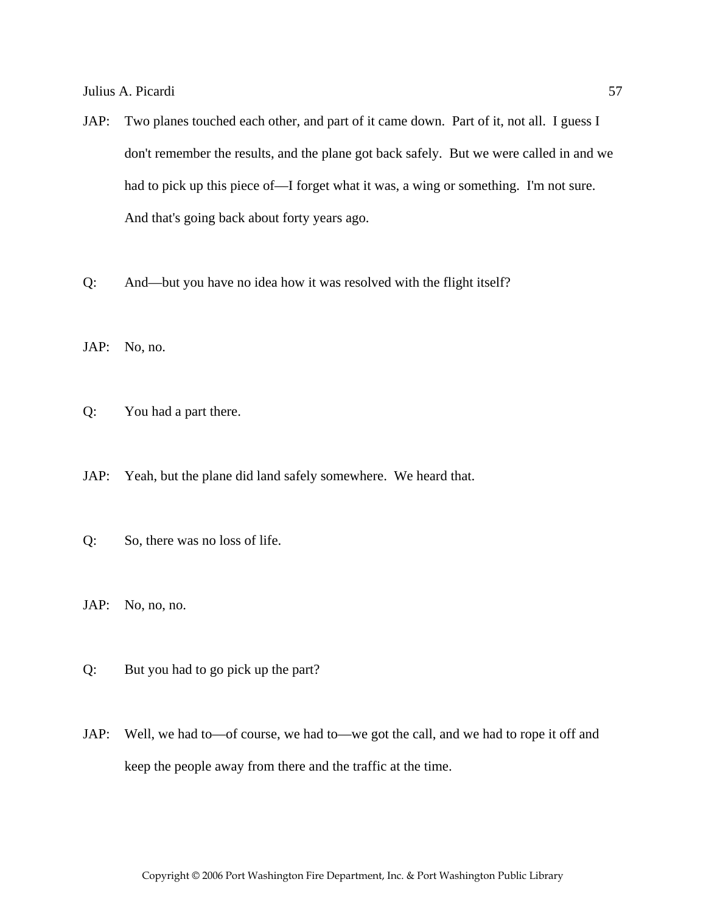JAP: Two planes touched each other, and part of it came down. Part of it, not all. I guess I don't remember the results, and the plane got back safely. But we were called in and we had to pick up this piece of—I forget what it was, a wing or something. I'm not sure. And that's going back about forty years ago.

Q: And—but you have no idea how it was resolved with the flight itself?

JAP: No, no.

Q: You had a part there.

JAP: Yeah, but the plane did land safely somewhere. We heard that.

Q: So, there was no loss of life.

JAP: No, no, no.

Q: But you had to go pick up the part?

JAP: Well, we had to—of course, we had to—we got the call, and we had to rope it off and keep the people away from there and the traffic at the time.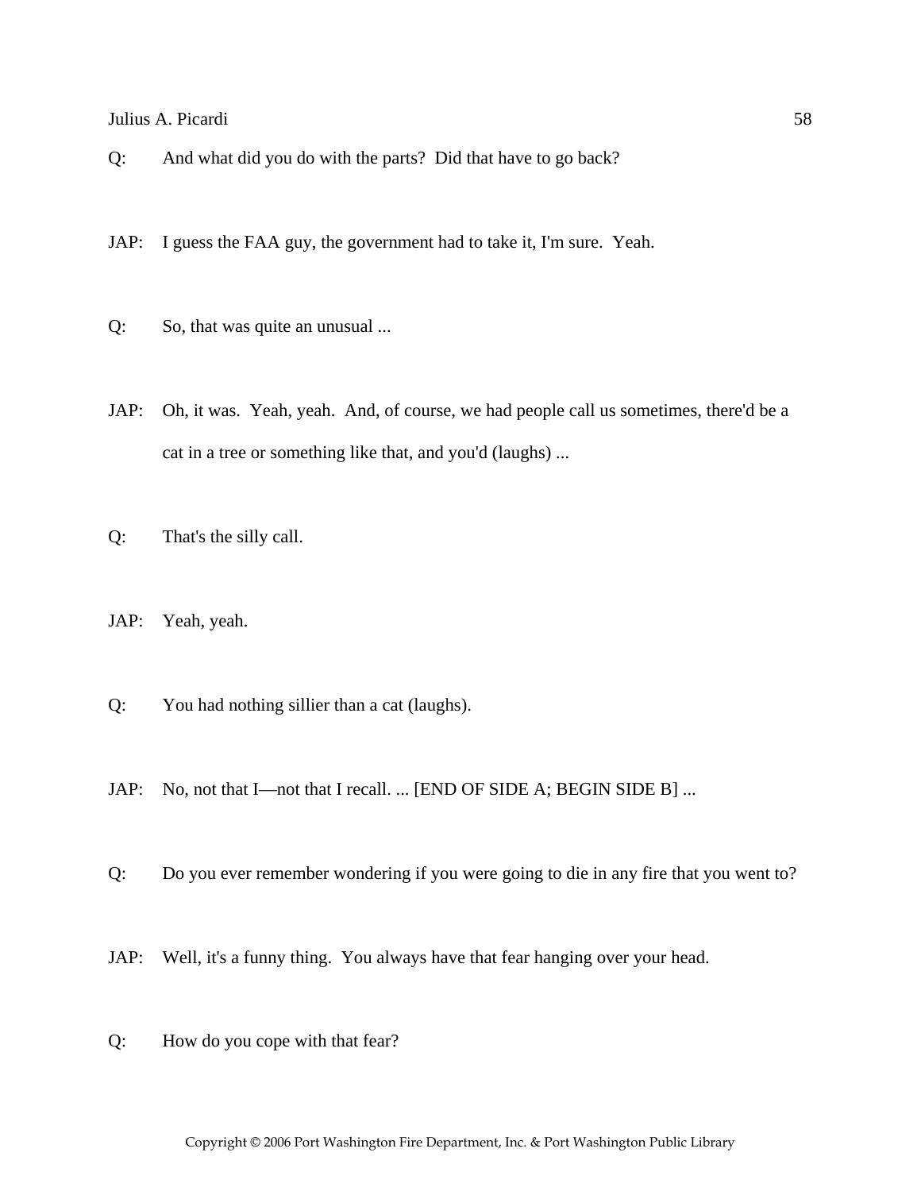Q: And what did you do with the parts? Did that have to go back?

JAP: I guess the FAA guy, the government had to take it, I'm sure. Yeah.

Q: So, that was quite an unusual ...

JAP: Oh, it was. Yeah, yeah. And, of course, we had people call us sometimes, there'd be a cat in a tree or something like that, and you'd (laughs) ...

Q: That's the silly call.

JAP: Yeah, yeah.

Q: You had nothing sillier than a cat (laughs).

JAP: No, not that I—not that I recall. ... [END OF SIDE A; BEGIN SIDE B] ...

Q: Do you ever remember wondering if you were going to die in any fire that you went to?

JAP: Well, it's a funny thing. You always have that fear hanging over your head.

Q: How do you cope with that fear?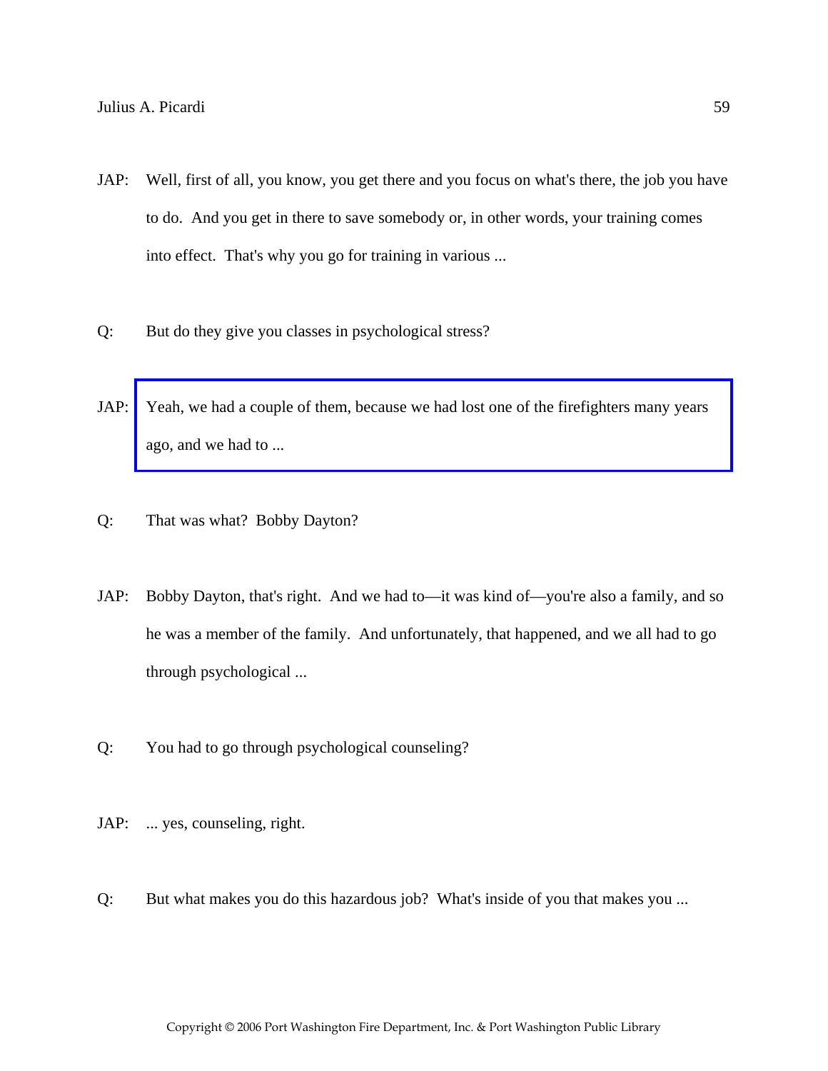JAP: Well, first of all, you know, you get there and you focus on what's there, the job you have to do. And you get in there to save somebody or, in other words, your training comes into effect. That's why you go for training in various ...

Q: But do they give you classes in psychological stress?

JAP: Yeah, we had a couple of them, because we had lost one of the firefighters many years ago, and we had to ...

Q: That was what? Bobby Dayton?

JAP: Bobby Dayton, that's right. And we had to—it was kind of—you're also a family, and so he was a member of the family. And unfortunately, that happened, and we all had to go through psychological ...

Q: You had to go through psychological counseling?

JAP: ... yes, counseling, right.

Q: But what makes you do this hazardous job? What's inside of you that makes you ...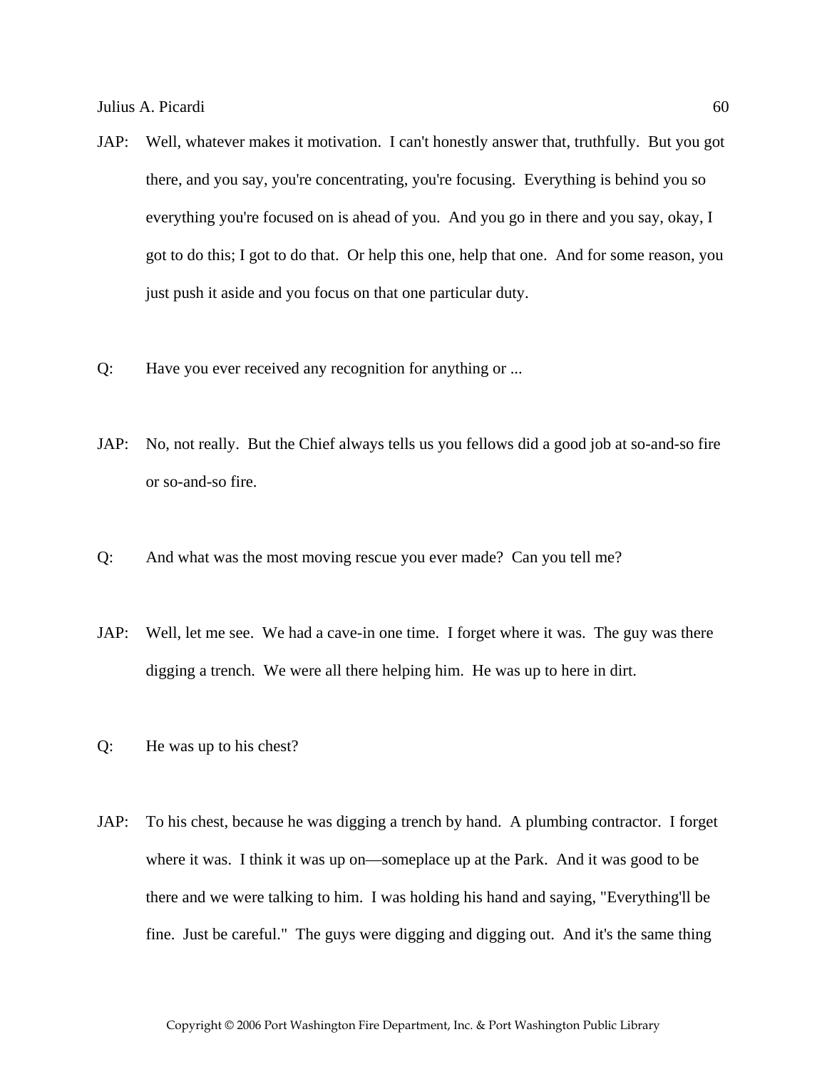JAP: Well, whatever makes it motivation. I can't honestly answer that, truthfully. But you got there, and you say, you're concentrating, you're focusing. Everything is behind you so everything you're focused on is ahead of you. And you go in there and you say, okay, I got to do this; I got to do that. Or help this one, help that one. And for some reason, you just push it aside and you focus on that one particular duty.

Q: Have you ever received any recognition for anything or ...

JAP: No, not really. But the Chief always tells us you fellows did a good job at so-and-so fire or so-and-so fire.

Q: And what was the most moving rescue you ever made? Can you tell me?

JAP: Well, let me see. We had a cave-in one time. I forget where it was. The guy was there digging a trench. We were all there helping him. He was up to here in dirt.

Q: He was up to his chest?

JAP: To his chest, because he was digging a trench by hand. A plumbing contractor. I forget where it was. I think it was up on—someplace up at the Park. And it was good to be there and we were talking to him. I was holding his hand and saying, "Everything'll be fine. Just be careful." The guys were digging and digging out. And it's the same thing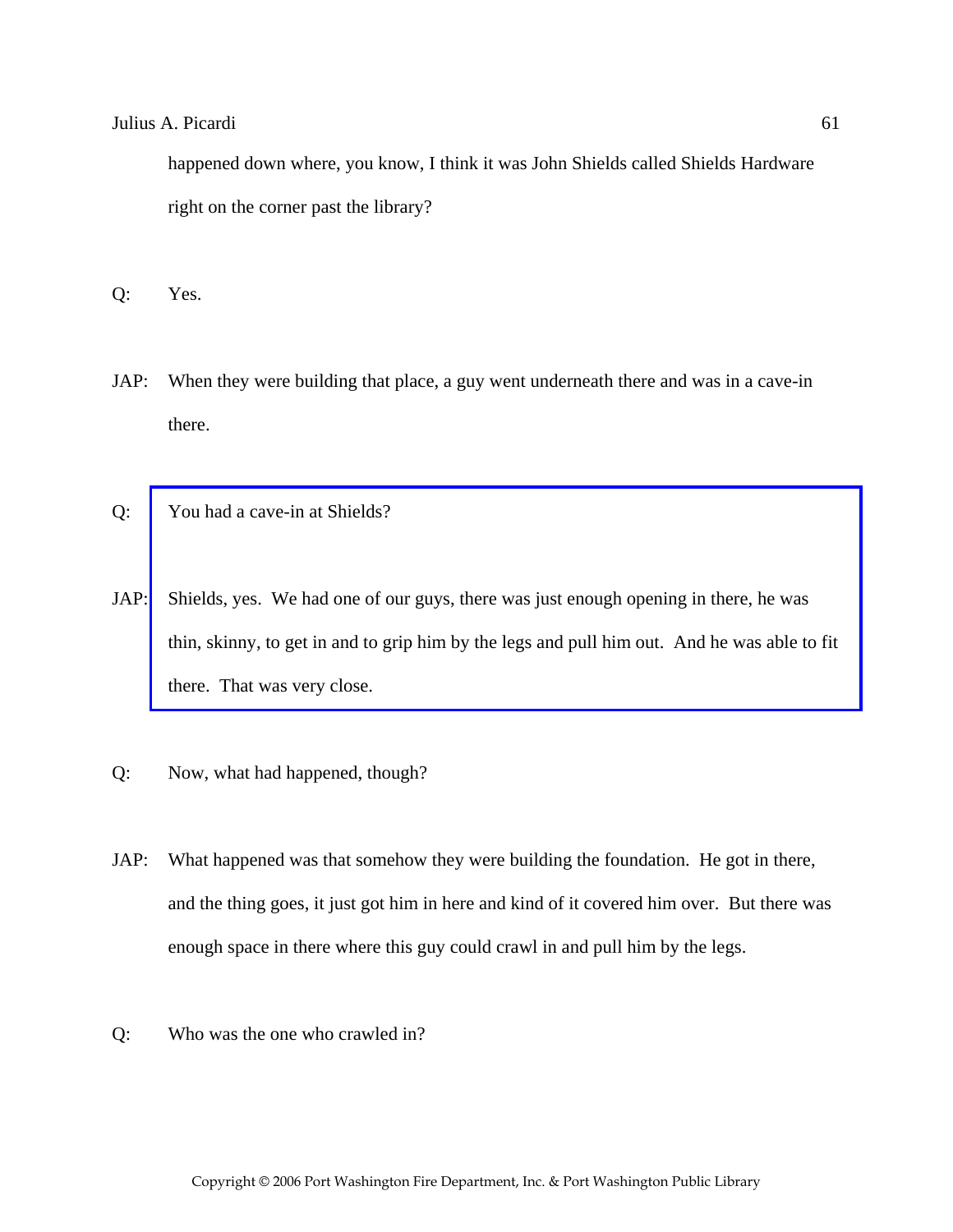happened down where, you know, I think it was John Shields called Shields Hardware right on the corner past the library?

Q: Yes.

JAP: When they were building that place, a guy went underneath there and was in a cave-in there.

Q: You had a cave-in at Shields?

JAP: Shields, yes. We had one of our guys, there was just enough opening in there, he was thin, skinny, to get in and to grip him by the legs and pull him out. And he was able to fit there. That was very close.

Q: Now, what had happened, though?

JAP: What happened was that somehow they were building the foundation. He got in there, and the thing goes, it just got him in here and kind of it covered him over. But there was enough space in there where this guy could crawl in and pull him by the legs.

Q: Who was the one who crawled in?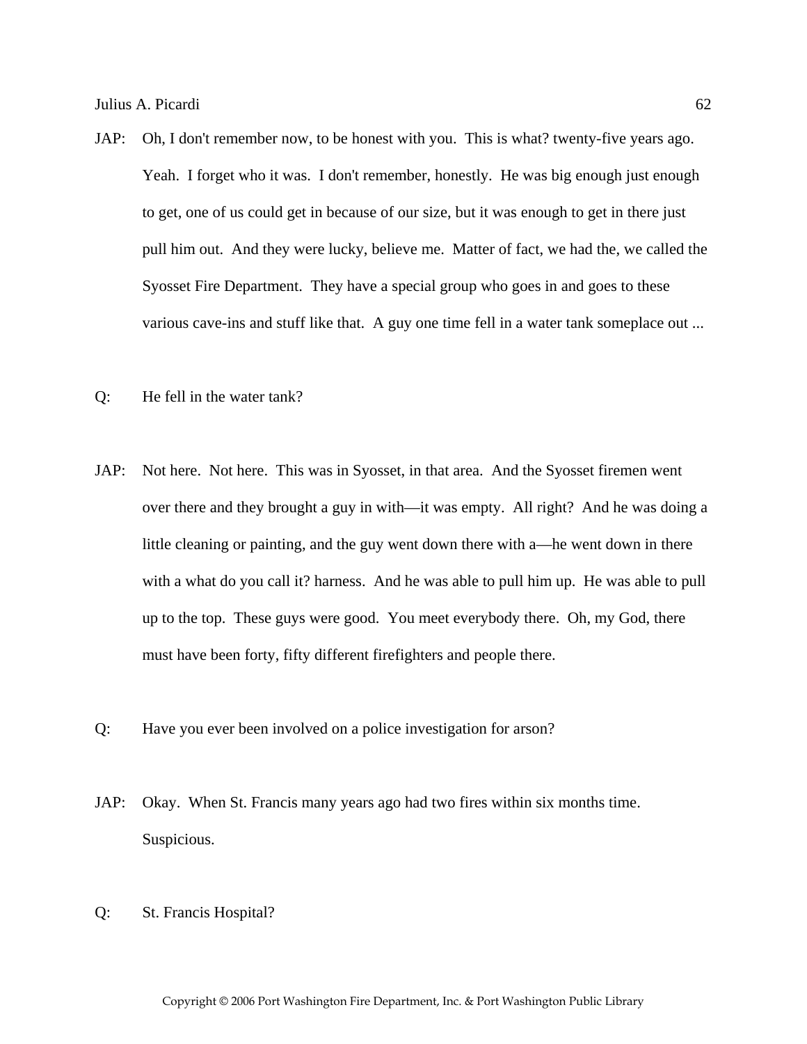JAP: Oh, I don't remember now, to be honest with you. This is what? twenty-five years ago. Yeah. I forget who it was. I don't remember, honestly. He was big enough just enough to get, one of us could get in because of our size, but it was enough to get in there just pull him out. And they were lucky, believe me. Matter of fact, we had the, we called the Syosset Fire Department. They have a special group who goes in and goes to these various cave-ins and stuff like that. A guy one time fell in a water tank someplace out ...

Q: He fell in the water tank?

JAP: Not here. Not here. This was in Syosset, in that area. And the Syosset firemen went over there and they brought a guy in with—it was empty. All right? And he was doing a little cleaning or painting, and the guy went down there with a—he went down in there with a what do you call it? harness. And he was able to pull him up. He was able to pull up to the top. These guys were good. You meet everybody there. Oh, my God, there must have been forty, fifty different firefighters and people there.

Q: Have you ever been involved on a police investigation for arson?

JAP: Okay. When St. Francis many years ago had two fires within six months time. Suspicious.

Q: St. Francis Hospital?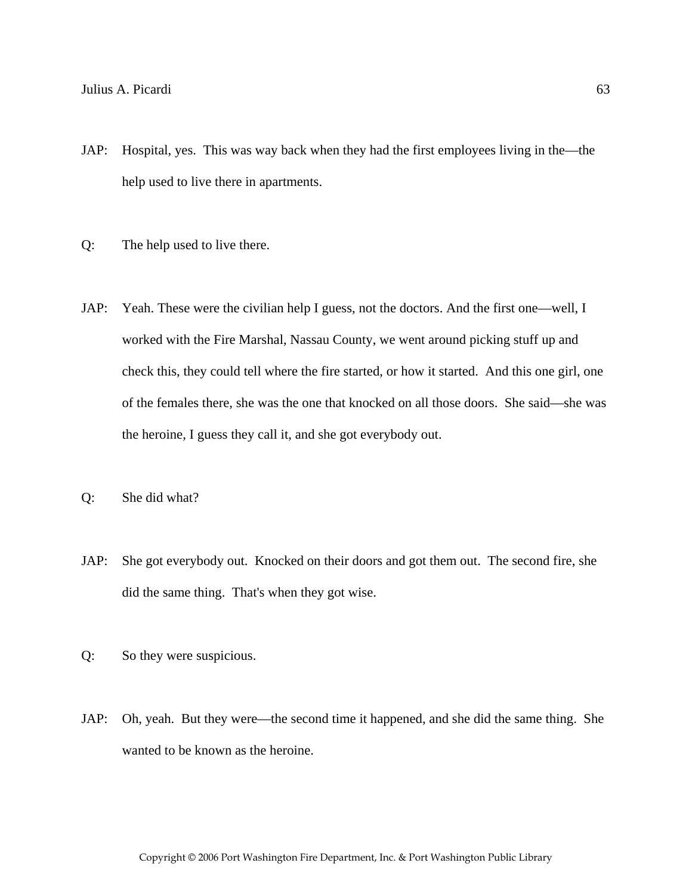JAP: Hospital, yes. This was way back when they had the first employees living in the—the help used to live there in apartments.

Q: The help used to live there.

JAP: Yeah. These were the civilian help I guess, not the doctors. And the first one—well, I worked with the Fire Marshal, Nassau County, we went around picking stuff up and check this, they could tell where the fire started, or how it started. And this one girl, one of the females there, she was the one that knocked on all those doors. She said—she was the heroine, I guess they call it, and she got everybody out.

Q: She did what?

JAP: She got everybody out. Knocked on their doors and got them out. The second fire, she did the same thing. That's when they got wise.

Q: So they were suspicious.

JAP: Oh, yeah. But they were—the second time it happened, and she did the same thing. She wanted to be known as the heroine.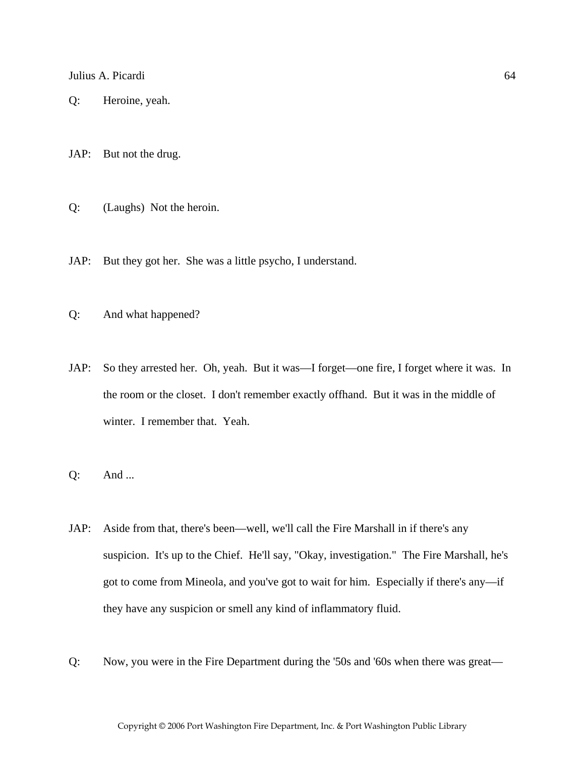Q: Heroine, yeah.

JAP: But not the drug.

Q: (Laughs) Not the heroin.

JAP: But they got her. She was a little psycho, I understand.

Q: And what happened?

JAP: So they arrested her. Oh, yeah. But it was—I forget—one fire, I forget where it was. In the room or the closet. I don't remember exactly offhand. But it was in the middle of winter. I remember that. Yeah.

Q: And ...

JAP: Aside from that, there's been—well, we'll call the Fire Marshall in if there's any suspicion. It's up to the Chief. He'll say, "Okay, investigation." The Fire Marshall, he's got to come from Mineola, and you've got to wait for him. Especially if there's any—if they have any suspicion or smell any kind of inflammatory fluid.

Q: Now, you were in the Fire Department during the '50s and '60s when there was great—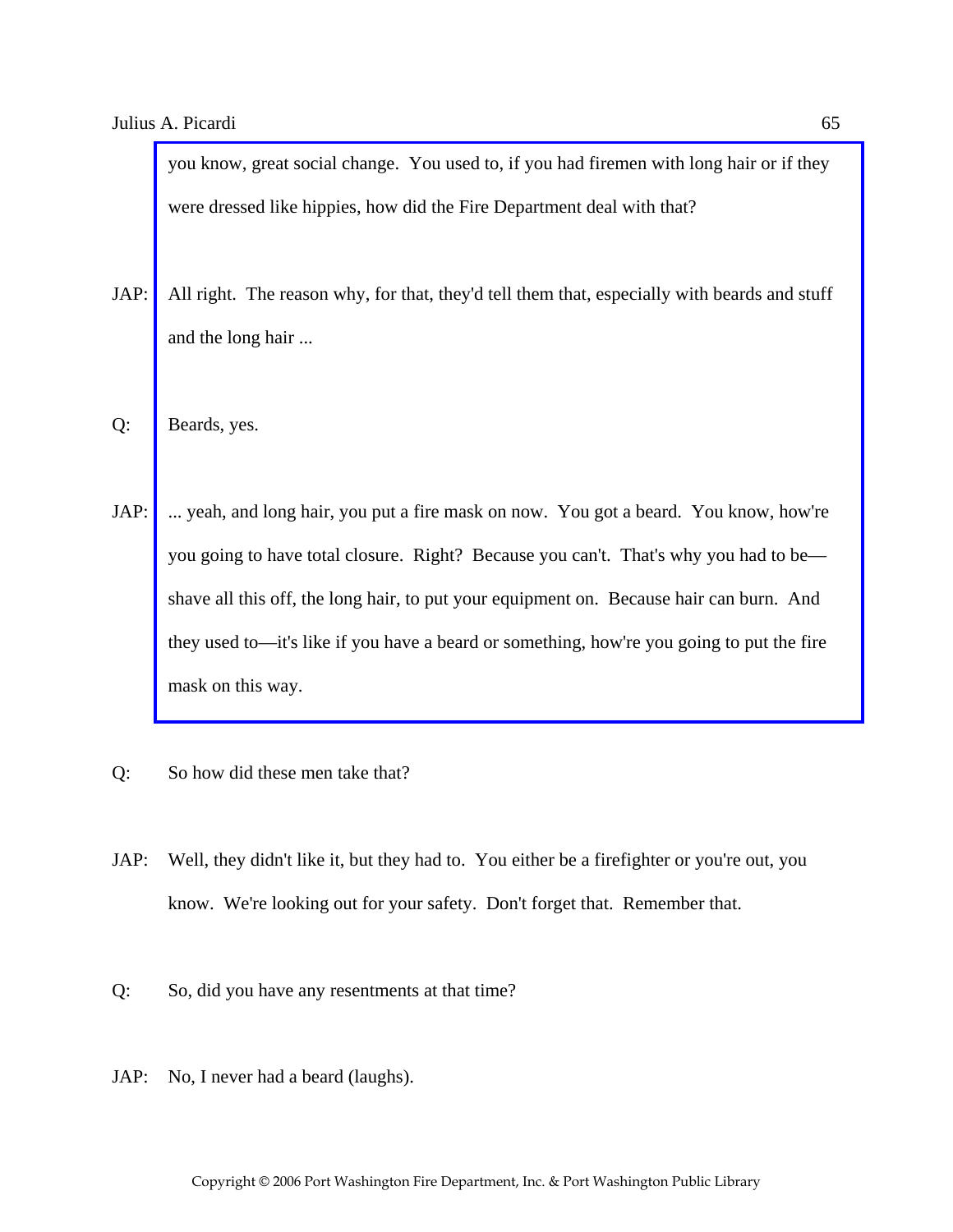you know, great social change. You used to, if you had firemen with long hair or if they were dressed like hippies, how did the Fire Department deal with that?

JAP: All right. The reason why, for that, they'd tell them that, especially with beards and stuff and the long hair ...

Q: Beards, yes.

JAP: ... yeah, and long hair, you put a fire mask on now. You got a beard. You know, how're you going to have total closure. Right? Because you can't. That's why you had to be—shave all this off, the long hair, to put your equipment on. Because hair can burn. And they used to—it's like if you have a beard or something, how're you going to put the fire mask on this way.

Q: So how did these men take that?

JAP: Well, they didn't like it, but they had to. You either be a firefighter or you're out, you know. We're looking out for your safety. Don't forget that. Remember that.

Q: So, did you have any resentments at that time?

JAP: No, I never had a beard (laughs).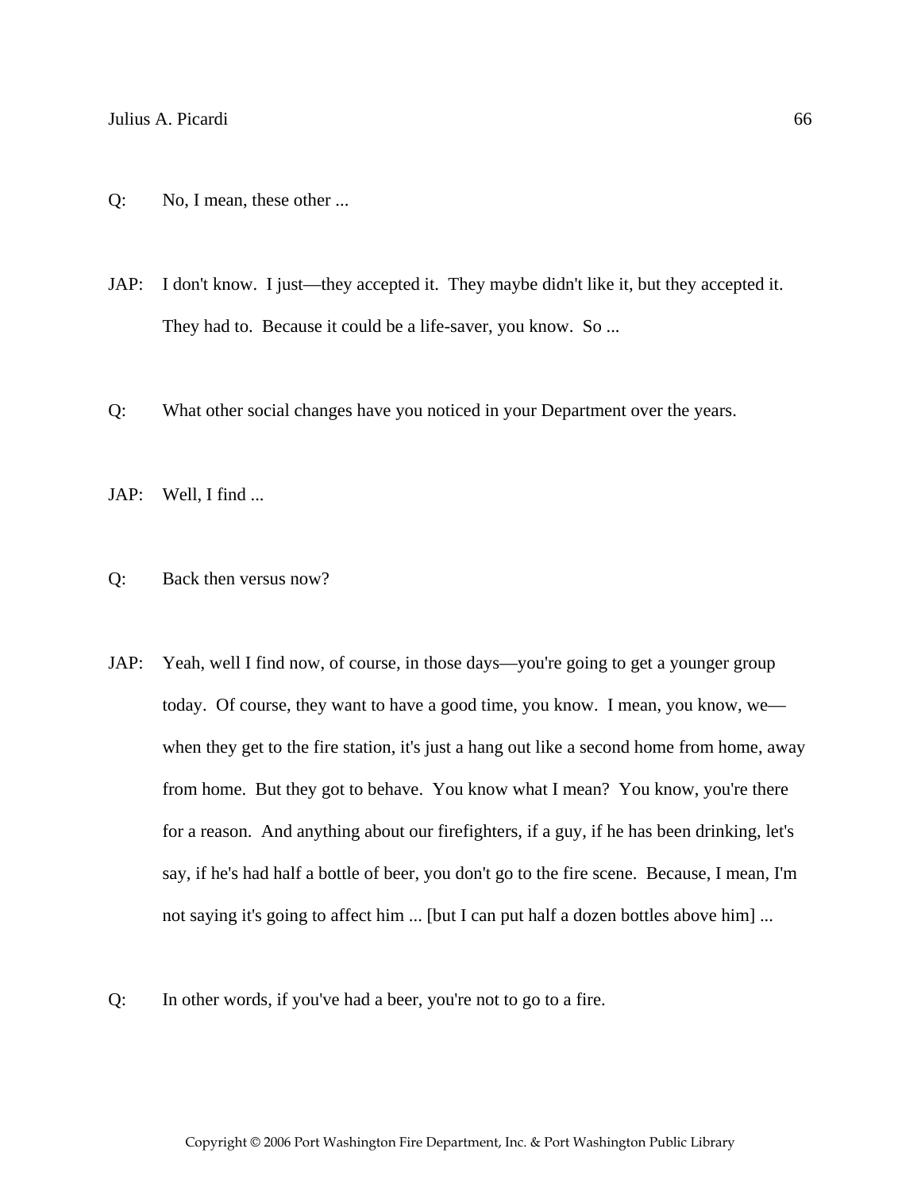Q: No, I mean, these other ...

JAP: I don't know. I just—they accepted it. They maybe didn't like it, but they accepted it. They had to. Because it could be a life-saver, you know. So ...

Q: What other social changes have you noticed in your Department over the years.

JAP: Well, I find ...

Q: Back then versus now?

JAP: Yeah, well I find now, of course, in those days—you're going to get a younger group today. Of course, they want to have a good time, you know. I mean, you know, we—when they get to the fire station, it's just a hang out like a second home from home, away from home. But they got to behave. You know what I mean? You know, you're there for a reason. And anything about our firefighters, if a guy, if he has been drinking, let's say, if he's had half a bottle of beer, you don't go to the fire scene. Because, I mean, I'm not saying it's going to affect him ... [but I can put half a dozen bottles above him] ...

Q: In other words, if you've had a beer, you're not to go to a fire.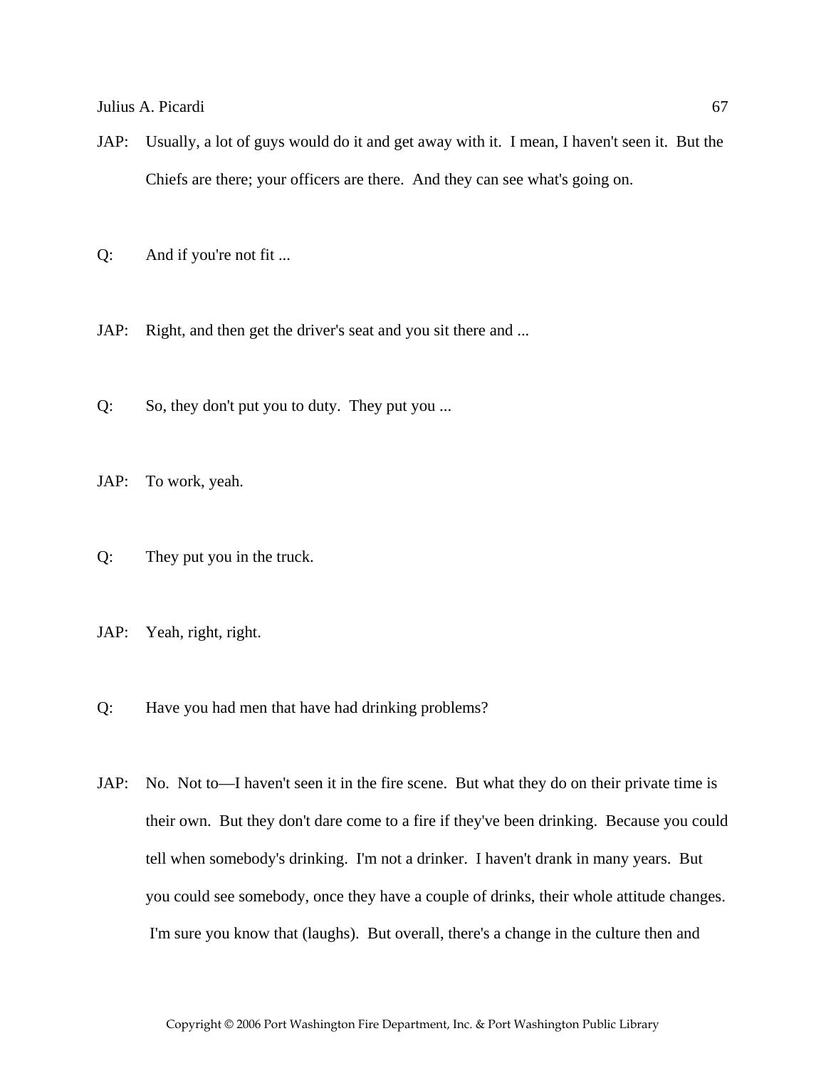JAP: Usually, a lot of guys would do it and get away with it. I mean, I haven't seen it. But the Chiefs are there; your officers are there. And they can see what's going on.

Q: And if you're not fit ...

JAP: Right, and then get the driver's seat and you sit there and ...

Q: So, they don't put you to duty. They put you ...

JAP: To work, yeah.

Q: They put you in the truck.

JAP: Yeah, right, right.

Q: Have you had men that have had drinking problems?

JAP: No. Not to—I haven't seen it in the fire scene. But what they do on their private time is their own. But they don't dare come to a fire if they've been drinking. Because you could tell when somebody's drinking. I'm not a drinker. I haven't drank in many years. But you could see somebody, once they have a couple of drinks, their whole attitude changes. I'm sure you know that (laughs). But overall, there's a change in the culture then and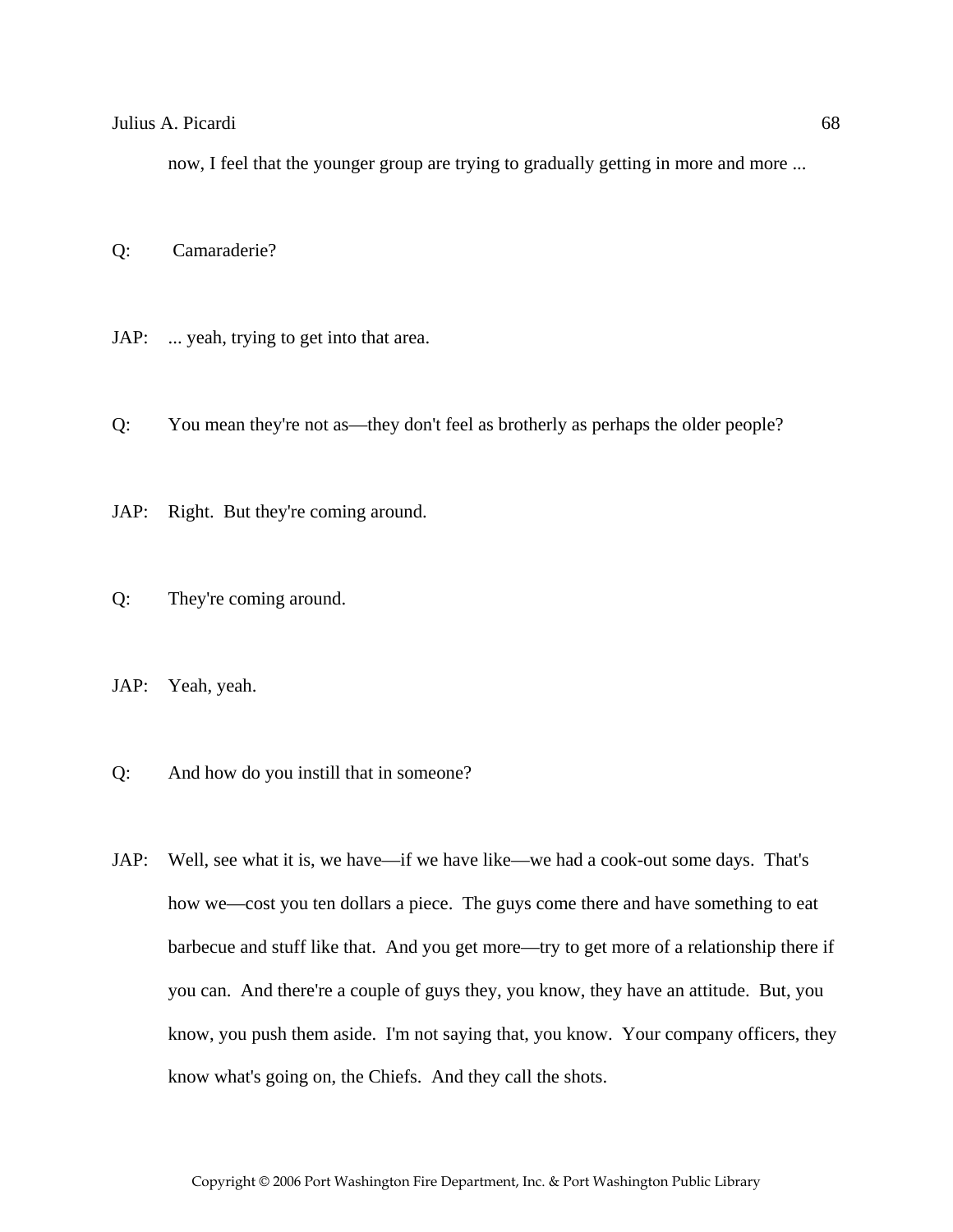now, I feel that the younger group are trying to gradually getting in more and more ...

Q: Camaraderie?

JAP: ... yeah, trying to get into that area.

Q: You mean they're not as—they don't feel as brotherly as perhaps the older people?

JAP: Right. But they're coming around.

Q: They're coming around.

JAP: Yeah, yeah.

Q: And how do you instill that in someone?

JAP: Well, see what it is, we have—if we have like—we had a cook-out some days. That's how we—cost you ten dollars a piece. The guys come there and have something to eat barbecue and stuff like that. And you get more—try to get more of a relationship there if you can. And there're a couple of guys they, you know, they have an attitude. But, you know, you push them aside. I'm not saying that, you know. Your company officers, they know what's going on, the Chiefs. And they call the shots.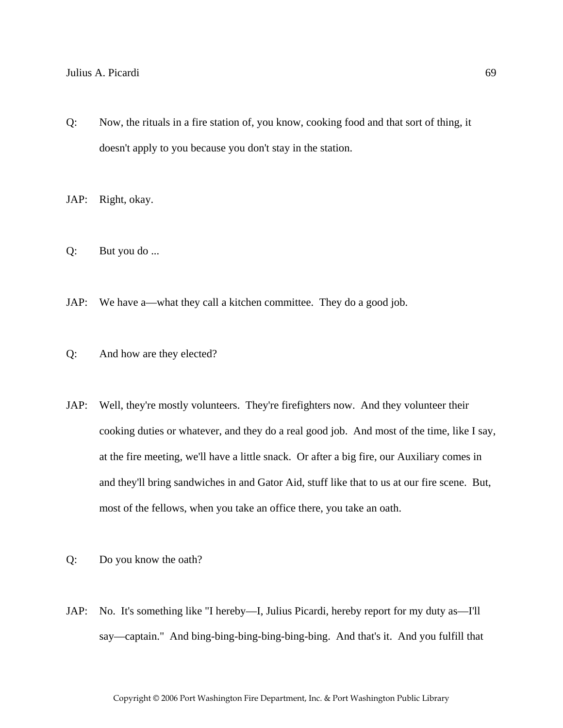Q: Now, the rituals in a fire station of, you know, cooking food and that sort of thing, it doesn't apply to you because you don't stay in the station.

JAP: Right, okay.

Q: But you do ...

JAP: We have a—what they call a kitchen committee. They do a good job.

Q: And how are they elected?

JAP: Well, they're mostly volunteers. They're firefighters now. And they volunteer their cooking duties or whatever, and they do a real good job. And most of the time, like I say, at the fire meeting, we'll have a little snack. Or after a big fire, our Auxiliary comes in and they'll bring sandwiches in and Gator Aid, stuff like that to us at our fire scene. But, most of the fellows, when you take an office there, you take an oath.

Q: Do you know the oath?

JAP: No. It's something like "I hereby—I, Julius Picardi, hereby report for my duty as—I'll say—captain." And bing-bing-bing-bing-bing-bing. And that's it. And you fulfill that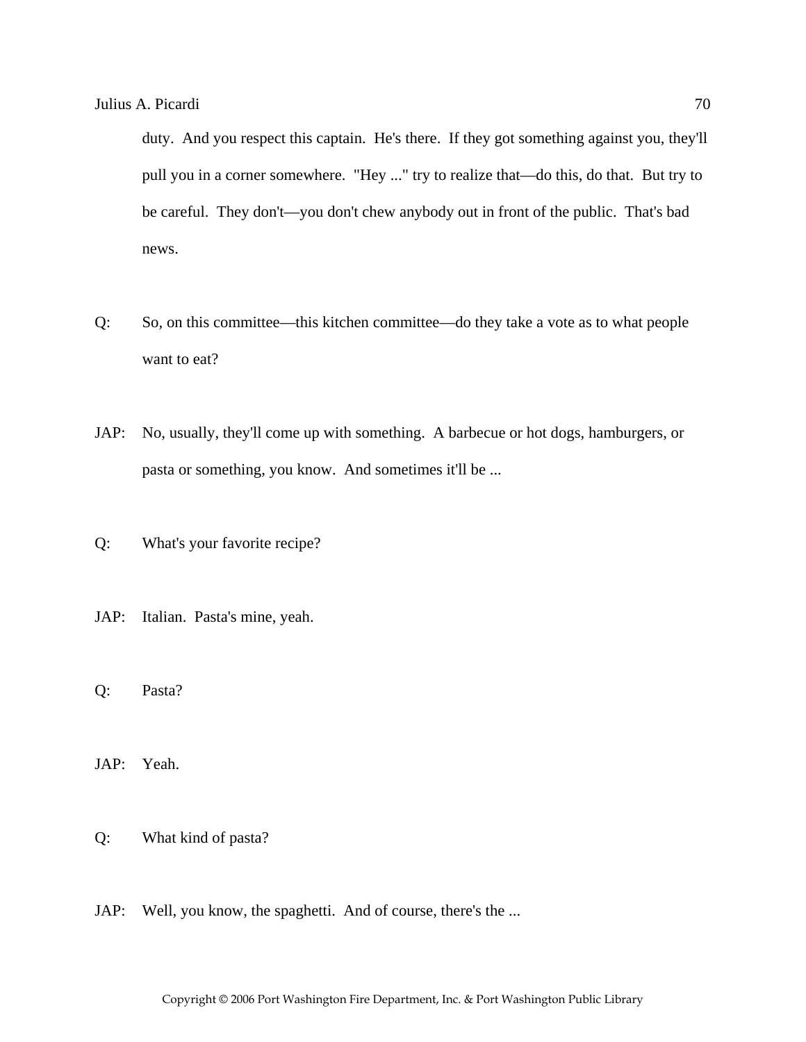duty. And you respect this captain. He's there. If they got something against you, they'll pull you in a corner somewhere. "Hey ..." try to realize that—do this, do that. But try to be careful. They don't—you don't chew anybody out in front of the public. That's bad news.

Q: So, on this committee—this kitchen committee—do they take a vote as to what people want to eat?

JAP: No, usually, they'll come up with something. A barbecue or hot dogs, hamburgers, or pasta or something, you know. And sometimes it'll be ...

Q: What's your favorite recipe?

JAP: Italian. Pasta's mine, yeah.

Q: Pasta?

JAP: Yeah.

Q: What kind of pasta?

JAP: Well, you know, the spaghetti. And of course, there's the ...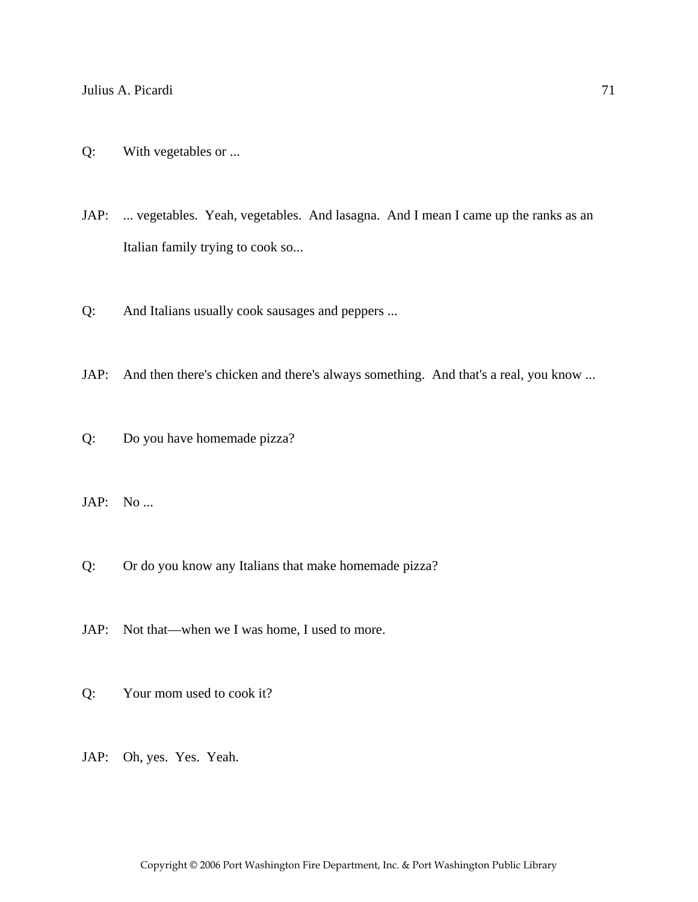Q: With vegetables or ...

JAP: ... vegetables. Yeah, vegetables. And lasagna. And I mean I came up the ranks as an Italian family trying to cook so...

Q: And Italians usually cook sausages and peppers ...

JAP: And then there's chicken and there's always something. And that's a real, you know ...

Q: Do you have homemade pizza?

JAP: No ...

Q: Or do you know any Italians that make homemade pizza?

JAP: Not that—when we I was home, I used to more.

Q: Your mom used to cook it?

JAP: Oh, yes. Yes. Yeah.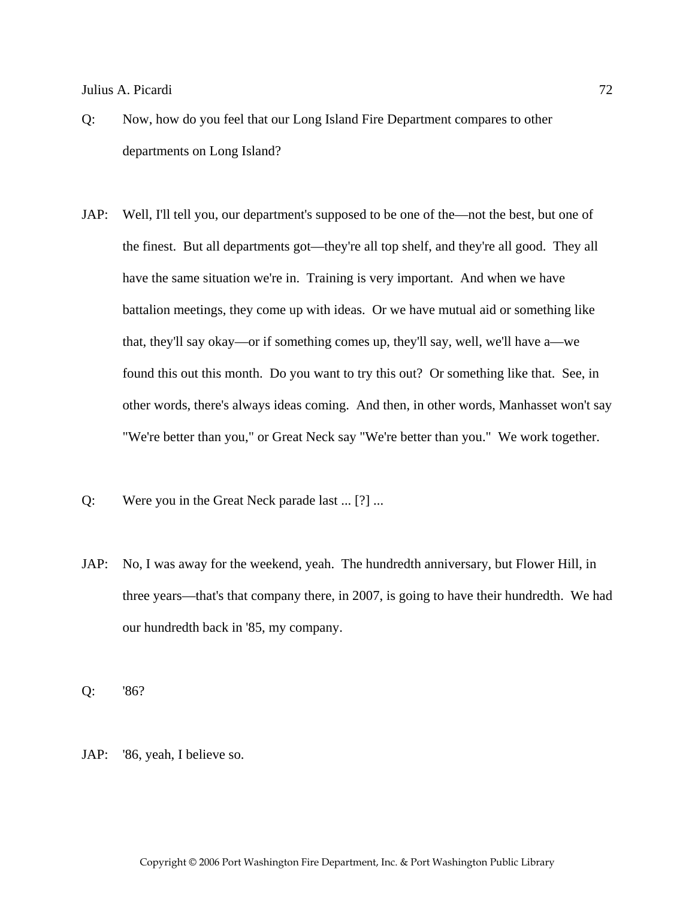Q: Now, how do you feel that our Long Island Fire Department compares to other departments on Long Island?

JAP: Well, I'll tell you, our department's supposed to be one of the—not the best, but one of the finest. But all departments got—they're all top shelf, and they're all good. They all have the same situation we're in. Training is very important. And when we have battalion meetings, they come up with ideas. Or we have mutual aid or something like that, they'll say okay—or if something comes up, they'll say, well, we'll have a—we found this out this month. Do you want to try this out? Or something like that. See, in other words, there's always ideas coming. And then, in other words, Manhasset won't say "We're better than you," or Great Neck say "We're better than you." We work together.

Q: Were you in the Great Neck parade last ... [?] ...

JAP: No, I was away for the weekend, yeah. The hundredth anniversary, but Flower Hill, in three years—that's that company there, in 2007, is going to have their hundredth. We had our hundredth back in '85, my company.

Q: '86?

JAP: '86, yeah, I believe so.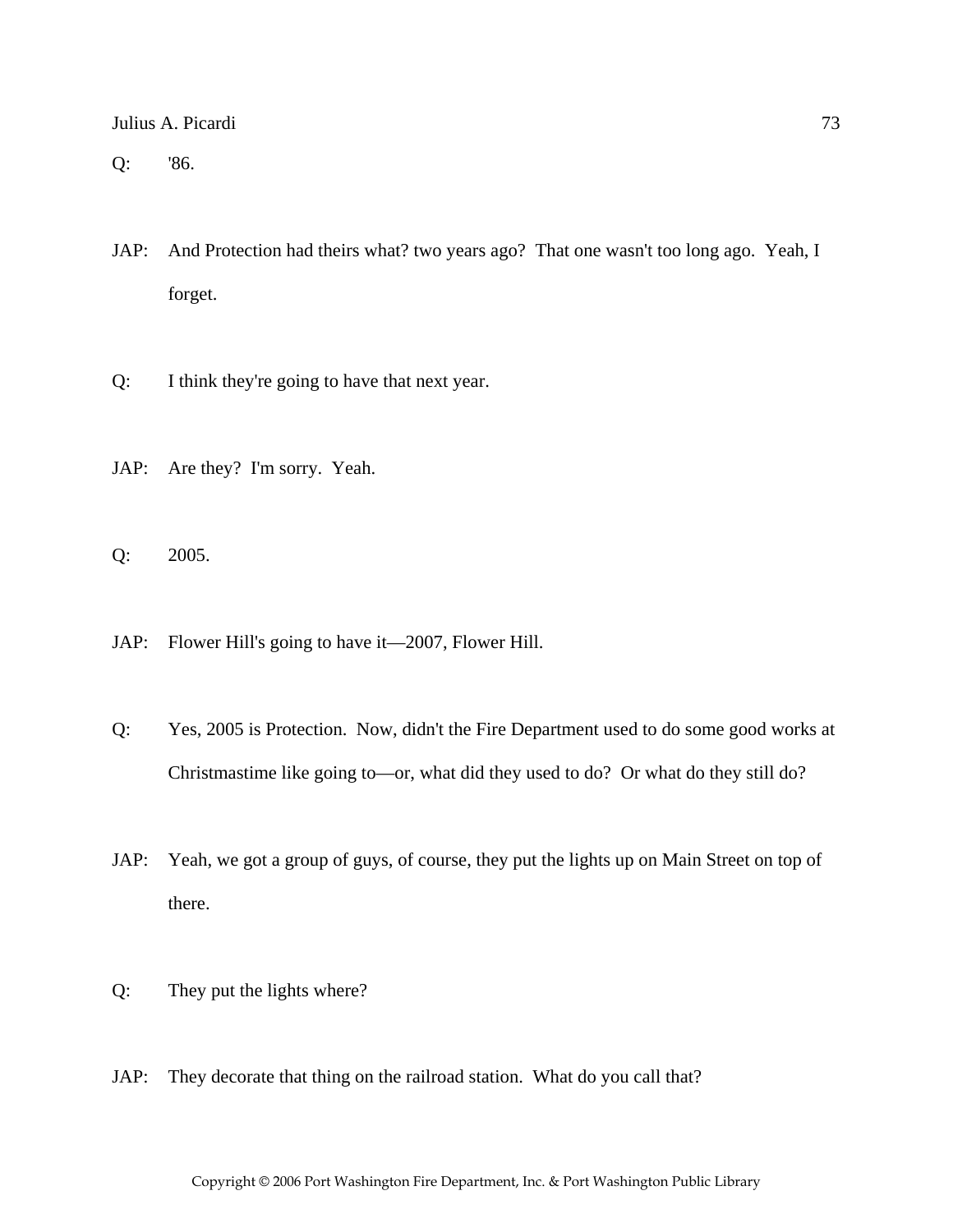Q: '86.

JAP: And Protection had theirs what? two years ago? That one wasn't too long ago. Yeah, I forget.

Q: I think they're going to have that next year.

JAP: Are they? I'm sorry. Yeah.

Q: 2005.

JAP: Flower Hill's going to have it—2007, Flower Hill.

Q: Yes, 2005 is Protection. Now, didn't the Fire Department used to do some good works at Christmastime like going to—or, what did they used to do? Or what do they still do?

JAP: Yeah, we got a group of guys, of course, they put the lights up on Main Street on top of there.

Q: They put the lights where?

JAP: They decorate that thing on the railroad station. What do you call that?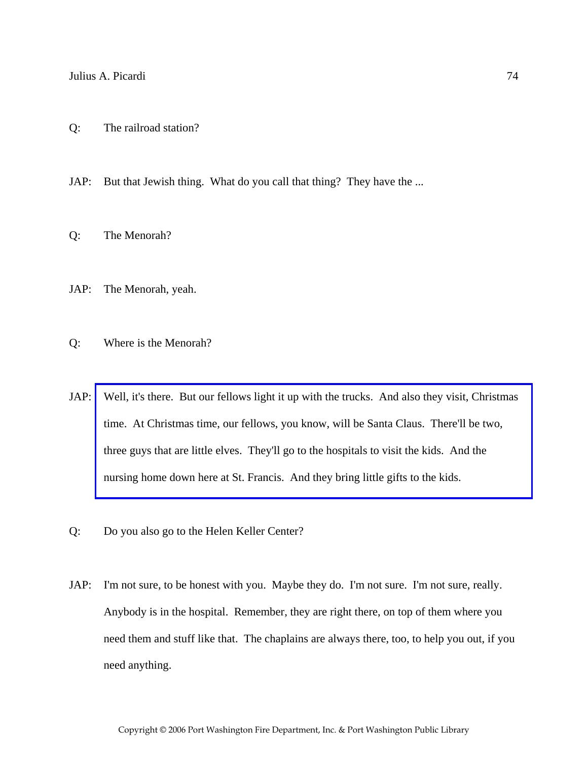Q: The railroad station?

JAP: But that Jewish thing. What do you call that thing? They have the ...

Q: The Menorah?

JAP: The Menorah, yeah.

Q: Where is the Menorah?

JAP: Well, it's there. But our fellows light it up with the trucks. And also they visit, Christmas time. At Christmas time, our fellows, you know, will be Santa Claus. There'll be two, three guys that are little elves. They'll go to the hospitals to visit the kids. And the nursing home down here at St. Francis. And they bring little gifts to the kids.

Q: Do you also go to the Helen Keller Center?

JAP: I'm not sure, to be honest with you. Maybe they do. I'm not sure. I'm not sure, really. Anybody is in the hospital. Remember, they are right there, on top of them where you need them and stuff like that. The chaplains are always there, too, to help you out, if you need anything.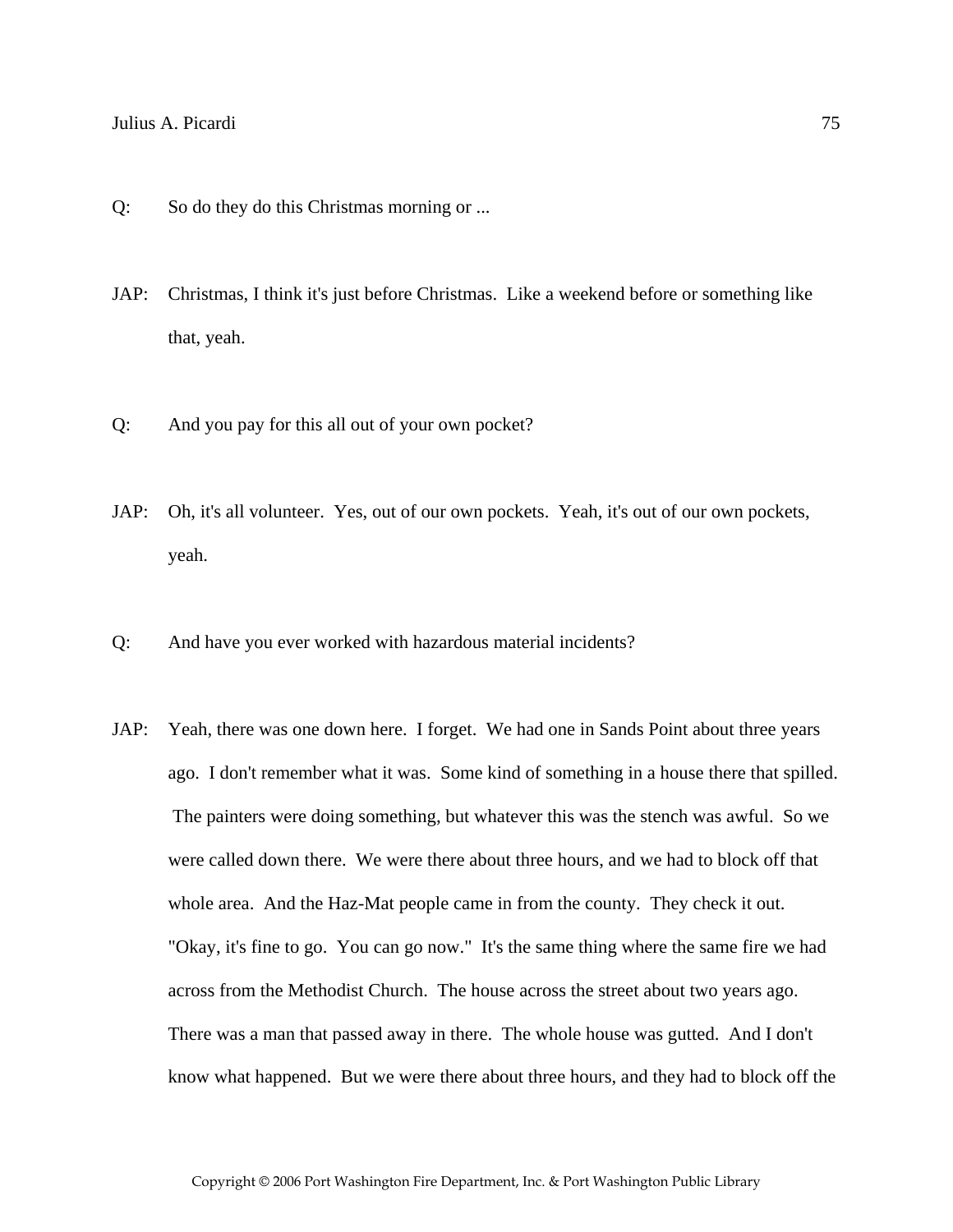Q: So do they do this Christmas morning or ...

JAP: Christmas, I think it's just before Christmas. Like a weekend before or something like that, yeah.

Q: And you pay for this all out of your own pocket?

JAP: Oh, it's all volunteer. Yes, out of our own pockets. Yeah, it's out of our own pockets, yeah.

Q: And have you ever worked with hazardous material incidents?

JAP: Yeah, there was one down here. I forget. We had one in Sands Point about three years ago. I don't remember what it was. Some kind of something in a house there that spilled. The painters were doing something, but whatever this was the stench was awful. So we were called down there. We were there about three hours, and we had to block off that whole area. And the Haz-Mat people came in from the county. They check it out. "Okay, it's fine to go. You can go now." It's the same thing where the same fire we had across from the Methodist Church. The house across the street about two years ago. There was a man that passed away in there. The whole house was gutted. And I don't know what happened. But we were there about three hours, and they had to block off the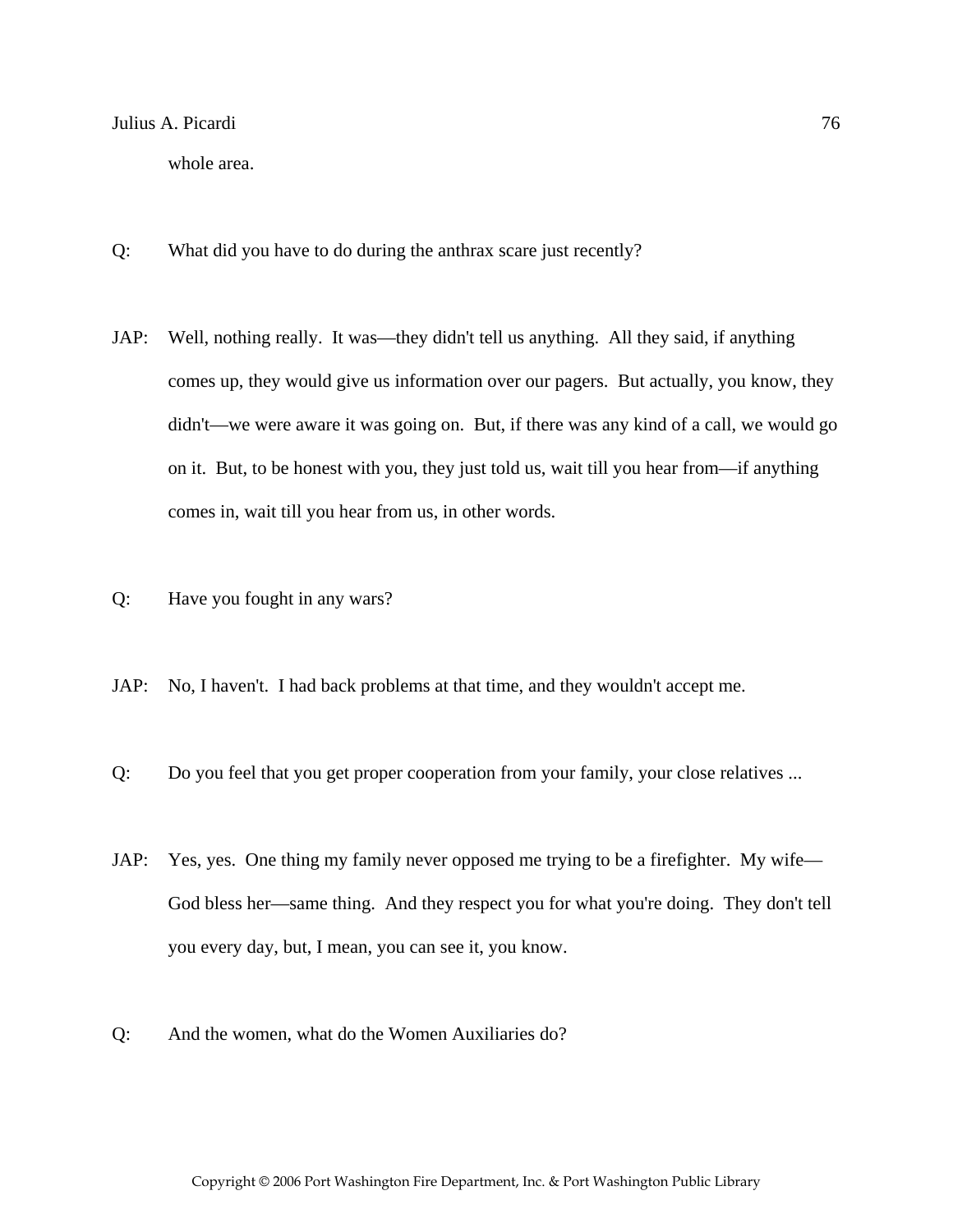whole area.

Q: What did you have to do during the anthrax scare just recently?

JAP: Well, nothing really. It was—they didn't tell us anything. All they said, if anything comes up, they would give us information over our pagers. But actually, you know, they didn't—we were aware it was going on. But, if there was any kind of a call, we would go on it. But, to be honest with you, they just told us, wait till you hear from—if anything comes in, wait till you hear from us, in other words.

Q: Have you fought in any wars?

JAP: No, I haven't. I had back problems at that time, and they wouldn't accept me.

Q: Do you feel that you get proper cooperation from your family, your close relatives ...

JAP: Yes, yes. One thing my family never opposed me trying to be a firefighter. My wife—God bless her—same thing. And they respect you for what you're doing. They don't tell you every day, but, I mean, you can see it, you know.

Q: And the women, what do the Women Auxiliaries do?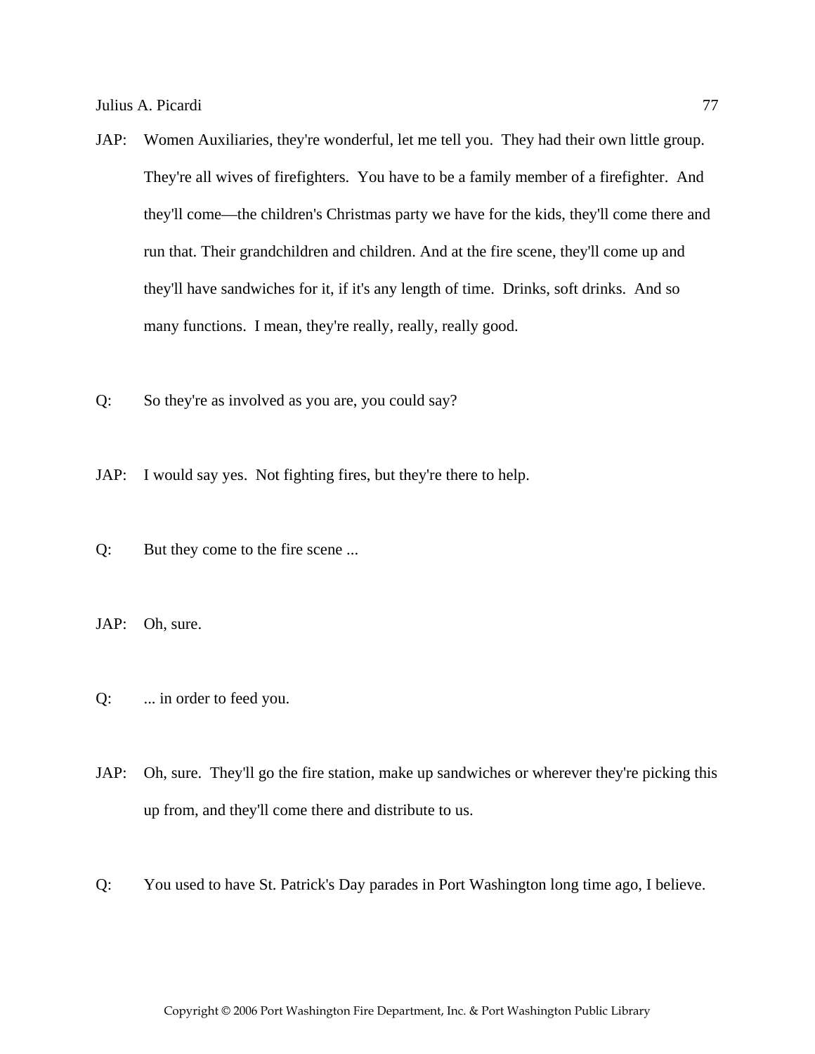JAP: Women Auxiliaries, they're wonderful, let me tell you. They had their own little group. They're all wives of firefighters. You have to be a family member of a firefighter. And they'll come—the children's Christmas party we have for the kids, they'll come there and run that. Their grandchildren and children. And at the fire scene, they'll come up and they'll have sandwiches for it, if it's any length of time. Drinks, soft drinks. And so many functions. I mean, they're really, really, really good.

Q: So they're as involved as you are, you could say?

JAP: I would say yes. Not fighting fires, but they're there to help.

Q: But they come to the fire scene ...

JAP: Oh, sure.

Q: ... in order to feed you.

JAP: Oh, sure. They'll go the fire station, make up sandwiches or wherever they're picking this up from, and they'll come there and distribute to us.

Q: You used to have St. Patrick's Day parades in Port Washington long time ago, I believe.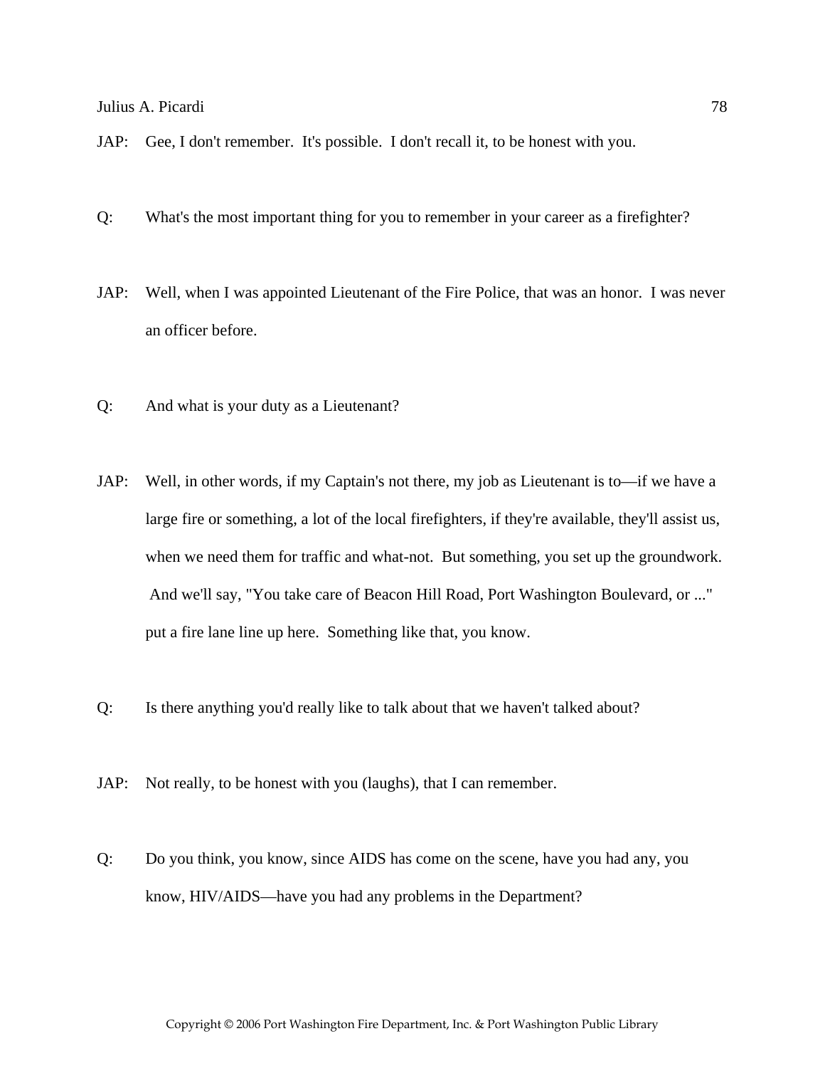JAP: Gee, I don't remember. It's possible. I don't recall it, to be honest with you.

Q: What's the most important thing for you to remember in your career as a firefighter?

JAP: Well, when I was appointed Lieutenant of the Fire Police, that was an honor. I was never an officer before.

Q: And what is your duty as a Lieutenant?

JAP: Well, in other words, if my Captain's not there, my job as Lieutenant is to—if we have a large fire or something, a lot of the local firefighters, if they're available, they'll assist us, when we need them for traffic and what-not. But something, you set up the groundwork. And we'll say, "You take care of Beacon Hill Road, Port Washington Boulevard, or ..." put a fire lane line up here. Something like that, you know.

Q: Is there anything you'd really like to talk about that we haven't talked about?

JAP: Not really, to be honest with you (laughs), that I can remember.

Q: Do you think, you know, since AIDS has come on the scene, have you had any, you know, HIV/AIDS—have you had any problems in the Department?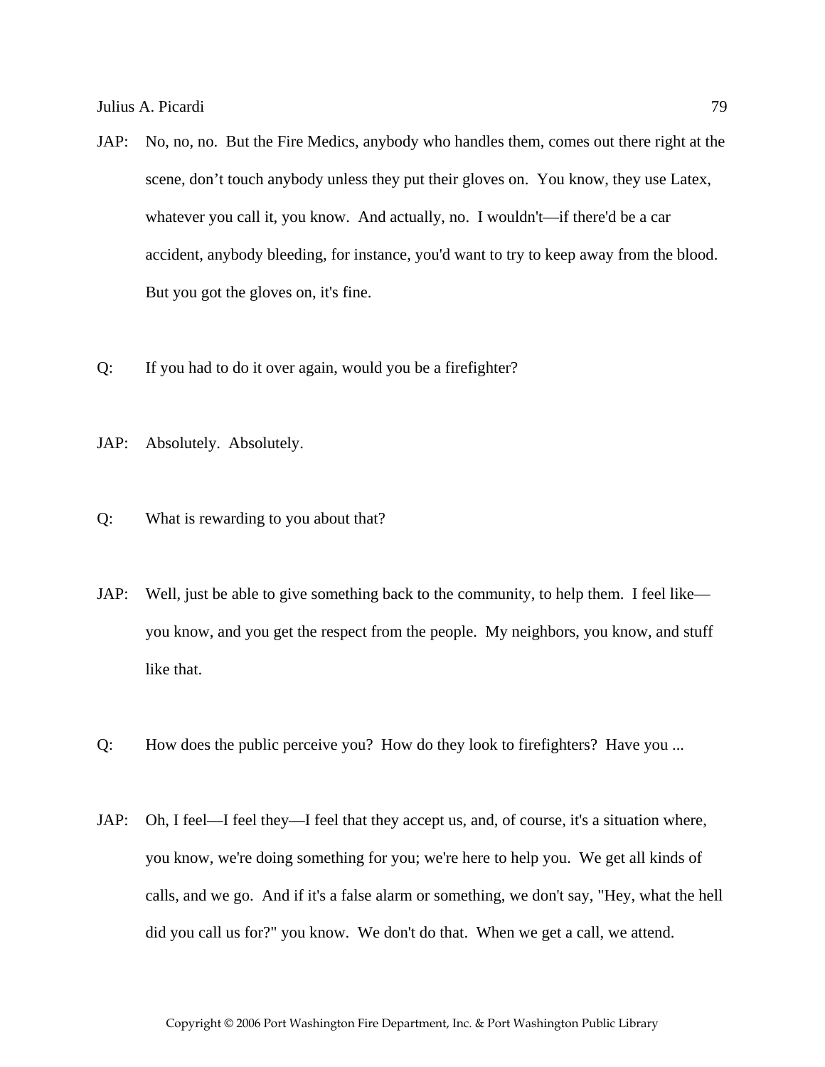JAP: No, no, no. But the Fire Medics, anybody who handles them, comes out there right at the scene, don't touch anybody unless they put their gloves on. You know, they use Latex, whatever you call it, you know. And actually, no. I wouldn't—if there'd be a car accident, anybody bleeding, for instance, you'd want to try to keep away from the blood. But you got the gloves on, it's fine.

Q: If you had to do it over again, would you be a firefighter?

JAP: Absolutely. Absolutely.

Q: What is rewarding to you about that?

JAP: Well, just be able to give something back to the community, to help them. I feel like—you know, and you get the respect from the people. My neighbors, you know, and stuff like that.

Q: How does the public perceive you? How do they look to firefighters? Have you ...

JAP: Oh, I feel—I feel they—I feel that they accept us, and, of course, it's a situation where, you know, we're doing something for you; we're here to help you. We get all kinds of calls, and we go. And if it's a false alarm or something, we don't say, "Hey, what the hell did you call us for?" you know. We don't do that. When we get a call, we attend.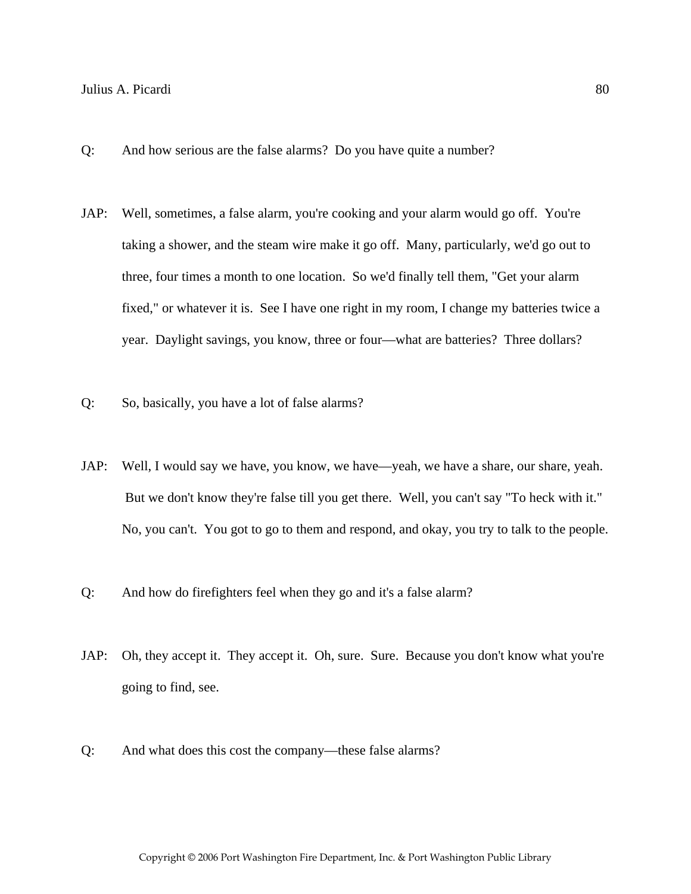Q: And how serious are the false alarms? Do you have quite a number?

JAP: Well, sometimes, a false alarm, you're cooking and your alarm would go off. You're taking a shower, and the steam wire make it go off. Many, particularly, we'd go out to three, four times a month to one location. So we'd finally tell them, "Get your alarm fixed," or whatever it is. See I have one right in my room, I change my batteries twice a year. Daylight savings, you know, three or four—what are batteries? Three dollars?

Q: So, basically, you have a lot of false alarms?

JAP: Well, I would say we have, you know, we have—yeah, we have a share, our share, yeah. But we don't know they're false till you get there. Well, you can't say "To heck with it." No, you can't. You got to go to them and respond, and okay, you try to talk to the people.

Q: And how do firefighters feel when they go and it's a false alarm?

JAP: Oh, they accept it. They accept it. Oh, sure. Sure. Because you don't know what you're going to find, see.

Q: And what does this cost the company—these false alarms?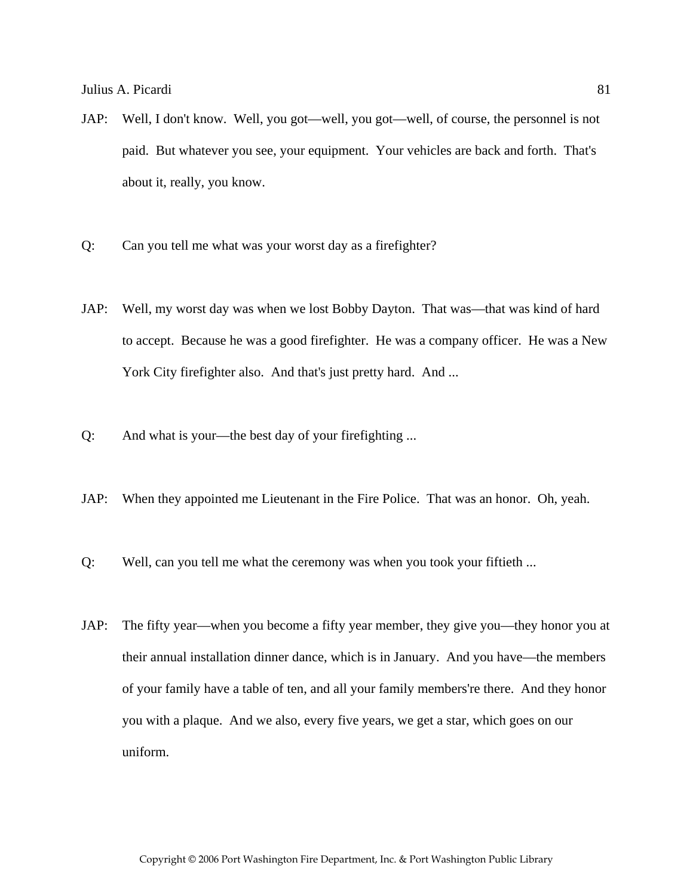JAP: Well, I don't know. Well, you got—well, you got—well, of course, the personnel is not paid. But whatever you see, your equipment. Your vehicles are back and forth. That's about it, really, you know.

Q: Can you tell me what was your worst day as a firefighter?

JAP: Well, my worst day was when we lost Bobby Dayton. That was—that was kind of hard to accept. Because he was a good firefighter. He was a company officer. He was a New York City firefighter also. And that's just pretty hard. And ...

Q: And what is your—the best day of your firefighting ...

JAP: When they appointed me Lieutenant in the Fire Police. That was an honor. Oh, yeah.

Q: Well, can you tell me what the ceremony was when you took your fiftieth ...

JAP: The fifty year—when you become a fifty year member, they give you—they honor you at their annual installation dinner dance, which is in January. And you have—the members of your family have a table of ten, and all your family members're there. And they honor you with a plaque. And we also, every five years, we get a star, which goes on our uniform.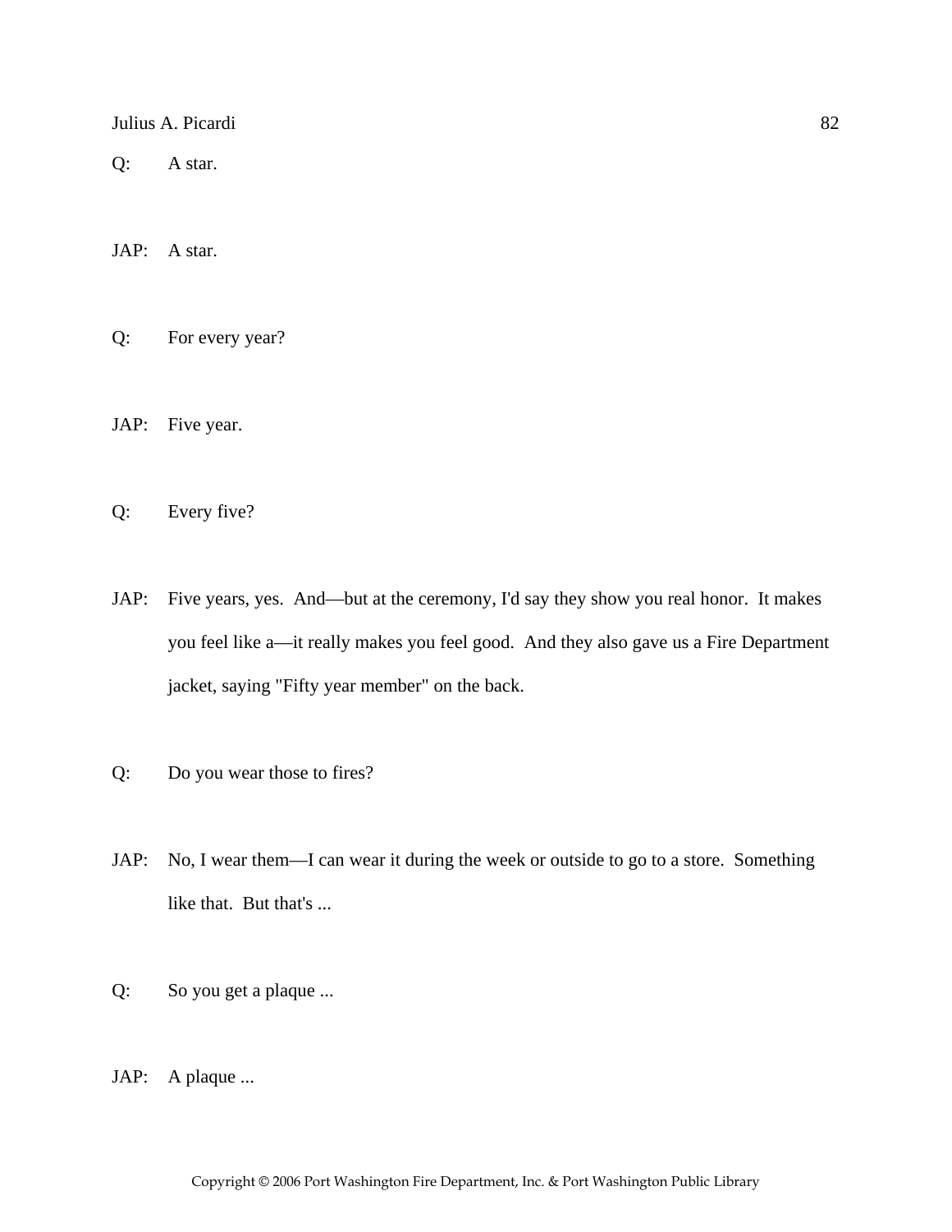Q: A star.

JAP: A star.

Q: For every year?

JAP: Five year.

Q: Every five?

JAP: Five years, yes. And—but at the ceremony, I'd say they show you real honor. It makes you feel like a—it really makes you feel good. And they also gave us a Fire Department jacket, saying "Fifty year member" on the back.

Q: Do you wear those to fires?

JAP: No, I wear them—I can wear it during the week or outside to go to a store. Something like that. But that's ...

Q: So you get a plaque ...

JAP: A plaque ...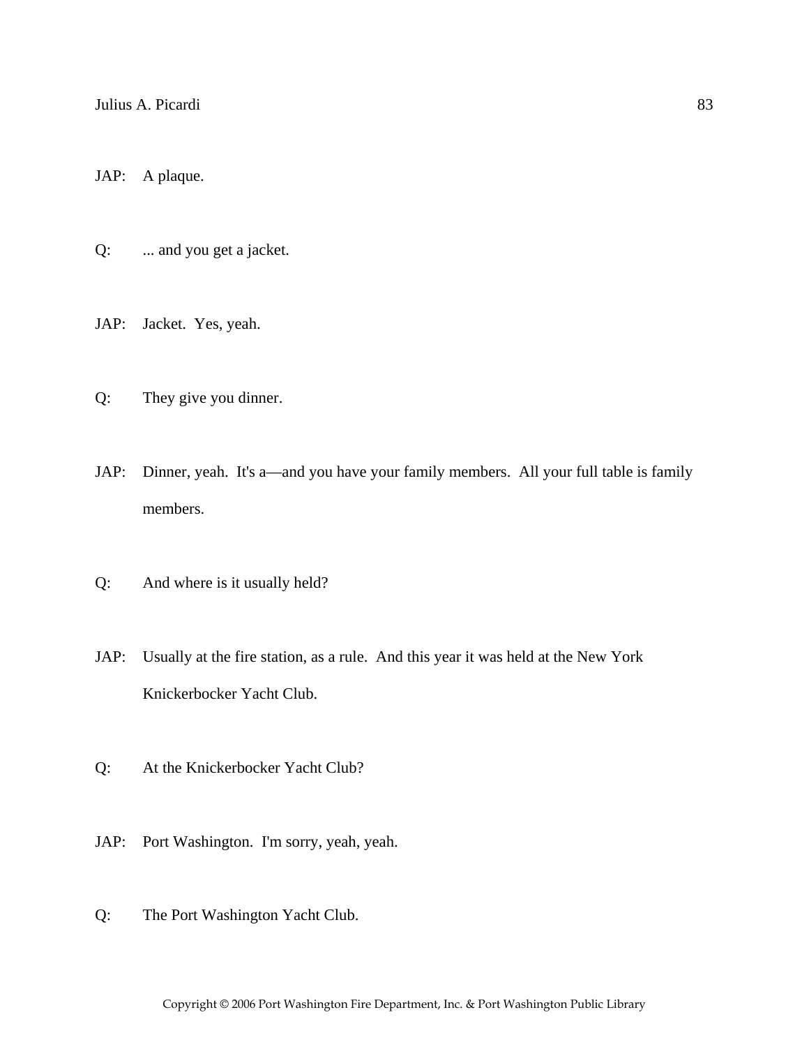JAP: A plaque.

Q: ... and you get a jacket.

JAP: Jacket. Yes, yeah.

Q: They give you dinner.

JAP: Dinner, yeah. It's a—and you have your family members. All your full table is family members.

Q: And where is it usually held?

JAP: Usually at the fire station, as a rule. And this year it was held at the New York Knickerbocker Yacht Club.

Q: At the Knickerbocker Yacht Club?

JAP: Port Washington. I'm sorry, yeah, yeah.

Q: The Port Washington Yacht Club.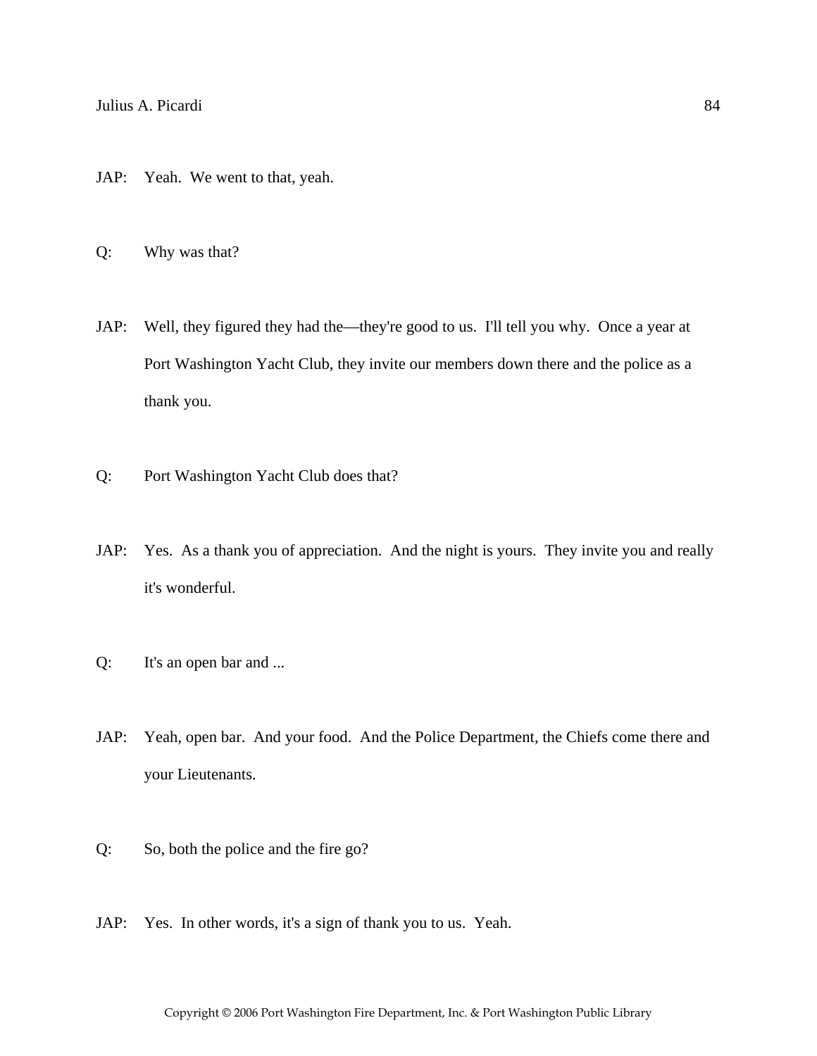JAP: Yeah. We went to that, yeah.

Q: Why was that?

JAP: Well, they figured they had the—they're good to us. I'll tell you why. Once a year at Port Washington Yacht Club, they invite our members down there and the police as a thank you.

Q: Port Washington Yacht Club does that?

JAP: Yes. As a thank you of appreciation. And the night is yours. They invite you and really it's wonderful.

Q: It's an open bar and ...

JAP: Yeah, open bar. And your food. And the Police Department, the Chiefs come there and your Lieutenants.

Q: So, both the police and the fire go?

JAP: Yes. In other words, it's a sign of thank you to us. Yeah.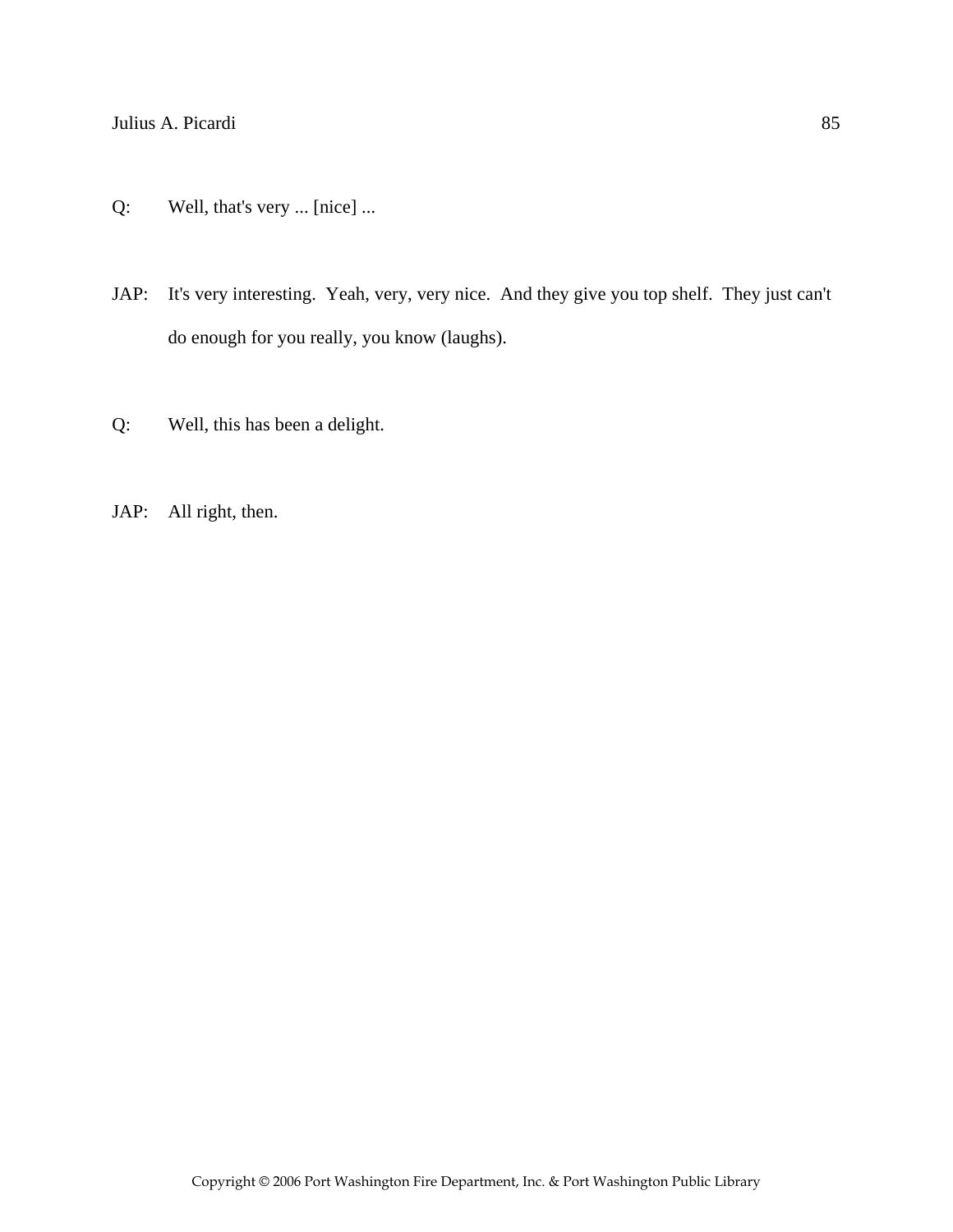Q: Well, that's very ... [nice] ...

JAP: It's very interesting. Yeah, very, very nice. And they give you top shelf. They just can't do enough for you really, you know (laughs).

Q: Well, this has been a delight.

JAP: All right, then.